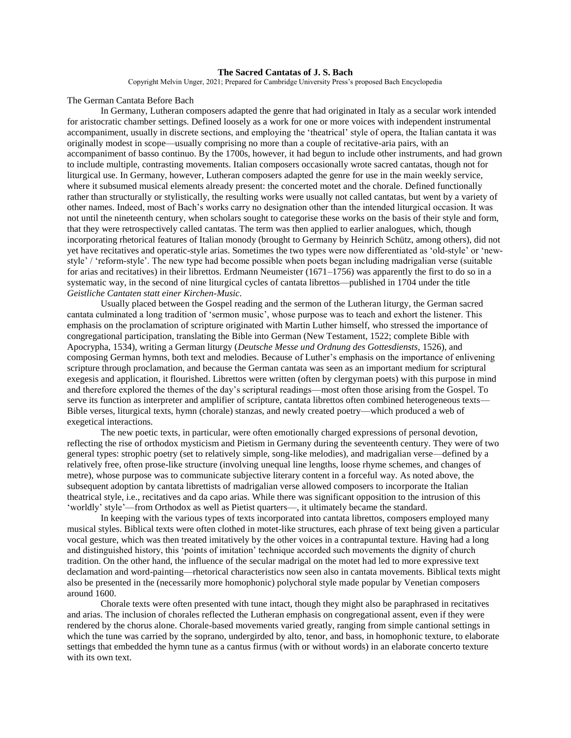# The Sacred Cantatas of J. S. Bach

Copyright Melvin Unger, 2021; Prepared for Cambridge University Press's proposed Bach Encyclopedia

## The German Cantata Before Bach

In Germany, Lutheran composers adapted the genre that had originated in Italy as a secular work intended for aristocratic chamber settings. Defined loosely as a work for one or more voices with independent instrumental accompaniment, usually in discrete sections, and employing the 'theatrical' style of opera, the Italian cantata it was originally modest in scope—usually comprising no more than a couple of recitative-aria pairs, with an accompaniment of basso continuo. By the 1700s, however, it had begun to include other instruments, and had grown to include multiple, contrasting movements. Italian composers occasionally wrote sacred cantatas, though not for liturgical use. In Germany, however, Lutheran composers adapted the genre for use in the main weekly service, where it subsumed musical elements already present: the concerted motet and the chorale. Defined functionally rather than structurally or stylistically, the resulting works were usually not called cantatas, but went by a variety of other names. Indeed, most of Bach's works carry no designation other than the intended liturgical occasion. It was not until the nineteenth century, when scholars sought to categorise these works on the basis of their style and form, that they were retrospectively called cantatas. The term was then applied to earlier analogues, which, though incorporating rhetorical features of Italian monody (brought to Germany by Heinrich Schütz, among others), did not yet have recitatives and operatic-style arias. Sometimes the two types were now differentiated as 'old-style' or 'new-style' / 'reform-style'. The new type had become possible when poets began including madrigalian verse (suitable for arias and recitatives) in their librettos. Erdmann Neumeister (1671–1756) was apparently the first to do so in a systematic way, in the second of nine liturgical cycles of cantata librettos—published in 1704 under the title *Geistliche Cantaten statt einer Kirchen-Music*.

Usually placed between the Gospel reading and the sermon of the Lutheran liturgy, the German sacred cantata culminated a long tradition of 'sermon music', whose purpose was to teach and exhort the listener. This emphasis on the proclamation of scripture originated with Martin Luther himself, who stressed the importance of congregational participation, translating the Bible into German (New Testament, 1522; complete Bible with Apocrypha, 1534), writing a German liturgy (*Deutsche Messe und Ordnung des Gottesdiensts*, 1526), and composing German hymns, both text and melodies. Because of Luther's emphasis on the importance of enlivening scripture through proclamation, and because the German cantata was seen as an important medium for scriptural exegesis and application, it flourished. Librettos were written (often by clergyman poets) with this purpose in mind and therefore explored the themes of the day's scriptural readings—most often those arising from the Gospel. To serve its function as interpreter and amplifier of scripture, cantata librettos often combined heterogeneous texts—Bible verses, liturgical texts, hymn (chorale) stanzas, and newly created poetry—which produced a web of exegetical interactions.

The new poetic texts, in particular, were often emotionally charged expressions of personal devotion, reflecting the rise of orthodox mysticism and Pietism in Germany during the seventeenth century. They were of two general types: strophic poetry (set to relatively simple, song-like melodies), and madrigalian verse—defined by a relatively free, often prose-like structure (involving unequal line lengths, loose rhyme schemes, and changes of metre), whose purpose was to communicate subjective literary content in a forceful way. As noted above, the subsequent adoption by cantata librettists of madrigalian verse allowed composers to incorporate the Italian theatrical style, i.e., recitatives and da capo arias. While there was significant opposition to the intrusion of this 'worldly' style'—from Orthodox as well as Pietist quarters—, it ultimately became the standard.

In keeping with the various types of texts incorporated into cantata librettos, composers employed many musical styles. Biblical texts were often clothed in motet-like structures, each phrase of text being given a particular vocal gesture, which was then treated imitatively by the other voices in a contrapuntal texture. Having had a long and distinguished history, this 'points of imitation' technique accorded such movements the dignity of church tradition. On the other hand, the influence of the secular madrigal on the motet had led to more expressive text declamation and word-painting—rhetorical characteristics now seen also in cantata movements. Biblical texts might also be presented in the (necessarily more homophonic) polychoral style made popular by Venetian composers around 1600.

Chorale texts were often presented with tune intact, though they might also be paraphrased in recitatives and arias. The inclusion of chorales reflected the Lutheran emphasis on congregational assent, even if they were rendered by the chorus alone. Chorale-based movements varied greatly, ranging from simple cantional settings in which the tune was carried by the soprano, undergirded by alto, tenor, and bass, in homophonic texture, to elaborate settings that embedded the hymn tune as a cantus firmus (with or without words) in an elaborate concerto texture with its own text.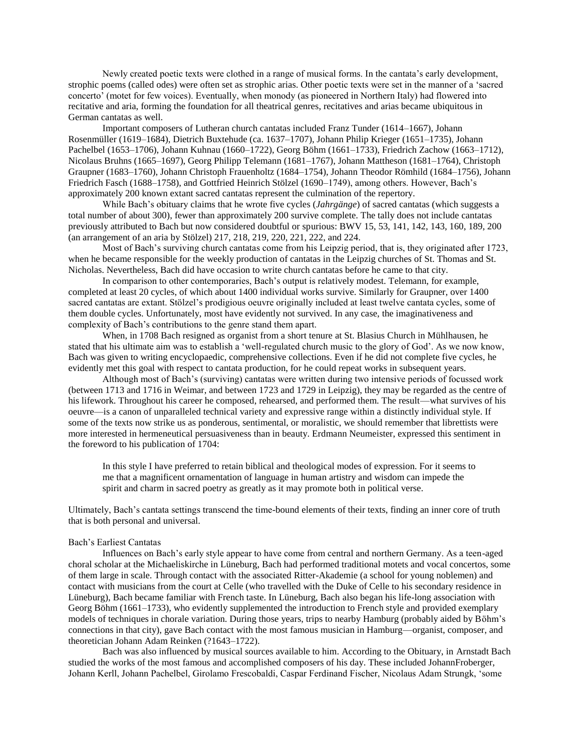Newly created poetic texts were clothed in a range of musical forms. In the cantata's early development, strophic poems (called odes) were often set as strophic arias. Other poetic texts were set in the manner of a 'sacred concerto' (motet for few voices). Eventually, when monody (as pioneered in Northern Italy) had flowered into recitative and aria, forming the foundation for all theatrical genres, recitatives and arias became ubiquitous in German cantatas as well.

Important composers of Lutheran church cantatas included Franz Tunder (1614–1667), Johann Rosenmüller (1619–1684), Dietrich Buxtehude (ca. 1637–1707), Johann Philip Krieger (1651–1735), Johann Pachelbel (1653–1706), Johann Kuhnau (1660–1722), Georg Böhm (1661–1733), Friedrich Zachow (1663–1712), Nicolaus Bruhns (1665–1697), Georg Philipp Telemann (1681–1767), Johann Mattheson (1681–1764), Christoph Graupner (1683–1760), Johann Christoph Frauenholtz (1684–1754), Johann Theodor Römhild (1684–1756), Johann Friedrich Fasch (1688–1758), and Gottfried Heinrich Stölzel (1690–1749), among others. However, Bach's approximately 200 known extant sacred cantatas represent the culmination of the repertory.

While Bach's obituary claims that he wrote five cycles (*Jahrgänge*) of sacred cantatas (which suggests a total number of about 300), fewer than approximately 200 survive complete. The tally does not include cantatas previously attributed to Bach but now considered doubtful or spurious: BWV 15, 53, 141, 142, 143, 160, 189, 200 (an arrangement of an aria by Stölzel) 217, 218, 219, 220, 221, 222, and 224.

Most of Bach's surviving church cantatas come from his Leipzig period, that is, they originated after 1723, when he became responsible for the weekly production of cantatas in the Leipzig churches of St. Thomas and St. Nicholas. Nevertheless, Bach did have occasion to write church cantatas before he came to that city.

In comparison to other contemporaries, Bach's output is relatively modest. Telemann, for example, completed at least 20 cycles, of which about 1400 individual works survive. Similarly for Graupner, over 1400 sacred cantatas are extant. Stölzel's prodigious oeuvre originally included at least twelve cantata cycles, some of them double cycles. Unfortunately, most have evidently not survived. In any case, the imaginativeness and complexity of Bach's contributions to the genre stand them apart.

When, in 1708 Bach resigned as organist from a short tenure at St. Blasius Church in Mühlhausen, he stated that his ultimate aim was to establish a 'well-regulated church music to the glory of God'. As we now know, Bach was given to writing encyclopaedic, comprehensive collections. Even if he did not complete five cycles, he evidently met this goal with respect to cantata production, for he could repeat works in subsequent years.

Although most of Bach's (surviving) cantatas were written during two intensive periods of focussed work (between 1713 and 1716 in Weimar, and between 1723 and 1729 in Leipzig), they may be regarded as the centre of his lifework. Throughout his career he composed, rehearsed, and performed them. The result—what survives of his oeuvre—is a canon of unparalleled technical variety and expressive range within a distinctly individual style. If some of the texts now strike us as ponderous, sentimental, or moralistic, we should remember that librettists were more interested in hermeneutical persuasiveness than in beauty. Erdmann Neumeister, expressed this sentiment in the foreword to his publication of 1704:

> In this style I have preferred to retain biblical and theological modes of expression. For it seems to me that a magnificent ornamentation of language in human artistry and wisdom can impede the spirit and charm in sacred poetry as greatly as it may promote both in political verse.

Ultimately, Bach's cantata settings transcend the time-bound elements of their texts, finding an inner core of truth that is both personal and universal.

## Bach's Earliest Cantatas

Influences on Bach's early style appear to have come from central and northern Germany. As a teen-aged choral scholar at the Michaeliskirche in Lüneburg, Bach had performed traditional motets and vocal concertos, some of them large in scale. Through contact with the associated Ritter-Akademie (a school for young noblemen) and contact with musicians from the court at Celle (who travelled with the Duke of Celle to his secondary residence in Lüneburg), Bach became familiar with French taste. In Lüneburg, Bach also began his life-long association with Georg Böhm (1661–1733), who evidently supplemented the introduction to French style and provided exemplary models of techniques in chorale variation. During those years, trips to nearby Hamburg (probably aided by Böhm's connections in that city), gave Bach contact with the most famous musician in Hamburg—organist, composer, and theoretician Johann Adam Reinken (?1643–1722).

Bach was also influenced by musical sources available to him. According to the Obituary, in Arnstadt Bach studied the works of the most famous and accomplished composers of his day. These included JohannFroberger, Johann Kerll, Johann Pachelbel, Girolamo Frescobaldi, Caspar Ferdinand Fischer, Nicolaus Adam Strungk, 'some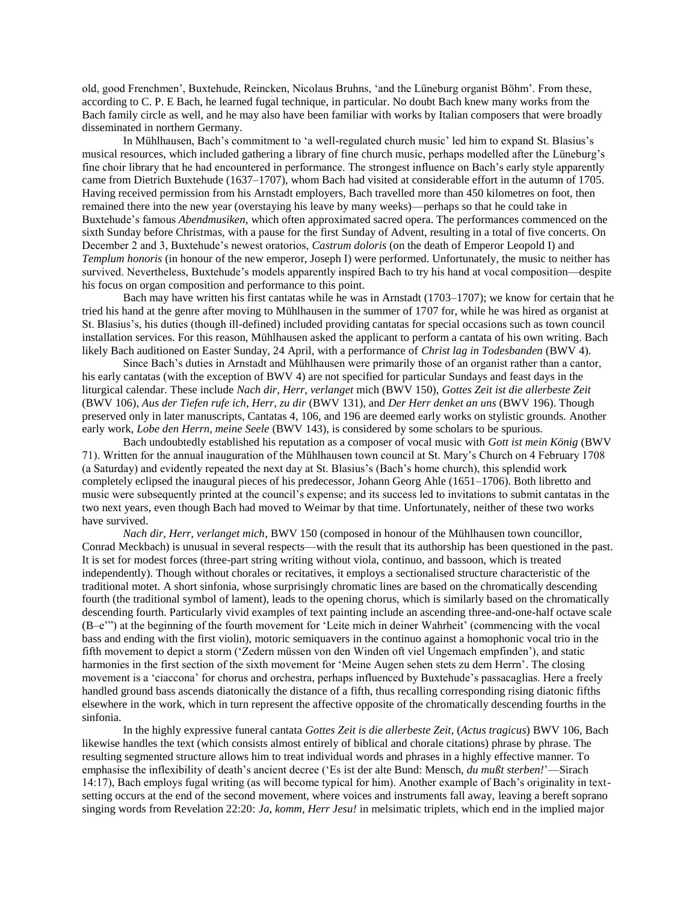old, good Frenchmen', Buxtehude, Reincken, Nicolaus Bruhns, 'and the Lüneburg organist Böhm'. From these, according to C. P. E Bach, he learned fugal technique, in particular. No doubt Bach knew many works from the Bach family circle as well, and he may also have been familiar with works by Italian composers that were broadly disseminated in northern Germany.

In Mühlhausen, Bach's commitment to 'a well-regulated church music' led him to expand St. Blasius's musical resources, which included gathering a library of fine church music, perhaps modelled after the Lüneburg's fine choir library that he had encountered in performance. The strongest influence on Bach's early style apparently came from Dietrich Buxtehude (1637–1707), whom Bach had visited at considerable effort in the autumn of 1705. Having received permission from his Arnstadt employers, Bach travelled more than 450 kilometres on foot, then remained there into the new year (overstaying his leave by many weeks)—perhaps so that he could take in Buxtehude's famous *Abendmusiken*, which often approximated sacred opera. The performances commenced on the sixth Sunday before Christmas, with a pause for the first Sunday of Advent, resulting in a total of five concerts. On December 2 and 3, Buxtehude's newest oratorios, *Castrum doloris* (on the death of Emperor Leopold I) and *Templum honoris* (in honour of the new emperor, Joseph I) were performed. Unfortunately, the music to neither has survived. Nevertheless, Buxtehude's models apparently inspired Bach to try his hand at vocal composition—despite his focus on organ composition and performance to this point.

Bach may have written his first cantatas while he was in Arnstadt (1703–1707); we know for certain that he tried his hand at the genre after moving to Mühlhausen in the summer of 1707 for, while he was hired as organist at St. Blasius's, his duties (though ill-defined) included providing cantatas for special occasions such as town council installation services. For this reason, Mühlhausen asked the applicant to perform a cantata of his own writing. Bach likely Bach auditioned on Easter Sunday, 24 April, with a performance of *Christ lag in Todesbanden* (BWV 4).

Since Bach's duties in Arnstadt and Mühlhausen were primarily those of an organist rather than a cantor, his early cantatas (with the exception of BWV 4) are not specified for particular Sundays and feast days in the liturgical calendar. These include *Nach dir, Herr, verlanget* mich (BWV 150), *Gottes Zeit ist die allerbeste Zeit* (BWV 106), *Aus der Tiefen rufe ich, Herr, zu dir* (BWV 131), and *Der Herr denket an uns* (BWV 196). Though preserved only in later manuscripts, Cantatas 4, 106, and 196 are deemed early works on stylistic grounds. Another early work, *Lobe den Herrn, meine Seele* (BWV 143), is considered by some scholars to be spurious.

Bach undoubtedly established his reputation as a composer of vocal music with *Gott ist mein König* (BWV 71). Written for the annual inauguration of the Mühlhausen town council at St. Mary's Church on 4 February 1708 (a Saturday) and evidently repeated the next day at St. Blasius's (Bach's home church), this splendid work completely eclipsed the inaugural pieces of his predecessor, Johann Georg Ahle (1651–1706). Both libretto and music were subsequently printed at the council's expense; and its success led to invitations to submit cantatas in the two next years, even though Bach had moved to Weimar by that time. Unfortunately, neither of these two works have survived.

*Nach dir, Herr, verlanget mich*, BWV 150 (composed in honour of the Mühlhausen town councillor, Conrad Meckbach) is unusual in several respects—with the result that its authorship has been questioned in the past. It is set for modest forces (three-part string writing without viola, continuo, and bassoon, which is treated independently). Though without chorales or recitatives, it employs a sectionalised structure characteristic of the traditional motet. A short sinfonia, whose surprisingly chromatic lines are based on the chromatically descending fourth (the traditional symbol of lament), leads to the opening chorus, which is similarly based on the chromatically descending fourth. Particularly vivid examples of text painting include an ascending three-and-one-half octave scale (B–e''') at the beginning of the fourth movement for 'Leite mich in deiner Wahrheit' (commencing with the vocal bass and ending with the first violin), motoric semiquavers in the continuo against a homophonic vocal trio in the fifth movement to depict a storm ('Zedern müssen von den Winden oft viel Ungemach empfinden'), and static harmonies in the first section of the sixth movement for 'Meine Augen sehen stets zu dem Herrn'. The closing movement is a 'ciaccona' for chorus and orchestra, perhaps influenced by Buxtehude's passacaglias. Here a freely handled ground bass ascends diatonically the distance of a fifth, thus recalling corresponding rising diatonic fifths elsewhere in the work, which in turn represent the affective opposite of the chromatically descending fourths in the sinfonia.

In the highly expressive funeral cantata *Gottes Zeit is die allerbeste Zeit*, (*Actus tragicus*) BWV 106, Bach likewise handles the text (which consists almost entirely of biblical and chorale citations) phrase by phrase. The resulting segmented structure allows him to treat individual words and phrases in a highly effective manner. To emphasise the inflexibility of death's ancient decree ('Es ist der alte Bund: Mensch, *du mußt sterben!*'—Sirach 14:17), Bach employs fugal writing (as will become typical for him). Another example of Bach's originality in text-setting occurs at the end of the second movement, where voices and instruments fall away, leaving a bereft soprano singing words from Revelation 22:20: *Ja, komm, Herr Jesu!* in melsimatic triplets, which end in the implied major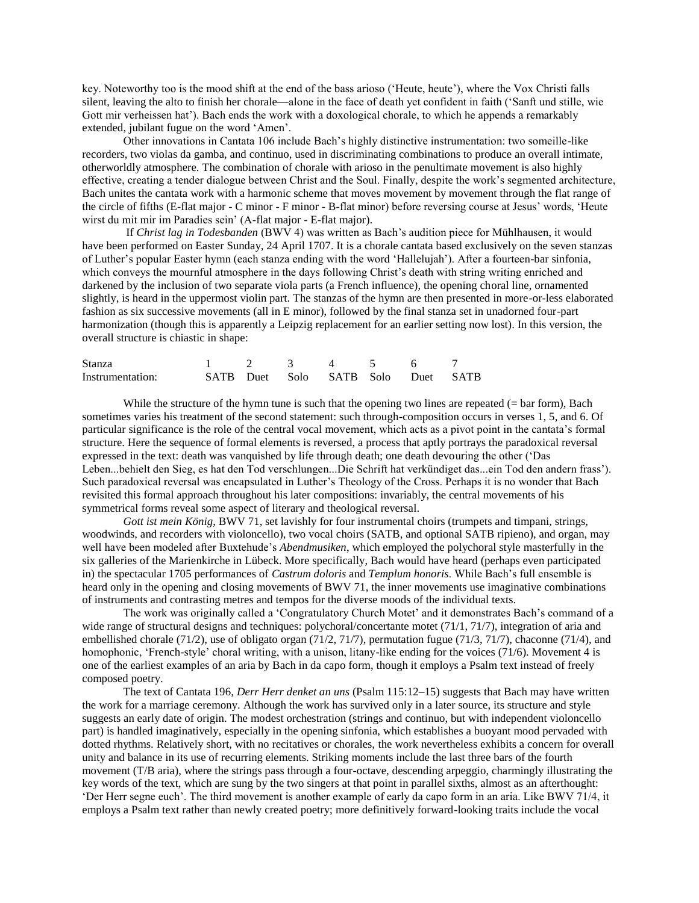key. Noteworthy too is the mood shift at the end of the bass arioso ('Heute, heute'), where the Vox Christi falls silent, leaving the alto to finish her chorale—alone in the face of death yet confident in faith ('Sanft und stille, wie Gott mir verheissen hat'). Bach ends the work with a doxological chorale, to which he appends a remarkably extended, jubilant fugue on the word 'Amen'.

Other innovations in Cantata 106 include Bach's highly distinctive instrumentation: two someille-like recorders, two violas da gamba, and continuo, used in discriminating combinations to produce an overall intimate, otherworldly atmosphere. The combination of chorale with arioso in the penultimate movement is also highly effective, creating a tender dialogue between Christ and the Soul. Finally, despite the work's segmented architecture, Bach unites the cantata work with a harmonic scheme that moves movement by movement through the flat range of the circle of fifths (E-flat major - C minor - F minor - B-flat minor) before reversing course at Jesus' words, 'Heute wirst du mit mir im Paradies sein' (A-flat major - E-flat major).

If *Christ lag in Todesbanden* (BWV 4) was written as Bach's audition piece for Mühlhausen, it would have been performed on Easter Sunday, 24 April 1707. It is a chorale cantata based exclusively on the seven stanzas of Luther's popular Easter hymn (each stanza ending with the word 'Hallelujah'). After a fourteen-bar sinfonia, which conveys the mournful atmosphere in the days following Christ's death with string writing enriched and darkened by the inclusion of two separate viola parts (a French influence), the opening choral line, ornamented slightly, is heard in the uppermost violin part. The stanzas of the hymn are then presented in more-or-less elaborated fashion as six successive movements (all in E minor), followed by the final stanza set in unadorned four-part harmonization (though this is apparently a Leipzig replacement for an earlier setting now lost). In this version, the overall structure is chiastic in shape:

| Stanza | 1 | 2 | 3 | 4 | 5 | 6 | 7 |
|---|---|---|---|---|---|---|---|
| Instrumentation: | SATB | Duet | Solo | SATB | Solo | Duet | SATB |

While the structure of the hymn tune is such that the opening two lines are repeated (= bar form), Bach sometimes varies his treatment of the second statement: such through-composition occurs in verses 1, 5, and 6. Of particular significance is the role of the central vocal movement, which acts as a pivot point in the cantata's formal structure. Here the sequence of formal elements is reversed, a process that aptly portrays the paradoxical reversal expressed in the text: death was vanquished by life through death; one death devouring the other ('Das Leben...behielt den Sieg, es hat den Tod verschlungen...Die Schrift hat verkündiget das...ein Tod den andern frass'). Such paradoxical reversal was encapsulated in Luther's Theology of the Cross. Perhaps it is no wonder that Bach revisited this formal approach throughout his later compositions: invariably, the central movements of his symmetrical forms reveal some aspect of literary and theological reversal.

*Gott ist mein König*, BWV 71, set lavishly for four instrumental choirs (trumpets and timpani, strings, woodwinds, and recorders with violoncello), two vocal choirs (SATB, and optional SATB ripieno), and organ, may well have been modeled after Buxtehude's *Abendmusiken*, which employed the polychoral style masterfully in the six galleries of the Marienkirche in Lübeck. More specifically, Bach would have heard (perhaps even participated in) the spectacular 1705 performances of *Castrum doloris* and *Templum honoris*. While Bach's full ensemble is heard only in the opening and closing movements of BWV 71, the inner movements use imaginative combinations of instruments and contrasting metres and tempos for the diverse moods of the individual texts.

The work was originally called a 'Congratulatory Church Motet' and it demonstrates Bach's command of a wide range of structural designs and techniques: polychoral/concertante motet (71/1, 71/7), integration of aria and embellished chorale (71/2), use of obligato organ (71/2, 71/7), permutation fugue (71/3, 71/7), chaconne (71/4), and homophonic, 'French-style' choral writing, with a unison, litany-like ending for the voices (71/6). Movement 4 is one of the earliest examples of an aria by Bach in da capo form, though it employs a Psalm text instead of freely composed poetry.

The text of Cantata 196, *Derr Herr denket an uns* (Psalm 115:12–15) suggests that Bach may have written the work for a marriage ceremony. Although the work has survived only in a later source, its structure and style suggests an early date of origin. The modest orchestration (strings and continuo, but with independent violoncello part) is handled imaginatively, especially in the opening sinfonia, which establishes a buoyant mood pervaded with dotted rhythms. Relatively short, with no recitatives or chorales, the work nevertheless exhibits a concern for overall unity and balance in its use of recurring elements. Striking moments include the last three bars of the fourth movement (T/B aria), where the strings pass through a four-octave, descending arpeggio, charmingly illustrating the key words of the text, which are sung by the two singers at that point in parallel sixths, almost as an afterthought: 'Der Herr segne euch'. The third movement is another example of early da capo form in an aria. Like BWV 71/4, it employs a Psalm text rather than newly created poetry; more definitively forward-looking traits include the vocal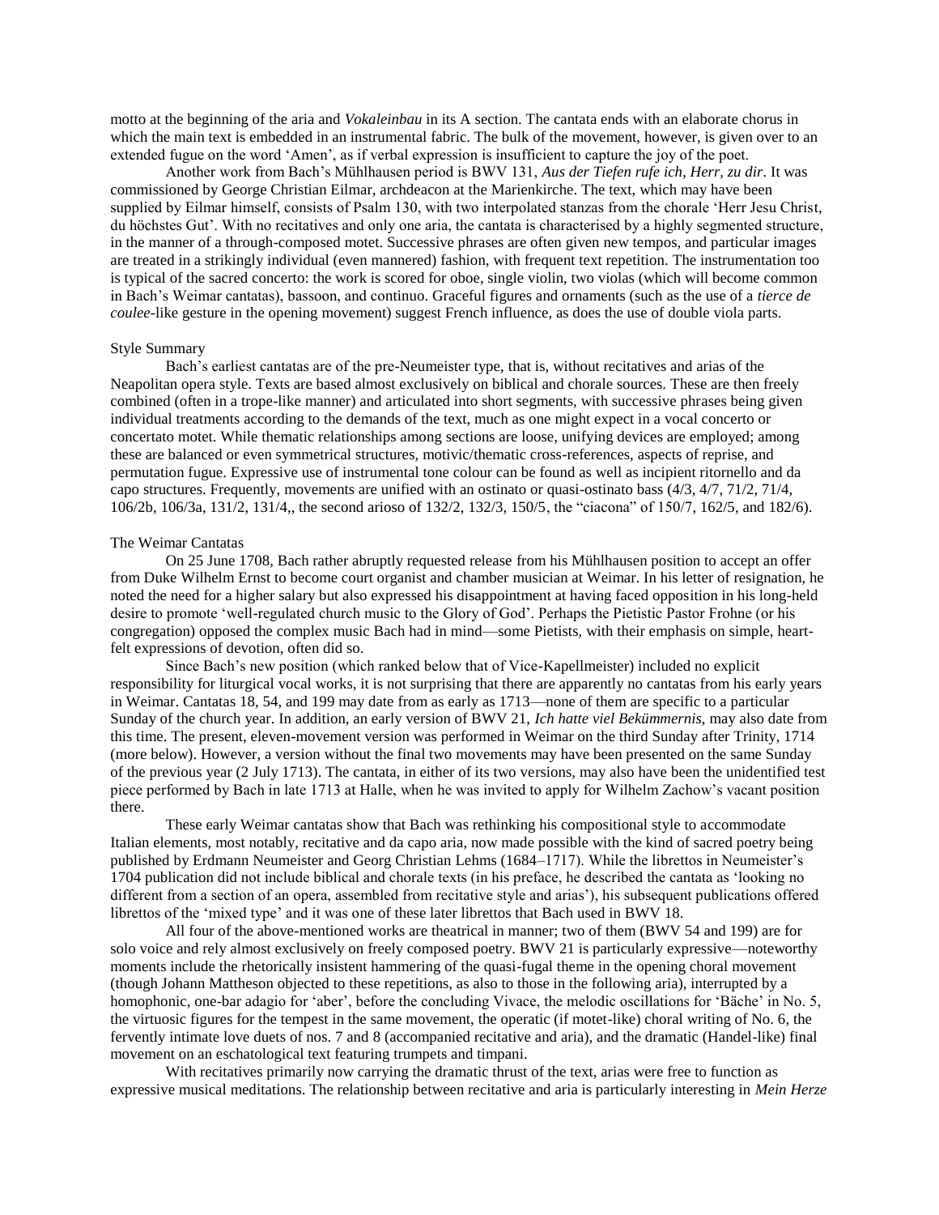motto at the beginning of the aria and *Vokaleinbau* in its A section. The cantata ends with an elaborate chorus in which the main text is embedded in an instrumental fabric. The bulk of the movement, however, is given over to an extended fugue on the word 'Amen', as if verbal expression is insufficient to capture the joy of the poet.

Another work from Bach's Mühlhausen period is BWV 131, *Aus der Tiefen rufe ich, Herr, zu dir*. It was commissioned by George Christian Eilmar, archdeacon at the Marienkirche. The text, which may have been supplied by Eilmar himself, consists of Psalm 130, with two interpolated stanzas from the chorale 'Herr Jesu Christ, du höchstes Gut'. With no recitatives and only one aria, the cantata is characterised by a highly segmented structure, in the manner of a through-composed motet. Successive phrases are often given new tempos, and particular images are treated in a strikingly individual (even mannered) fashion, with frequent text repetition. The instrumentation too is typical of the sacred concerto: the work is scored for oboe, single violin, two violas (which will become common in Bach's Weimar cantatas), bassoon, and continuo. Graceful figures and ornaments (such as the use of a *tierce de coulee*-like gesture in the opening movement) suggest French influence, as does the use of double viola parts.

## Style Summary

Bach's earliest cantatas are of the pre-Neumeister type, that is, without recitatives and arias of the Neapolitan opera style. Texts are based almost exclusively on biblical and chorale sources. These are then freely combined (often in a trope-like manner) and articulated into short segments, with successive phrases being given individual treatments according to the demands of the text, much as one might expect in a vocal concerto or concertato motet. While thematic relationships among sections are loose, unifying devices are employed; among these are balanced or even symmetrical structures, motivic/thematic cross-references, aspects of reprise, and permutation fugue. Expressive use of instrumental tone colour can be found as well as incipient ritornello and da capo structures. Frequently, movements are unified with an ostinato or quasi-ostinato bass (4/3, 4/7, 71/2, 71/4, 106/2b, 106/3a, 131/2, 131/4,, the second arioso of 132/2, 132/3, 150/5, the "ciacona" of 150/7, 162/5, and 182/6).

## The Weimar Cantatas

On 25 June 1708, Bach rather abruptly requested release from his Mühlhausen position to accept an offer from Duke Wilhelm Ernst to become court organist and chamber musician at Weimar. In his letter of resignation, he noted the need for a higher salary but also expressed his disappointment at having faced opposition in his long-held desire to promote 'well-regulated church music to the Glory of God'. Perhaps the Pietistic Pastor Frohne (or his congregation) opposed the complex music Bach had in mind—some Pietists, with their emphasis on simple, heart-felt expressions of devotion, often did so.

Since Bach's new position (which ranked below that of Vice-Kapellmeister) included no explicit responsibility for liturgical vocal works, it is not surprising that there are apparently no cantatas from his early years in Weimar. Cantatas 18, 54, and 199 may date from as early as 1713—none of them are specific to a particular Sunday of the church year. In addition, an early version of BWV 21, *Ich hatte viel Bekümmernis*, may also date from this time. The present, eleven-movement version was performed in Weimar on the third Sunday after Trinity, 1714 (more below). However, a version without the final two movements may have been presented on the same Sunday of the previous year (2 July 1713). The cantata, in either of its two versions, may also have been the unidentified test piece performed by Bach in late 1713 at Halle, when he was invited to apply for Wilhelm Zachow's vacant position there.

These early Weimar cantatas show that Bach was rethinking his compositional style to accommodate Italian elements, most notably, recitative and da capo aria, now made possible with the kind of sacred poetry being published by Erdmann Neumeister and Georg Christian Lehms (1684–1717). While the librettos in Neumeister's 1704 publication did not include biblical and chorale texts (in his preface, he described the cantata as 'looking no different from a section of an opera, assembled from recitative style and arias'), his subsequent publications offered librettos of the 'mixed type' and it was one of these later librettos that Bach used in BWV 18.

All four of the above-mentioned works are theatrical in manner; two of them (BWV 54 and 199) are for solo voice and rely almost exclusively on freely composed poetry. BWV 21 is particularly expressive—noteworthy moments include the rhetorically insistent hammering of the quasi-fugal theme in the opening choral movement (though Johann Mattheson objected to these repetitions, as also to those in the following aria), interrupted by a homophonic, one-bar adagio for 'aber', before the concluding Vivace, the melodic oscillations for 'Bäche' in No. 5, the virtuosic figures for the tempest in the same movement, the operatic (if motet-like) choral writing of No. 6, the fervently intimate love duets of nos. 7 and 8 (accompanied recitative and aria), and the dramatic (Handel-like) final movement on an eschatological text featuring trumpets and timpani.

With recitatives primarily now carrying the dramatic thrust of the text, arias were free to function as expressive musical meditations. The relationship between recitative and aria is particularly interesting in *Mein Herze*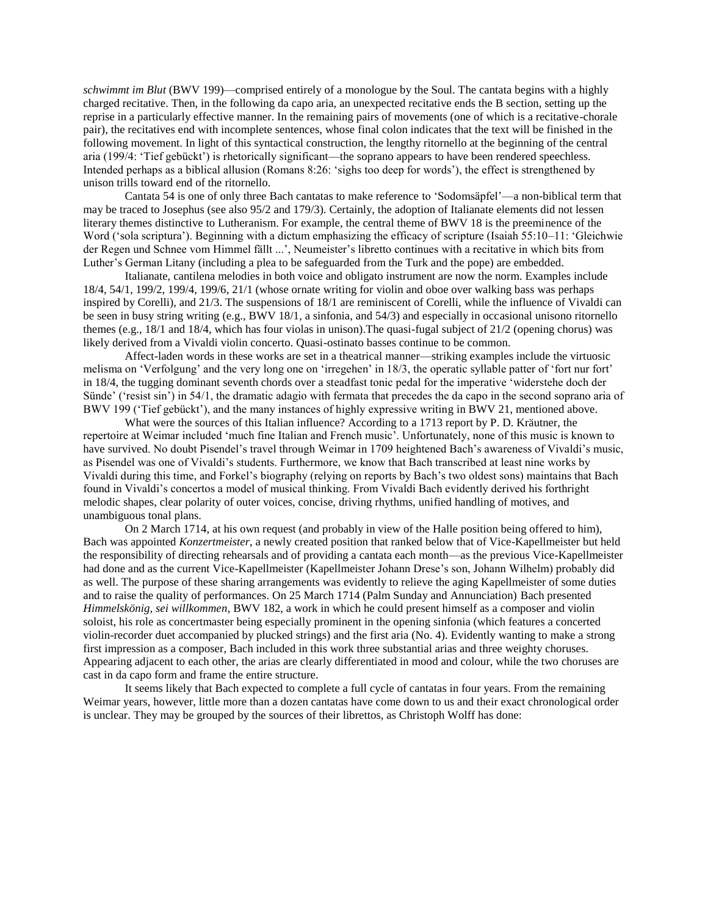*schwimmt im Blut* (BWV 199)—comprised entirely of a monologue by the Soul. The cantata begins with a highly charged recitative. Then, in the following da capo aria, an unexpected recitative ends the B section, setting up the reprise in a particularly effective manner. In the remaining pairs of movements (one of which is a recitative-chorale pair), the recitatives end with incomplete sentences, whose final colon indicates that the text will be finished in the following movement. In light of this syntactical construction, the lengthy ritornello at the beginning of the central aria (199/4: 'Tief gebückt') is rhetorically significant—the soprano appears to have been rendered speechless. Intended perhaps as a biblical allusion (Romans 8:26: 'sighs too deep for words'), the effect is strengthened by unison trills toward end of the ritornello.

Cantata 54 is one of only three Bach cantatas to make reference to 'Sodomsäpfel'—a non-biblical term that may be traced to Josephus (see also 95/2 and 179/3). Certainly, the adoption of Italianate elements did not lessen literary themes distinctive to Lutheranism. For example, the central theme of BWV 18 is the preeminence of the Word ('sola scriptura'). Beginning with a dictum emphasizing the efficacy of scripture (Isaiah 55:10–11: 'Gleichwie der Regen und Schnee vom Himmel fällt ...', Neumeister's libretto continues with a recitative in which bits from Luther's German Litany (including a plea to be safeguarded from the Turk and the pope) are embedded.

Italianate, cantilena melodies in both voice and obligato instrument are now the norm. Examples include 18/4, 54/1, 199/2, 199/4, 199/6, 21/1 (whose ornate writing for violin and oboe over walking bass was perhaps inspired by Corelli), and 21/3. The suspensions of 18/1 are reminiscent of Corelli, while the influence of Vivaldi can be seen in busy string writing (e.g., BWV 18/1, a sinfonia, and 54/3) and especially in occasional unisono ritornello themes (e.g., 18/1 and 18/4, which has four violas in unison).The quasi-fugal subject of 21/2 (opening chorus) was likely derived from a Vivaldi violin concerto. Quasi-ostinato basses continue to be common.

Affect-laden words in these works are set in a theatrical manner—striking examples include the virtuosic melisma on 'Verfolgung' and the very long one on 'irregehen' in 18/3, the operatic syllable patter of 'fort nur fort' in 18/4, the tugging dominant seventh chords over a steadfast tonic pedal for the imperative 'widerstehe doch der Sünde' ('resist sin') in 54/1, the dramatic adagio with fermata that precedes the da capo in the second soprano aria of BWV 199 ('Tief gebückt'), and the many instances of highly expressive writing in BWV 21, mentioned above.

What were the sources of this Italian influence? According to a 1713 report by P. D. Kräutner, the repertoire at Weimar included 'much fine Italian and French music'. Unfortunately, none of this music is known to have survived. No doubt Pisendel's travel through Weimar in 1709 heightened Bach's awareness of Vivaldi's music, as Pisendel was one of Vivaldi's students. Furthermore, we know that Bach transcribed at least nine works by Vivaldi during this time, and Forkel's biography (relying on reports by Bach's two oldest sons) maintains that Bach found in Vivaldi's concertos a model of musical thinking. From Vivaldi Bach evidently derived his forthright melodic shapes, clear polarity of outer voices, concise, driving rhythms, unified handling of motives, and unambiguous tonal plans.

On 2 March 1714, at his own request (and probably in view of the Halle position being offered to him), Bach was appointed *Konzertmeister*, a newly created position that ranked below that of Vice-Kapellmeister but held the responsibility of directing rehearsals and of providing a cantata each month—as the previous Vice-Kapellmeister had done and as the current Vice-Kapellmeister (Kapellmeister Johann Drese's son, Johann Wilhelm) probably did as well. The purpose of these sharing arrangements was evidently to relieve the aging Kapellmeister of some duties and to raise the quality of performances. On 25 March 1714 (Palm Sunday and Annunciation) Bach presented *Himmelskönig, sei willkommen*, BWV 182, a work in which he could present himself as a composer and violin soloist, his role as concertmaster being especially prominent in the opening sinfonia (which features a concerted violin-recorder duet accompanied by plucked strings) and the first aria (No. 4). Evidently wanting to make a strong first impression as a composer, Bach included in this work three substantial arias and three weighty choruses. Appearing adjacent to each other, the arias are clearly differentiated in mood and colour, while the two choruses are cast in da capo form and frame the entire structure.

It seems likely that Bach expected to complete a full cycle of cantatas in four years. From the remaining Weimar years, however, little more than a dozen cantatas have come down to us and their exact chronological order is unclear. They may be grouped by the sources of their librettos, as Christoph Wolff has done: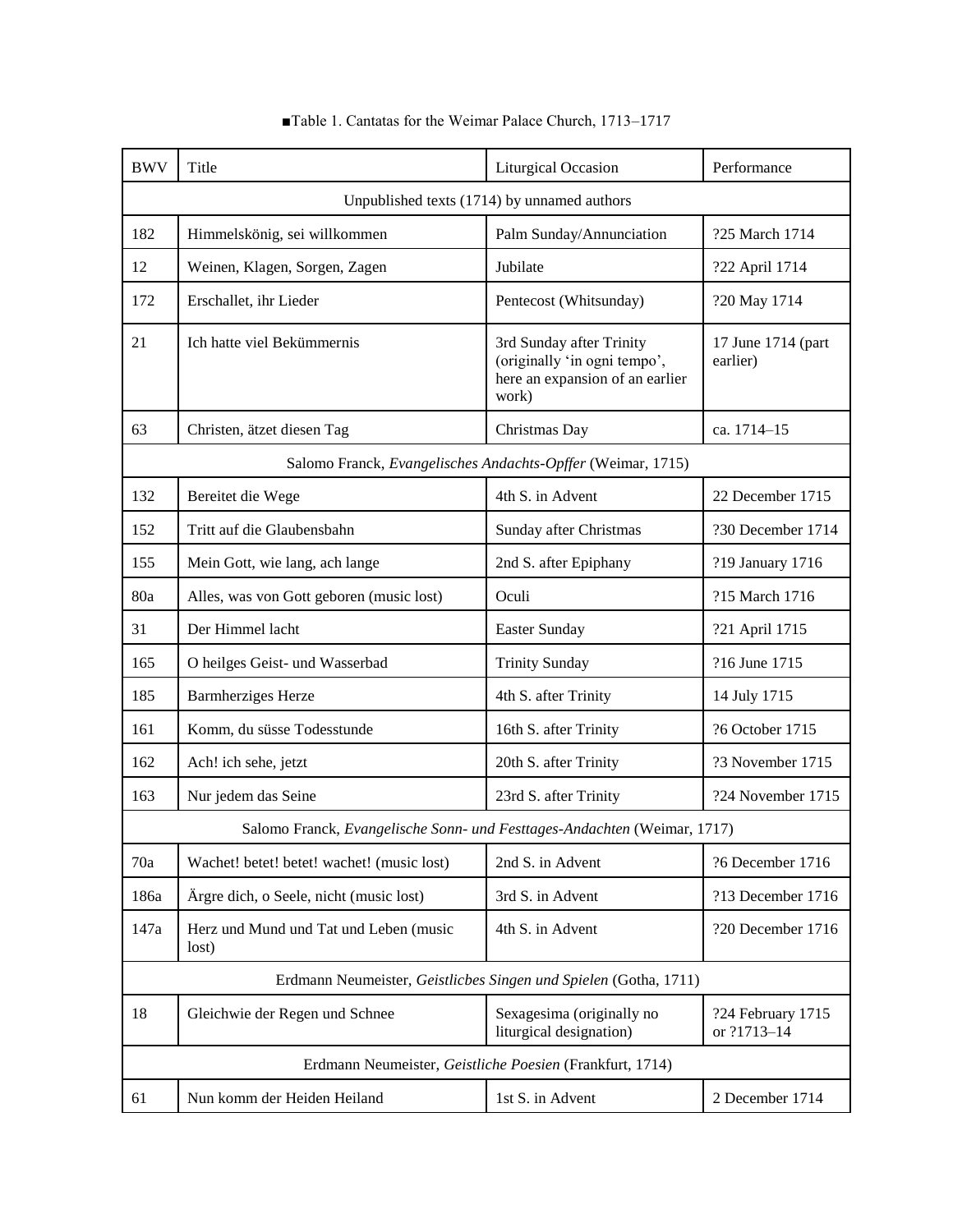■Table 1. Cantatas for the Weimar Palace Church, 1713–1717

| BWV | Title | Liturgical Occasion | Performance |
|---|---|---|---|
| Unpublished texts (1714) by unnamed authors | | | |
| 182 | Himmelskönig, sei willkommen | Palm Sunday/Annunciation | ?25 March 1714 |
| 12 | Weinen, Klagen, Sorgen, Zagen | Jubilate | ?22 April 1714 |
| 172 | Erschallet, ihr Lieder | Pentecost (Whitsunday) | ?20 May 1714 |
| 21 | Ich hatte viel Bekümmernis | 3rd Sunday after Trinity (originally 'in ogni tempo', here an expansion of an earlier work) | 17 June 1714 (part earlier) |
| 63 | Christen, ätzet diesen Tag | Christmas Day | ca. 1714–15 |
| Salomo Franck, *Evangelisches Andachts-Opffer* (Weimar, 1715) | | | |
| 132 | Bereitet die Wege | 4th S. in Advent | 22 December 1715 |
| 152 | Tritt auf die Glaubensbahn | Sunday after Christmas | ?30 December 1714 |
| 155 | Mein Gott, wie lang, ach lange | 2nd S. after Epiphany | ?19 January 1716 |
| 80a | Alles, was von Gott geboren (music lost) | Oculi | ?15 March 1716 |
| 31 | Der Himmel lacht | Easter Sunday | ?21 April 1715 |
| 165 | O heilges Geist- und Wasserbad | Trinity Sunday | ?16 June 1715 |
| 185 | Barmherziges Herze | 4th S. after Trinity | 14 July 1715 |
| 161 | Komm, du süsse Todesstunde | 16th S. after Trinity | ?6 October 1715 |
| 162 | Ach! ich sehe, jetzt | 20th S. after Trinity | ?3 November 1715 |
| 163 | Nur jedem das Seine | 23rd S. after Trinity | ?24 November 1715 |
| Salomo Franck, *Evangelische Sonn- und Festtages-Andachten* (Weimar, 1717) | | | |
| 70a | Wachet! betet! betet! wachet! (music lost) | 2nd S. in Advent | ?6 December 1716 |
| 186a | Ärgre dich, o Seele, nicht (music lost) | 3rd S. in Advent | ?13 December 1716 |
| 147a | Herz und Mund und Tat und Leben (music lost) | 4th S. in Advent | ?20 December 1716 |
| Erdmann Neumeister, *Geistlicbes Singen und Spielen* (Gotha, 1711) | | | |
| 18 | Gleichwie der Regen und Schnee | Sexagesima (originally no liturgical designation) | ?24 February 1715 or ?1713–14 |
| Erdmann Neumeister, *Geistliche Poesien* (Frankfurt, 1714) | | | |
| 61 | Nun komm der Heiden Heiland | 1st S. in Advent | 2 December 1714 |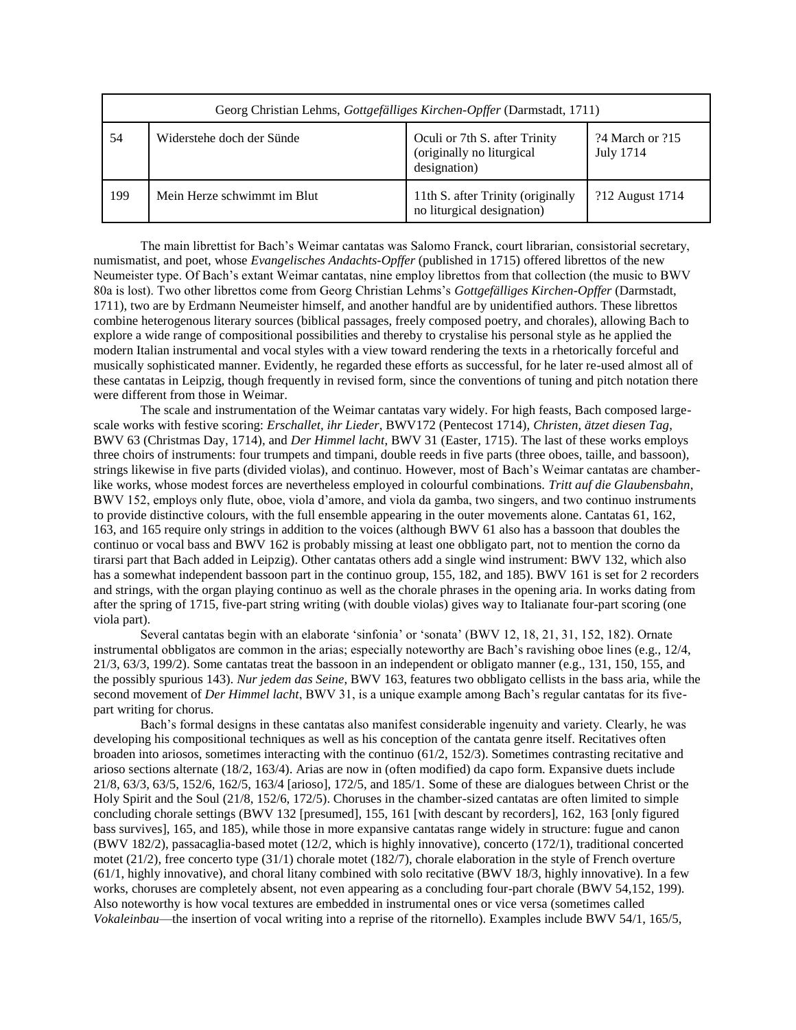| Georg Christian Lehms, *Gottgefälliges Kirchen-Opffer* (Darmstadt, 1711) | | | |
|---|---|---|---|
| 54 | Widerstehe doch der Sünde | Oculi or 7th S. after Trinity (originally no liturgical designation) | ?4 March or ?15 July 1714 |
| 199 | Mein Herze schwimmt im Blut | 11th S. after Trinity (originally no liturgical designation) | ?12 August 1714 |

The main librettist for Bach's Weimar cantatas was Salomo Franck, court librarian, consistorial secretary, numismatist, and poet, whose *Evangelisches Andachts-Opffer* (published in 1715) offered librettos of the new Neumeister type. Of Bach's extant Weimar cantatas, nine employ librettos from that collection (the music to BWV 80a is lost). Two other librettos come from Georg Christian Lehms's *Gottgefälliges Kirchen-Opffer* (Darmstadt, 1711), two are by Erdmann Neumeister himself, and another handful are by unidentified authors. These librettos combine heterogenous literary sources (biblical passages, freely composed poetry, and chorales), allowing Bach to explore a wide range of compositional possibilities and thereby to crystalise his personal style as he applied the modern Italian instrumental and vocal styles with a view toward rendering the texts in a rhetorically forceful and musically sophisticated manner. Evidently, he regarded these efforts as successful, for he later re-used almost all of these cantatas in Leipzig, though frequently in revised form, since the conventions of tuning and pitch notation there were different from those in Weimar.

The scale and instrumentation of the Weimar cantatas vary widely. For high feasts, Bach composed large-scale works with festive scoring: *Erschallet, ihr Lieder*, BWV172 (Pentecost 1714), *Christen, ätzet diesen Tag*, BWV 63 (Christmas Day, 1714), and *Der Himmel lacht*, BWV 31 (Easter, 1715). The last of these works employs three choirs of instruments: four trumpets and timpani, double reeds in five parts (three oboes, taille, and bassoon), strings likewise in five parts (divided violas), and continuo. However, most of Bach's Weimar cantatas are chamber-like works, whose modest forces are nevertheless employed in colourful combinations. *Tritt auf die Glaubensbahn*, BWV 152, employs only flute, oboe, viola d'amore, and viola da gamba, two singers, and two continuo instruments to provide distinctive colours, with the full ensemble appearing in the outer movements alone. Cantatas 61, 162, 163, and 165 require only strings in addition to the voices (although BWV 61 also has a bassoon that doubles the continuo or vocal bass and BWV 162 is probably missing at least one obbligato part, not to mention the corno da tirarsi part that Bach added in Leipzig). Other cantatas others add a single wind instrument: BWV 132, which also has a somewhat independent bassoon part in the continuo group, 155, 182, and 185). BWV 161 is set for 2 recorders and strings, with the organ playing continuo as well as the chorale phrases in the opening aria. In works dating from after the spring of 1715, five-part string writing (with double violas) gives way to Italianate four-part scoring (one viola part).

Several cantatas begin with an elaborate 'sinfonia' or 'sonata' (BWV 12, 18, 21, 31, 152, 182). Ornate instrumental obbligatos are common in the arias; especially noteworthy are Bach's ravishing oboe lines (e.g., 12/4, 21/3, 63/3, 199/2). Some cantatas treat the bassoon in an independent or obligato manner (e.g., 131, 150, 155, and the possibly spurious 143). *Nur jedem das Seine*, BWV 163, features two obbligato cellists in the bass aria, while the second movement of *Der Himmel lacht*, BWV 31, is a unique example among Bach's regular cantatas for its five-part writing for chorus.

Bach's formal designs in these cantatas also manifest considerable ingenuity and variety. Clearly, he was developing his compositional techniques as well as his conception of the cantata genre itself. Recitatives often broaden into ariosos, sometimes interacting with the continuo (61/2, 152/3). Sometimes contrasting recitative and arioso sections alternate (18/2, 163/4). Arias are now in (often modified) da capo form. Expansive duets include 21/8, 63/3, 63/5, 152/6, 162/5, 163/4 [arioso], 172/5, and 185/1. Some of these are dialogues between Christ or the Holy Spirit and the Soul (21/8, 152/6, 172/5). Choruses in the chamber-sized cantatas are often limited to simple concluding chorale settings (BWV 132 [presumed], 155, 161 [with descant by recorders], 162, 163 [only figured bass survives], 165, and 185), while those in more expansive cantatas range widely in structure: fugue and canon (BWV 182/2), passacaglia-based motet (12/2, which is highly innovative), concerto (172/1), traditional concerted motet (21/2), free concerto type (31/1) chorale motet (182/7), chorale elaboration in the style of French overture (61/1, highly innovative), and choral litany combined with solo recitative (BWV 18/3, highly innovative). In a few works, choruses are completely absent, not even appearing as a concluding four-part chorale (BWV 54,152, 199). Also noteworthy is how vocal textures are embedded in instrumental ones or vice versa (sometimes called *Vokaleinbau*—the insertion of vocal writing into a reprise of the ritornello). Examples include BWV 54/1, 165/5,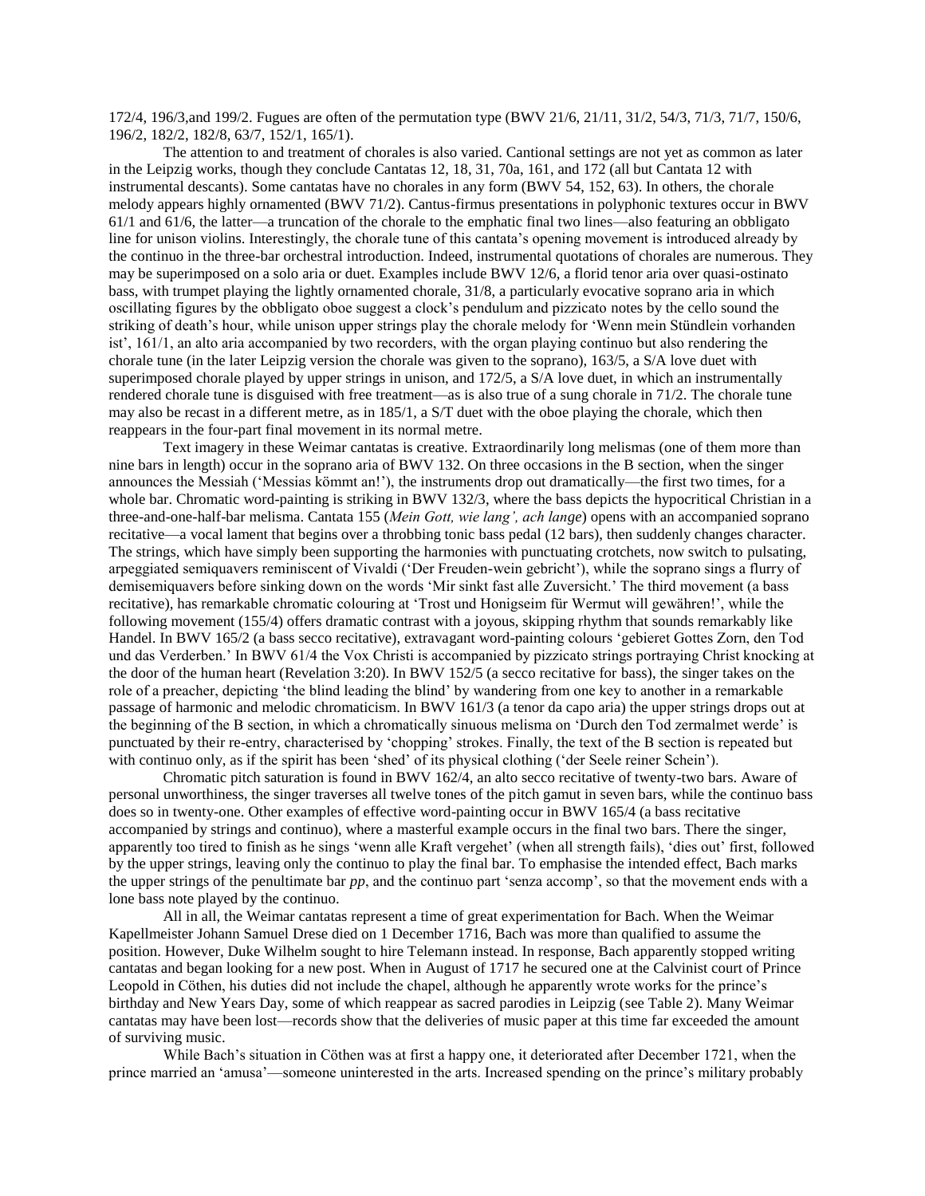172/4, 196/3,and 199/2. Fugues are often of the permutation type (BWV 21/6, 21/11, 31/2, 54/3, 71/3, 71/7, 150/6, 196/2, 182/2, 182/8, 63/7, 152/1, 165/1).

The attention to and treatment of chorales is also varied. Cantional settings are not yet as common as later in the Leipzig works, though they conclude Cantatas 12, 18, 31, 70a, 161, and 172 (all but Cantata 12 with instrumental descants). Some cantatas have no chorales in any form (BWV 54, 152, 63). In others, the chorale melody appears highly ornamented (BWV 71/2). Cantus-firmus presentations in polyphonic textures occur in BWV 61/1 and 61/6, the latter—a truncation of the chorale to the emphatic final two lines—also featuring an obbligato line for unison violins. Interestingly, the chorale tune of this cantata's opening movement is introduced already by the continuo in the three-bar orchestral introduction. Indeed, instrumental quotations of chorales are numerous. They may be superimposed on a solo aria or duet. Examples include BWV 12/6, a florid tenor aria over quasi-ostinato bass, with trumpet playing the lightly ornamented chorale, 31/8, a particularly evocative soprano aria in which oscillating figures by the obbligato oboe suggest a clock's pendulum and pizzicato notes by the cello sound the striking of death's hour, while unison upper strings play the chorale melody for 'Wenn mein Stündlein vorhanden ist', 161/1, an alto aria accompanied by two recorders, with the organ playing continuo but also rendering the chorale tune (in the later Leipzig version the chorale was given to the soprano), 163/5, a S/A love duet with superimposed chorale played by upper strings in unison, and 172/5, a S/A love duet, in which an instrumentally rendered chorale tune is disguised with free treatment—as is also true of a sung chorale in 71/2. The chorale tune may also be recast in a different metre, as in 185/1, a S/T duet with the oboe playing the chorale, which then reappears in the four-part final movement in its normal metre.

Text imagery in these Weimar cantatas is creative. Extraordinarily long melismas (one of them more than nine bars in length) occur in the soprano aria of BWV 132. On three occasions in the B section, when the singer announces the Messiah ('Messias kömmt an!'), the instruments drop out dramatically—the first two times, for a whole bar. Chromatic word-painting is striking in BWV 132/3, where the bass depicts the hypocritical Christian in a three-and-one-half-bar melisma. Cantata 155 (*Mein Gott, wie lang', ach lange*) opens with an accompanied soprano recitative—a vocal lament that begins over a throbbing tonic bass pedal (12 bars), then suddenly changes character. The strings, which have simply been supporting the harmonies with punctuating crotchets, now switch to pulsating, arpeggiated semiquavers reminiscent of Vivaldi ('Der Freuden-wein gebricht'), while the soprano sings a flurry of demisemiquavers before sinking down on the words 'Mir sinkt fast alle Zuversicht.' The third movement (a bass recitative), has remarkable chromatic colouring at 'Trost und Honigseim für Wermut will gewähren!', while the following movement (155/4) offers dramatic contrast with a joyous, skipping rhythm that sounds remarkably like Handel. In BWV 165/2 (a bass secco recitative), extravagant word-painting colours 'gebieret Gottes Zorn, den Tod und das Verderben.' In BWV 61/4 the Vox Christi is accompanied by pizzicato strings portraying Christ knocking at the door of the human heart (Revelation 3:20). In BWV 152/5 (a secco recitative for bass), the singer takes on the role of a preacher, depicting 'the blind leading the blind' by wandering from one key to another in a remarkable passage of harmonic and melodic chromaticism. In BWV 161/3 (a tenor da capo aria) the upper strings drops out at the beginning of the B section, in which a chromatically sinuous melisma on 'Durch den Tod zermalmet werde' is punctuated by their re-entry, characterised by 'chopping' strokes. Finally, the text of the B section is repeated but with continuo only, as if the spirit has been 'shed' of its physical clothing ('der Seele reiner Schein').

Chromatic pitch saturation is found in BWV 162/4, an alto secco recitative of twenty-two bars. Aware of personal unworthiness, the singer traverses all twelve tones of the pitch gamut in seven bars, while the continuo bass does so in twenty-one. Other examples of effective word-painting occur in BWV 165/4 (a bass recitative accompanied by strings and continuo), where a masterful example occurs in the final two bars. There the singer, apparently too tired to finish as he sings 'wenn alle Kraft vergehet' (when all strength fails), 'dies out' first, followed by the upper strings, leaving only the continuo to play the final bar. To emphasise the intended effect, Bach marks the upper strings of the penultimate bar *pp*, and the continuo part 'senza accomp', so that the movement ends with a lone bass note played by the continuo.

All in all, the Weimar cantatas represent a time of great experimentation for Bach. When the Weimar Kapellmeister Johann Samuel Drese died on 1 December 1716, Bach was more than qualified to assume the position. However, Duke Wilhelm sought to hire Telemann instead. In response, Bach apparently stopped writing cantatas and began looking for a new post. When in August of 1717 he secured one at the Calvinist court of Prince Leopold in Cöthen, his duties did not include the chapel, although he apparently wrote works for the prince's birthday and New Years Day, some of which reappear as sacred parodies in Leipzig (see Table 2). Many Weimar cantatas may have been lost—records show that the deliveries of music paper at this time far exceeded the amount of surviving music.

While Bach's situation in Cöthen was at first a happy one, it deteriorated after December 1721, when the prince married an 'amusa'—someone uninterested in the arts. Increased spending on the prince's military probably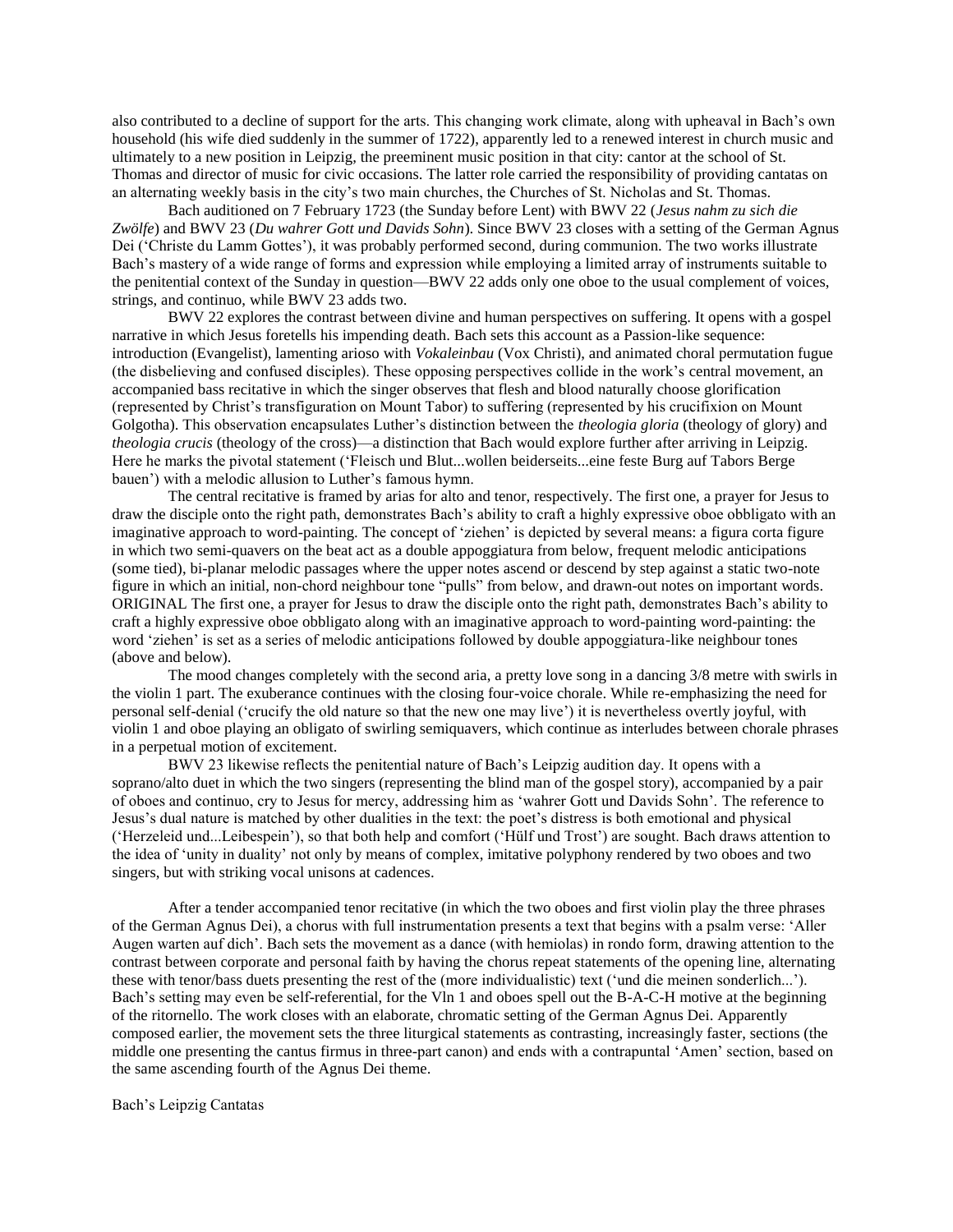also contributed to a decline of support for the arts. This changing work climate, along with upheaval in Bach's own household (his wife died suddenly in the summer of 1722), apparently led to a renewed interest in church music and ultimately to a new position in Leipzig, the preeminent music position in that city: cantor at the school of St. Thomas and director of music for civic occasions. The latter role carried the responsibility of providing cantatas on an alternating weekly basis in the city's two main churches, the Churches of St. Nicholas and St. Thomas.

Bach auditioned on 7 February 1723 (the Sunday before Lent) with BWV 22 (*Jesus nahm zu sich die Zwölfe*) and BWV 23 (*Du wahrer Gott und Davids Sohn*). Since BWV 23 closes with a setting of the German Agnus Dei ('Christe du Lamm Gottes'), it was probably performed second, during communion. The two works illustrate Bach's mastery of a wide range of forms and expression while employing a limited array of instruments suitable to the penitential context of the Sunday in question—BWV 22 adds only one oboe to the usual complement of voices, strings, and continuo, while BWV 23 adds two.

BWV 22 explores the contrast between divine and human perspectives on suffering. It opens with a gospel narrative in which Jesus foretells his impending death. Bach sets this account as a Passion-like sequence: introduction (Evangelist), lamenting arioso with *Vokaleinbau* (Vox Christi), and animated choral permutation fugue (the disbelieving and confused disciples). These opposing perspectives collide in the work's central movement, an accompanied bass recitative in which the singer observes that flesh and blood naturally choose glorification (represented by Christ's transfiguration on Mount Tabor) to suffering (represented by his crucifixion on Mount Golgotha). This observation encapsulates Luther's distinction between the *theologia gloria* (theology of glory) and *theologia crucis* (theology of the cross)—a distinction that Bach would explore further after arriving in Leipzig. Here he marks the pivotal statement ('Fleisch und Blut...wollen beiderseits...eine feste Burg auf Tabors Berge bauen') with a melodic allusion to Luther's famous hymn.

The central recitative is framed by arias for alto and tenor, respectively. The first one, a prayer for Jesus to draw the disciple onto the right path, demonstrates Bach's ability to craft a highly expressive oboe obbligato with an imaginative approach to word-painting. The concept of 'ziehen' is depicted by several means: a figura corta figure in which two semi-quavers on the beat act as a double appoggiatura from below, frequent melodic anticipations (some tied), bi-planar melodic passages where the upper notes ascend or descend by step against a static two-note figure in which an initial, non-chord neighbour tone "pulls" from below, and drawn-out notes on important words. ORIGINAL The first one, a prayer for Jesus to draw the disciple onto the right path, demonstrates Bach's ability to craft a highly expressive oboe obbligato along with an imaginative approach to word-painting word-painting: the word 'ziehen' is set as a series of melodic anticipations followed by double appoggiatura-like neighbour tones (above and below).

The mood changes completely with the second aria, a pretty love song in a dancing 3/8 metre with swirls in the violin 1 part. The exuberance continues with the closing four-voice chorale. While re-emphasizing the need for personal self-denial ('crucify the old nature so that the new one may live') it is nevertheless overtly joyful, with violin 1 and oboe playing an obligato of swirling semiquavers, which continue as interludes between chorale phrases in a perpetual motion of excitement.

BWV 23 likewise reflects the penitential nature of Bach's Leipzig audition day. It opens with a soprano/alto duet in which the two singers (representing the blind man of the gospel story), accompanied by a pair of oboes and continuo, cry to Jesus for mercy, addressing him as 'wahrer Gott und Davids Sohn'. The reference to Jesus's dual nature is matched by other dualities in the text: the poet's distress is both emotional and physical ('Herzeleid und...Leibespein'), so that both help and comfort ('Hülf und Trost') are sought. Bach draws attention to the idea of 'unity in duality' not only by means of complex, imitative polyphony rendered by two oboes and two singers, but with striking vocal unisons at cadences.

After a tender accompanied tenor recitative (in which the two oboes and first violin play the three phrases of the German Agnus Dei), a chorus with full instrumentation presents a text that begins with a psalm verse: 'Aller Augen warten auf dich'. Bach sets the movement as a dance (with hemiolas) in rondo form, drawing attention to the contrast between corporate and personal faith by having the chorus repeat statements of the opening line, alternating these with tenor/bass duets presenting the rest of the (more individualistic) text ('und die meinen sonderlich...'). Bach's setting may even be self-referential, for the Vln 1 and oboes spell out the B-A-C-H motive at the beginning of the ritornello. The work closes with an elaborate, chromatic setting of the German Agnus Dei. Apparently composed earlier, the movement sets the three liturgical statements as contrasting, increasingly faster, sections (the middle one presenting the cantus firmus in three-part canon) and ends with a contrapuntal 'Amen' section, based on the same ascending fourth of the Agnus Dei theme.

Bach's Leipzig Cantatas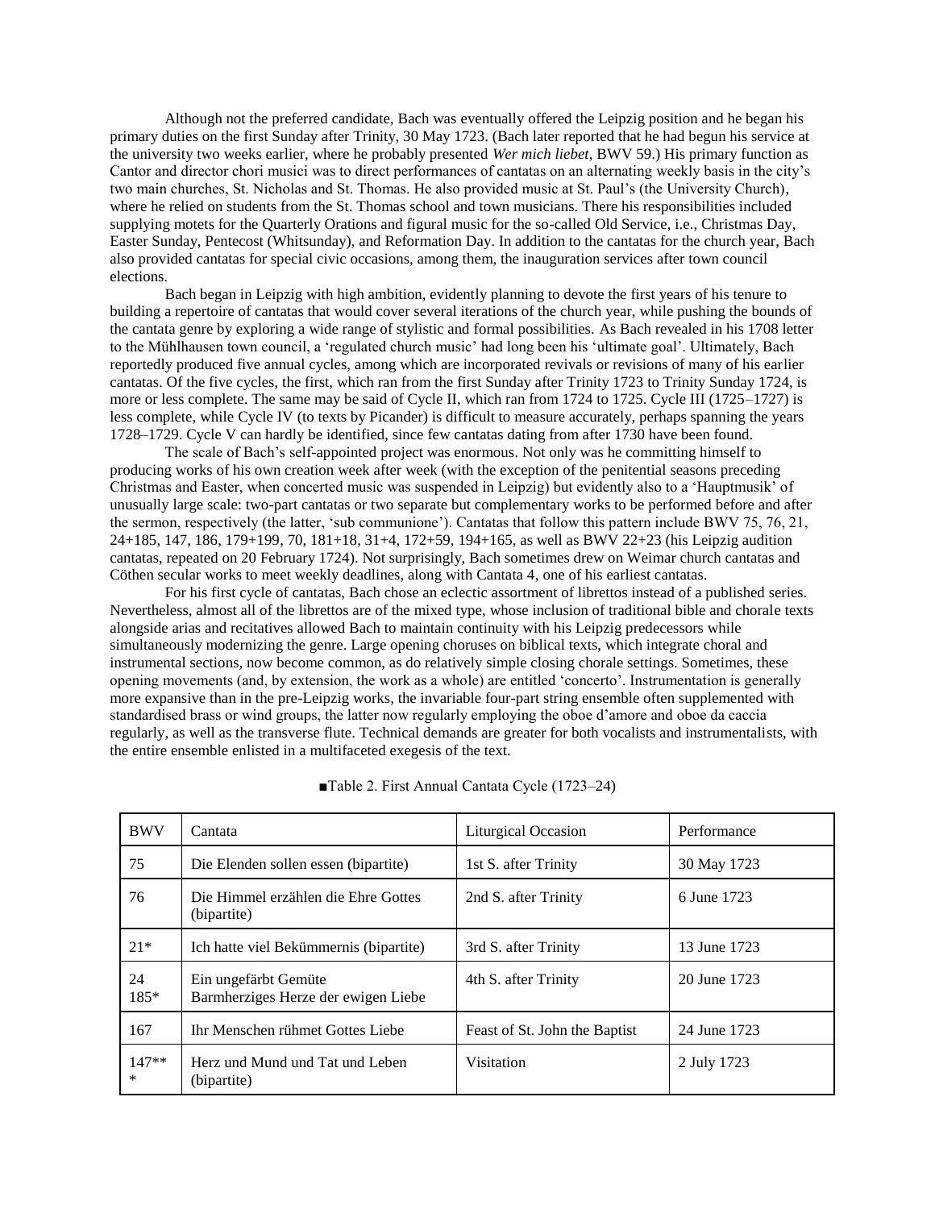Although not the preferred candidate, Bach was eventually offered the Leipzig position and he began his primary duties on the first Sunday after Trinity, 30 May 1723. (Bach later reported that he had begun his service at the university two weeks earlier, where he probably presented *Wer mich liebet*, BWV 59.) His primary function as Cantor and director chori musici was to direct performances of cantatas on an alternating weekly basis in the city's two main churches, St. Nicholas and St. Thomas. He also provided music at St. Paul's (the University Church), where he relied on students from the St. Thomas school and town musicians. There his responsibilities included supplying motets for the Quarterly Orations and figural music for the so-called Old Service, i.e., Christmas Day, Easter Sunday, Pentecost (Whitsunday), and Reformation Day. In addition to the cantatas for the church year, Bach also provided cantatas for special civic occasions, among them, the inauguration services after town council elections.

Bach began in Leipzig with high ambition, evidently planning to devote the first years of his tenure to building a repertoire of cantatas that would cover several iterations of the church year, while pushing the bounds of the cantata genre by exploring a wide range of stylistic and formal possibilities. As Bach revealed in his 1708 letter to the Mühlhausen town council, a 'regulated church music' had long been his 'ultimate goal'. Ultimately, Bach reportedly produced five annual cycles, among which are incorporated revivals or revisions of many of his earlier cantatas. Of the five cycles, the first, which ran from the first Sunday after Trinity 1723 to Trinity Sunday 1724, is more or less complete. The same may be said of Cycle II, which ran from 1724 to 1725. Cycle III (1725–1727) is less complete, while Cycle IV (to texts by Picander) is difficult to measure accurately, perhaps spanning the years 1728–1729. Cycle V can hardly be identified, since few cantatas dating from after 1730 have been found.

The scale of Bach's self-appointed project was enormous. Not only was he committing himself to producing works of his own creation week after week (with the exception of the penitential seasons preceding Christmas and Easter, when concerted music was suspended in Leipzig) but evidently also to a 'Hauptmusik' of unusually large scale: two-part cantatas or two separate but complementary works to be performed before and after the sermon, respectively (the latter, 'sub communione'). Cantatas that follow this pattern include BWV 75, 76, 21, 24+185, 147, 186, 179+199, 70, 181+18, 31+4, 172+59, 194+165, as well as BWV 22+23 (his Leipzig audition cantatas, repeated on 20 February 1724). Not surprisingly, Bach sometimes drew on Weimar church cantatas and Cöthen secular works to meet weekly deadlines, along with Cantata 4, one of his earliest cantatas.

For his first cycle of cantatas, Bach chose an eclectic assortment of librettos instead of a published series. Nevertheless, almost all of the librettos are of the mixed type, whose inclusion of traditional bible and chorale texts alongside arias and recitatives allowed Bach to maintain continuity with his Leipzig predecessors while simultaneously modernizing the genre. Large opening choruses on biblical texts, which integrate choral and instrumental sections, now become common, as do relatively simple closing chorale settings. Sometimes, these opening movements (and, by extension, the work as a whole) are entitled 'concerto'. Instrumentation is generally more expansive than in the pre-Leipzig works, the invariable four-part string ensemble often supplemented with standardised brass or wind groups, the latter now regularly employing the oboe d'amore and oboe da caccia regularly, as well as the transverse flute. Technical demands are greater for both vocalists and instrumentalists, with the entire ensemble enlisted in a multifaceted exegesis of the text.

■Table 2. First Annual Cantata Cycle (1723–24)

| BWV | Cantata | Liturgical Occasion | Performance |
|---|---|---|---|
| 75 | Die Elenden sollen essen (bipartite) | 1st S. after Trinity | 30 May 1723 |
| 76 | Die Himmel erzählen die Ehre Gottes (bipartite) | 2nd S. after Trinity | 6 June 1723 |
| 21* | Ich hatte viel Bekümmernis (bipartite) | 3rd S. after Trinity | 13 June 1723 |
| 24<br>185* | Ein ungefärbt Gemüte<br>Barmherziges Herze der ewigen Liebe | 4th S. after Trinity | 20 June 1723 |
| 167 | Ihr Menschen rühmet Gottes Liebe | Feast of St. John the Baptist | 24 June 1723 |
| 147*** | Herz und Mund und Tat und Leben (bipartite) | Visitation | 2 July 1723 |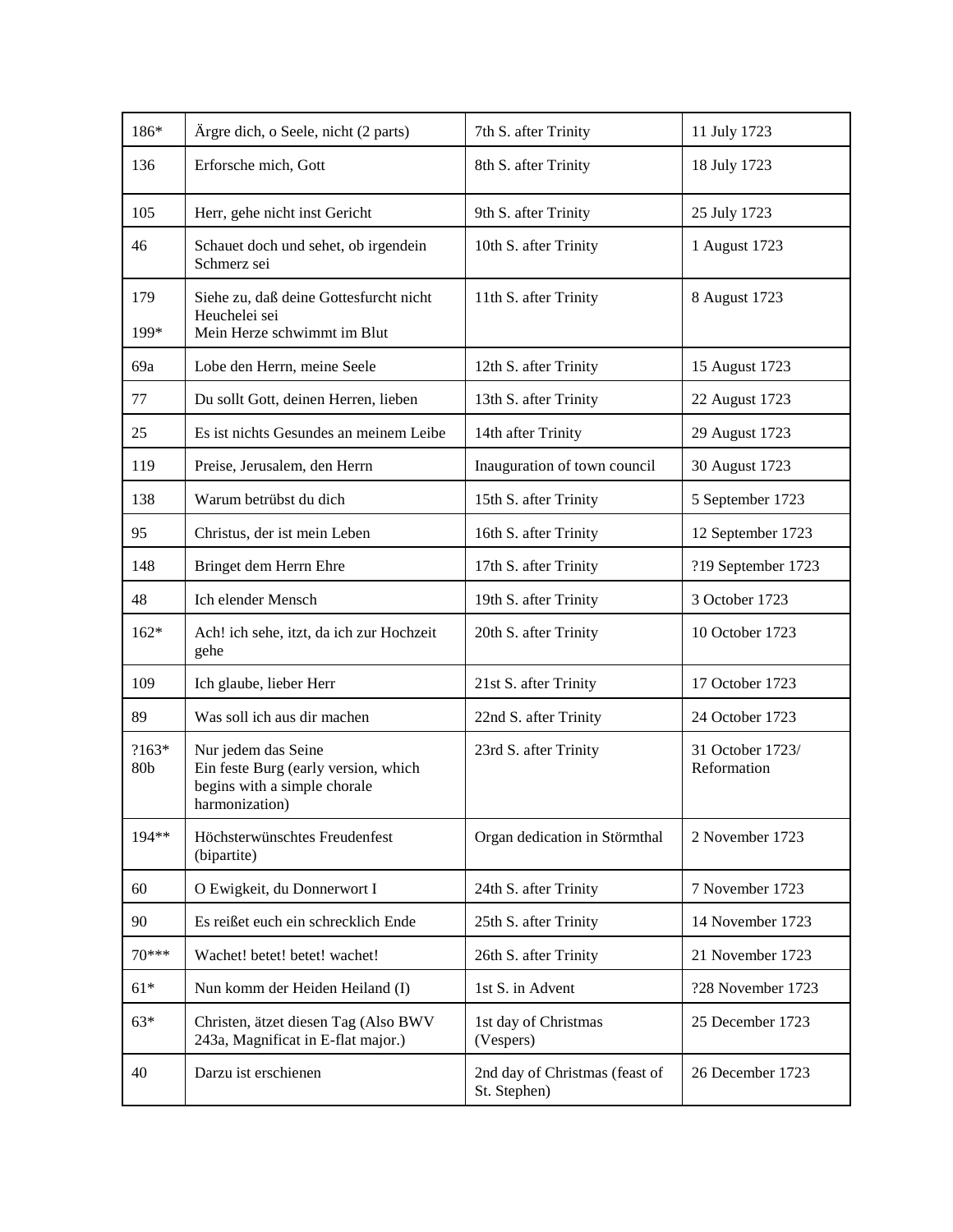| 186* | Ärgre dich, o Seele, nicht (2 parts) | 7th S. after Trinity | 11 July 1723 |
|---|---|---|---|
| 136 | Erforsche mich, Gott | 8th S. after Trinity | 18 July 1723 |
| 105 | Herr, gehe nicht inst Gericht | 9th S. after Trinity | 25 July 1723 |
| 46 | Schauet doch und sehet, ob irgendein Schmerz sei | 10th S. after Trinity | 1 August 1723 |
| 179<br>199* | Siehe zu, daß deine Gottesfurcht nicht Heuchelei sei<br>Mein Herze schwimmt im Blut | 11th S. after Trinity | 8 August 1723 |
| 69a | Lobe den Herrn, meine Seele | 12th S. after Trinity | 15 August 1723 |
| 77 | Du sollt Gott, deinen Herren, lieben | 13th S. after Trinity | 22 August 1723 |
| 25 | Es ist nichts Gesundes an meinem Leibe | 14th after Trinity | 29 August 1723 |
| 119 | Preise, Jerusalem, den Herrn | Inauguration of town council | 30 August 1723 |
| 138 | Warum betrübst du dich | 15th S. after Trinity | 5 September 1723 |
| 95 | Christus, der ist mein Leben | 16th S. after Trinity | 12 September 1723 |
| 148 | Bringet dem Herrn Ehre | 17th S. after Trinity | ?19 September 1723 |
| 48 | Ich elender Mensch | 19th S. after Trinity | 3 October 1723 |
| 162* | Ach! ich sehe, itzt, da ich zur Hochzeit gehe | 20th S. after Trinity | 10 October 1723 |
| 109 | Ich glaube, lieber Herr | 21st S. after Trinity | 17 October 1723 |
| 89 | Was soll ich aus dir machen | 22nd S. after Trinity | 24 October 1723 |
| ?163*<br>80b | Nur jedem das Seine<br>Ein feste Burg (early version, which begins with a simple chorale harmonization) | 23rd S. after Trinity | 31 October 1723/ Reformation |
| 194** | Höchsterwünschtes Freudenfest (bipartite) | Organ dedication in Störmthal | 2 November 1723 |
| 60 | O Ewigkeit, du Donnerwort I | 24th S. after Trinity | 7 November 1723 |
| 90 | Es reißet euch ein schrecklich Ende | 25th S. after Trinity | 14 November 1723 |
| 70*** | Wachet! betet! betet! wachet! | 26th S. after Trinity | 21 November 1723 |
| 61* | Nun komm der Heiden Heiland (I) | 1st S. in Advent | ?28 November 1723 |
| 63* | Christen, ätzet diesen Tag (Also BWV 243a, Magnificat in E-flat major.) | 1st day of Christmas (Vespers) | 25 December 1723 |
| 40 | Darzu ist erschienen | 2nd day of Christmas (feast of St. Stephen) | 26 December 1723 |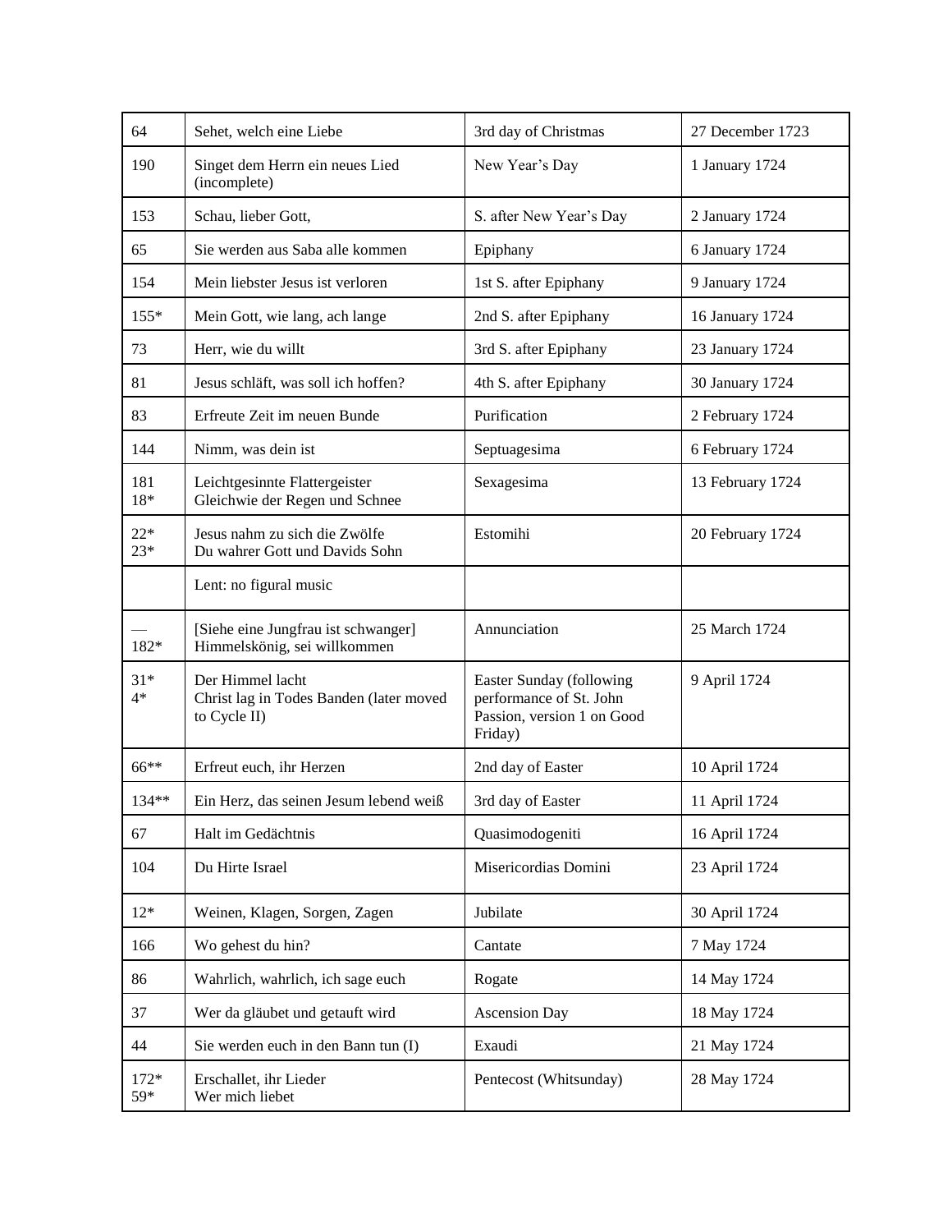| 64 | Sehet, welch eine Liebe | 3rd day of Christmas | 27 December 1723 |
|---|---|---|---|
| 190 | Singet dem Herrn ein neues Lied (incomplete) | New Year's Day | 1 January 1724 |
| 153 | Schau, lieber Gott, | S. after New Year's Day | 2 January 1724 |
| 65 | Sie werden aus Saba alle kommen | Epiphany | 6 January 1724 |
| 154 | Mein liebster Jesus ist verloren | 1st S. after Epiphany | 9 January 1724 |
| 155* | Mein Gott, wie lang, ach lange | 2nd S. after Epiphany | 16 January 1724 |
| 73 | Herr, wie du willt | 3rd S. after Epiphany | 23 January 1724 |
| 81 | Jesus schläft, was soll ich hoffen? | 4th S. after Epiphany | 30 January 1724 |
| 83 | Erfreute Zeit im neuen Bunde | Purification | 2 February 1724 |
| 144 | Nimm, was dein ist | Septuagesima | 6 February 1724 |
| 181<br>18* | Leichtgesinnte Flattergeister<br>Gleichwie der Regen und Schnee | Sexagesima | 13 February 1724 |
| 22*<br>23* | Jesus nahm zu sich die Zwölfe<br>Du wahrer Gott und Davids Sohn | Estomihi | 20 February 1724 |
| | Lent: no figural music | | |
| —<br>182* | [Siehe eine Jungfrau ist schwanger]<br>Himmelskönig, sei willkommen | Annunciation | 25 March 1724 |
| 31*<br>4* | Der Himmel lacht<br>Christ lag in Todes Banden (later moved to Cycle II) | Easter Sunday (following performance of St. John Passion, version 1 on Good Friday) | 9 April 1724 |
| 66** | Erfreut euch, ihr Herzen | 2nd day of Easter | 10 April 1724 |
| 134** | Ein Herz, das seinen Jesum lebend weiß | 3rd day of Easter | 11 April 1724 |
| 67 | Halt im Gedächtnis | Quasimodogeniti | 16 April 1724 |
| 104 | Du Hirte Israel | Misericordias Domini | 23 April 1724 |
| 12* | Weinen, Klagen, Sorgen, Zagen | Jubilate | 30 April 1724 |
| 166 | Wo gehest du hin? | Cantate | 7 May 1724 |
| 86 | Wahrlich, wahrlich, ich sage euch | Rogate | 14 May 1724 |
| 37 | Wer da gläubet und getauft wird | Ascension Day | 18 May 1724 |
| 44 | Sie werden euch in den Bann tun (I) | Exaudi | 21 May 1724 |
| 172*<br>59* | Erschallet, ihr Lieder<br>Wer mich liebet | Pentecost (Whitsunday) | 28 May 1724 |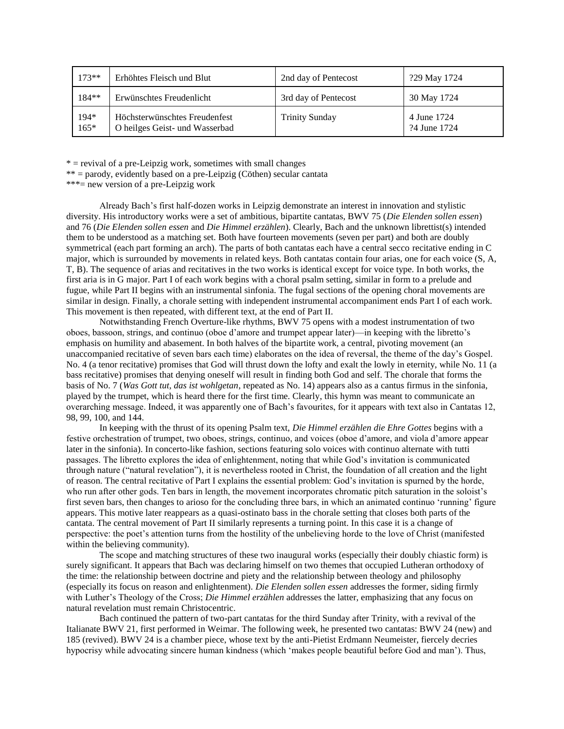| 173** | Erhöhtes Fleisch und Blut | 2nd day of Pentecost | ?29 May 1724 |
|---|---|---|---|
| 184** | Erwünschtes Freudenlicht | 3rd day of Pentecost | 30 May 1724 |
| 194*<br>165* | Höchsterwünschtes Freudenfest<br>O heilges Geist- und Wasserbad | Trinity Sunday | 4 June 1724<br>?4 June 1724 |

* = revival of a pre-Leipzig work, sometimes with small changes
** = parody, evidently based on a pre-Leipzig (Cöthen) secular cantata
***= new version of a pre-Leipzig work

Already Bach's first half-dozen works in Leipzig demonstrate an interest in innovation and stylistic diversity. His introductory works were a set of ambitious, bipartite cantatas, BWV 75 (*Die Elenden sollen essen*) and 76 (*Die Elenden sollen essen* and *Die Himmel erzählen*). Clearly, Bach and the unknown librettist(s) intended them to be understood as a matching set. Both have fourteen movements (seven per part) and both are doubly symmetrical (each part forming an arch). The parts of both cantatas each have a central secco recitative ending in C major, which is surrounded by movements in related keys. Both cantatas contain four arias, one for each voice (S, A, T, B). The sequence of arias and recitatives in the two works is identical except for voice type. In both works, the first aria is in G major. Part I of each work begins with a choral psalm setting, similar in form to a prelude and fugue, while Part II begins with an instrumental sinfonia. The fugal sections of the opening choral movements are similar in design. Finally, a chorale setting with independent instrumental accompaniment ends Part I of each work. This movement is then repeated, with different text, at the end of Part II.

Notwithstanding French Overture-like rhythms, BWV 75 opens with a modest instrumentation of two oboes, bassoon, strings, and continuo (oboe d'amore and trumpet appear later)—in keeping with the libretto's emphasis on humility and abasement. In both halves of the bipartite work, a central, pivoting movement (an unaccompanied recitative of seven bars each time) elaborates on the idea of reversal, the theme of the day's Gospel. No. 4 (a tenor recitative) promises that God will thrust down the lofty and exalt the lowly in eternity, while No. 11 (a bass recitative) promises that denying oneself will result in finding both God and self. The chorale that forms the basis of No. 7 (*Was Gott tut, das ist wohlgetan*, repeated as No. 14) appears also as a cantus firmus in the sinfonia, played by the trumpet, which is heard there for the first time. Clearly, this hymn was meant to communicate an overarching message. Indeed, it was apparently one of Bach's favourites, for it appears with text also in Cantatas 12, 98, 99, 100, and 144.

In keeping with the thrust of its opening Psalm text, *Die Himmel erzählen die Ehre Gottes* begins with a festive orchestration of trumpet, two oboes, strings, continuo, and voices (oboe d'amore, and viola d'amore appear later in the sinfonia). In concerto-like fashion, sections featuring solo voices with continuo alternate with tutti passages. The libretto explores the idea of enlightenment, noting that while God's invitation is communicated through nature ("natural revelation"), it is nevertheless rooted in Christ, the foundation of all creation and the light of reason. The central recitative of Part I explains the essential problem: God's invitation is spurned by the horde, who run after other gods. Ten bars in length, the movement incorporates chromatic pitch saturation in the soloist's first seven bars, then changes to arioso for the concluding three bars, in which an animated continuo 'running' figure appears. This motive later reappears as a quasi-ostinato bass in the chorale setting that closes both parts of the cantata. The central movement of Part II similarly represents a turning point. In this case it is a change of perspective: the poet's attention turns from the hostility of the unbelieving horde to the love of Christ (manifested within the believing community).

The scope and matching structures of these two inaugural works (especially their doubly chiastic form) is surely significant. It appears that Bach was declaring himself on two themes that occupied Lutheran orthodoxy of the time: the relationship between doctrine and piety and the relationship between theology and philosophy (especially its focus on reason and enlightenment). *Die Elenden sollen essen* addresses the former, siding firmly with Luther's Theology of the Cross; *Die Himmel erzählen* addresses the latter, emphasizing that any focus on natural revelation must remain Christocentric.

Bach continued the pattern of two-part cantatas for the third Sunday after Trinity, with a revival of the Italianate BWV 21, first performed in Weimar. The following week, he presented two cantatas: BWV 24 (new) and 185 (revived). BWV 24 is a chamber piece, whose text by the anti-Pietist Erdmann Neumeister, fiercely decries hypocrisy while advocating sincere human kindness (which 'makes people beautiful before God and man'). Thus,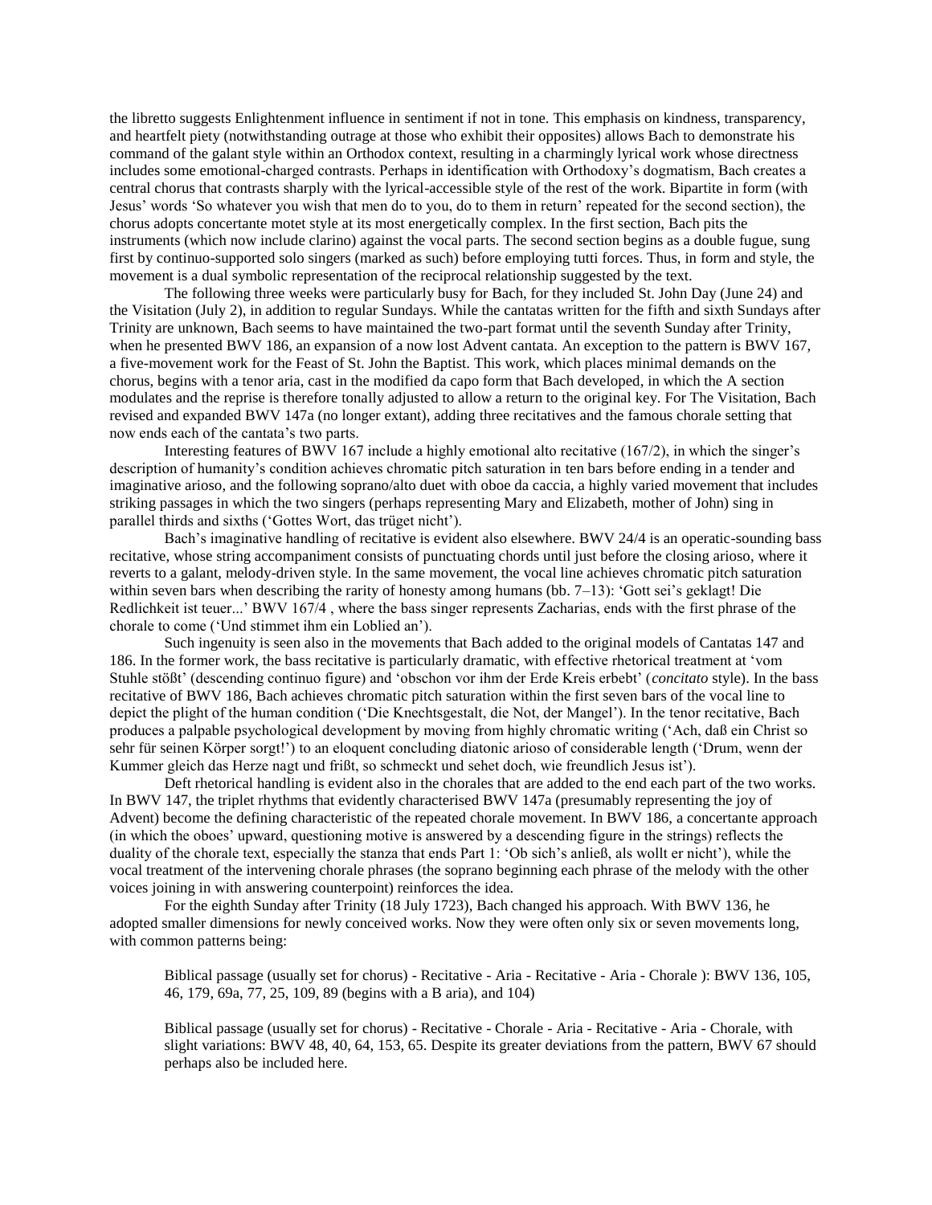the libretto suggests Enlightenment influence in sentiment if not in tone. This emphasis on kindness, transparency, and heartfelt piety (notwithstanding outrage at those who exhibit their opposites) allows Bach to demonstrate his command of the galant style within an Orthodox context, resulting in a charmingly lyrical work whose directness includes some emotional-charged contrasts. Perhaps in identification with Orthodoxy's dogmatism, Bach creates a central chorus that contrasts sharply with the lyrical-accessible style of the rest of the work. Bipartite in form (with Jesus' words 'So whatever you wish that men do to you, do to them in return' repeated for the second section), the chorus adopts concertante motet style at its most energetically complex. In the first section, Bach pits the instruments (which now include clarino) against the vocal parts. The second section begins as a double fugue, sung first by continuo-supported solo singers (marked as such) before employing tutti forces. Thus, in form and style, the movement is a dual symbolic representation of the reciprocal relationship suggested by the text.

The following three weeks were particularly busy for Bach, for they included St. John Day (June 24) and the Visitation (July 2), in addition to regular Sundays. While the cantatas written for the fifth and sixth Sundays after Trinity are unknown, Bach seems to have maintained the two-part format until the seventh Sunday after Trinity, when he presented BWV 186, an expansion of a now lost Advent cantata. An exception to the pattern is BWV 167, a five-movement work for the Feast of St. John the Baptist. This work, which places minimal demands on the chorus, begins with a tenor aria, cast in the modified da capo form that Bach developed, in which the A section modulates and the reprise is therefore tonally adjusted to allow a return to the original key. For The Visitation, Bach revised and expanded BWV 147a (no longer extant), adding three recitatives and the famous chorale setting that now ends each of the cantata's two parts.

Interesting features of BWV 167 include a highly emotional alto recitative (167/2), in which the singer's description of humanity's condition achieves chromatic pitch saturation in ten bars before ending in a tender and imaginative arioso, and the following soprano/alto duet with oboe da caccia, a highly varied movement that includes striking passages in which the two singers (perhaps representing Mary and Elizabeth, mother of John) sing in parallel thirds and sixths ('Gottes Wort, das trüget nicht').

Bach's imaginative handling of recitative is evident also elsewhere. BWV 24/4 is an operatic-sounding bass recitative, whose string accompaniment consists of punctuating chords until just before the closing arioso, where it reverts to a galant, melody-driven style. In the same movement, the vocal line achieves chromatic pitch saturation within seven bars when describing the rarity of honesty among humans (bb. 7–13): 'Gott sei's geklagt! Die Redlichkeit ist teuer...' BWV 167/4 , where the bass singer represents Zacharias, ends with the first phrase of the chorale to come ('Und stimmet ihm ein Loblied an').

Such ingenuity is seen also in the movements that Bach added to the original models of Cantatas 147 and 186. In the former work, the bass recitative is particularly dramatic, with effective rhetorical treatment at 'vom Stuhle stößt' (descending continuo figure) and 'obschon vor ihm der Erde Kreis erbebt' (*concitato* style). In the bass recitative of BWV 186, Bach achieves chromatic pitch saturation within the first seven bars of the vocal line to depict the plight of the human condition ('Die Knechtsgestalt, die Not, der Mangel'). In the tenor recitative, Bach produces a palpable psychological development by moving from highly chromatic writing ('Ach, daß ein Christ so sehr für seinen Körper sorgt!') to an eloquent concluding diatonic arioso of considerable length ('Drum, wenn der Kummer gleich das Herze nagt und frißt, so schmeckt und sehet doch, wie freundlich Jesus ist').

Deft rhetorical handling is evident also in the chorales that are added to the end each part of the two works. In BWV 147, the triplet rhythms that evidently characterised BWV 147a (presumably representing the joy of Advent) become the defining characteristic of the repeated chorale movement. In BWV 186, a concertante approach (in which the oboes' upward, questioning motive is answered by a descending figure in the strings) reflects the duality of the chorale text, especially the stanza that ends Part 1: 'Ob sich's anließ, als wollt er nicht'), while the vocal treatment of the intervening chorale phrases (the soprano beginning each phrase of the melody with the other voices joining in with answering counterpoint) reinforces the idea.

For the eighth Sunday after Trinity (18 July 1723), Bach changed his approach. With BWV 136, he adopted smaller dimensions for newly conceived works. Now they were often only six or seven movements long, with common patterns being:

> Biblical passage (usually set for chorus) - Recitative - Aria - Recitative - Aria - Chorale ): BWV 136, 105, 46, 179, 69a, 77, 25, 109, 89 (begins with a B aria), and 104)
>
> Biblical passage (usually set for chorus) - Recitative - Chorale - Aria - Recitative - Aria - Chorale, with slight variations: BWV 48, 40, 64, 153, 65. Despite its greater deviations from the pattern, BWV 67 should perhaps also be included here.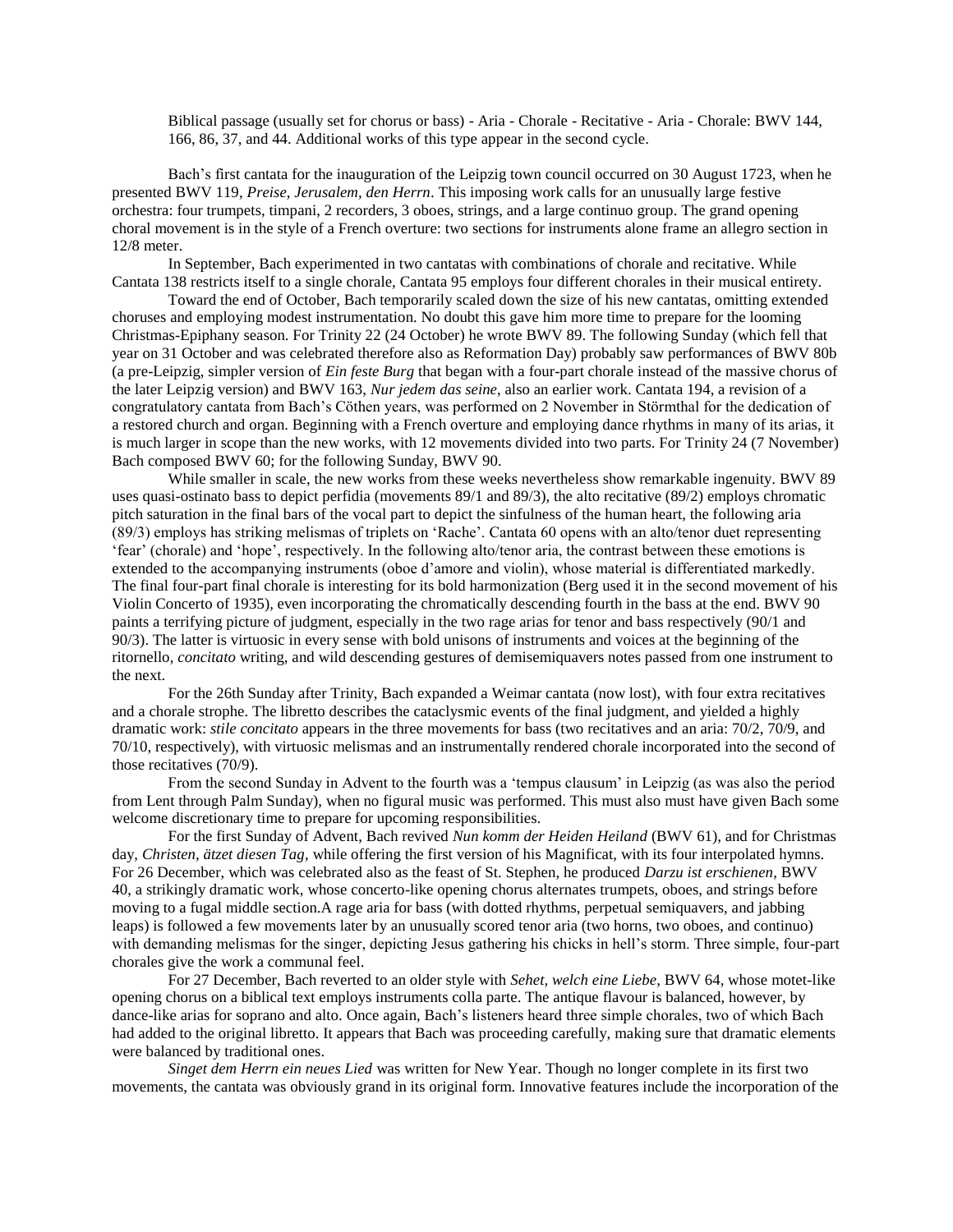Biblical passage (usually set for chorus or bass) - Aria - Chorale - Recitative - Aria - Chorale: BWV 144, 166, 86, 37, and 44. Additional works of this type appear in the second cycle.

Bach's first cantata for the inauguration of the Leipzig town council occurred on 30 August 1723, when he presented BWV 119, *Preise, Jerusalem, den Herrn*. This imposing work calls for an unusually large festive orchestra: four trumpets, timpani, 2 recorders, 3 oboes, strings, and a large continuo group. The grand opening choral movement is in the style of a French overture: two sections for instruments alone frame an allegro section in 12/8 meter.

In September, Bach experimented in two cantatas with combinations of chorale and recitative. While Cantata 138 restricts itself to a single chorale, Cantata 95 employs four different chorales in their musical entirety.

Toward the end of October, Bach temporarily scaled down the size of his new cantatas, omitting extended choruses and employing modest instrumentation. No doubt this gave him more time to prepare for the looming Christmas-Epiphany season. For Trinity 22 (24 October) he wrote BWV 89. The following Sunday (which fell that year on 31 October and was celebrated therefore also as Reformation Day) probably saw performances of BWV 80b (a pre-Leipzig, simpler version of *Ein feste Burg* that began with a four-part chorale instead of the massive chorus of the later Leipzig version) and BWV 163, *Nur jedem das seine*, also an earlier work. Cantata 194, a revision of a congratulatory cantata from Bach's Cöthen years, was performed on 2 November in Störmthal for the dedication of a restored church and organ. Beginning with a French overture and employing dance rhythms in many of its arias, it is much larger in scope than the new works, with 12 movements divided into two parts. For Trinity 24 (7 November) Bach composed BWV 60; for the following Sunday, BWV 90.

While smaller in scale, the new works from these weeks nevertheless show remarkable ingenuity. BWV 89 uses quasi-ostinato bass to depict perfidia (movements 89/1 and 89/3), the alto recitative (89/2) employs chromatic pitch saturation in the final bars of the vocal part to depict the sinfulness of the human heart, the following aria (89/3) employs has striking melismas of triplets on 'Rache'. Cantata 60 opens with an alto/tenor duet representing 'fear' (chorale) and 'hope', respectively. In the following alto/tenor aria, the contrast between these emotions is extended to the accompanying instruments (oboe d'amore and violin), whose material is differentiated markedly. The final four-part final chorale is interesting for its bold harmonization (Berg used it in the second movement of his Violin Concerto of 1935), even incorporating the chromatically descending fourth in the bass at the end. BWV 90 paints a terrifying picture of judgment, especially in the two rage arias for tenor and bass respectively (90/1 and 90/3). The latter is virtuosic in every sense with bold unisons of instruments and voices at the beginning of the ritornello, *concitato* writing, and wild descending gestures of demisemiquavers notes passed from one instrument to the next.

For the 26th Sunday after Trinity, Bach expanded a Weimar cantata (now lost), with four extra recitatives and a chorale strophe. The libretto describes the cataclysmic events of the final judgment, and yielded a highly dramatic work: *stile concitato* appears in the three movements for bass (two recitatives and an aria: 70/2, 70/9, and 70/10, respectively), with virtuosic melismas and an instrumentally rendered chorale incorporated into the second of those recitatives (70/9).

From the second Sunday in Advent to the fourth was a 'tempus clausum' in Leipzig (as was also the period from Lent through Palm Sunday), when no figural music was performed. This must also must have given Bach some welcome discretionary time to prepare for upcoming responsibilities.

For the first Sunday of Advent, Bach revived *Nun komm der Heiden Heiland* (BWV 61), and for Christmas day, *Christen, ätzet diesen Tag*, while offering the first version of his Magnificat, with its four interpolated hymns. For 26 December, which was celebrated also as the feast of St. Stephen, he produced *Darzu ist erschienen*, BWV 40, a strikingly dramatic work, whose concerto-like opening chorus alternates trumpets, oboes, and strings before moving to a fugal middle section.A rage aria for bass (with dotted rhythms, perpetual semiquavers, and jabbing leaps) is followed a few movements later by an unusually scored tenor aria (two horns, two oboes, and continuo) with demanding melismas for the singer, depicting Jesus gathering his chicks in hell's storm. Three simple, four-part chorales give the work a communal feel.

For 27 December, Bach reverted to an older style with *Sehet, welch eine Liebe*, BWV 64, whose motet-like opening chorus on a biblical text employs instruments colla parte. The antique flavour is balanced, however, by dance-like arias for soprano and alto. Once again, Bach's listeners heard three simple chorales, two of which Bach had added to the original libretto. It appears that Bach was proceeding carefully, making sure that dramatic elements were balanced by traditional ones.

*Singet dem Herrn ein neues Lied* was written for New Year. Though no longer complete in its first two movements, the cantata was obviously grand in its original form. Innovative features include the incorporation of the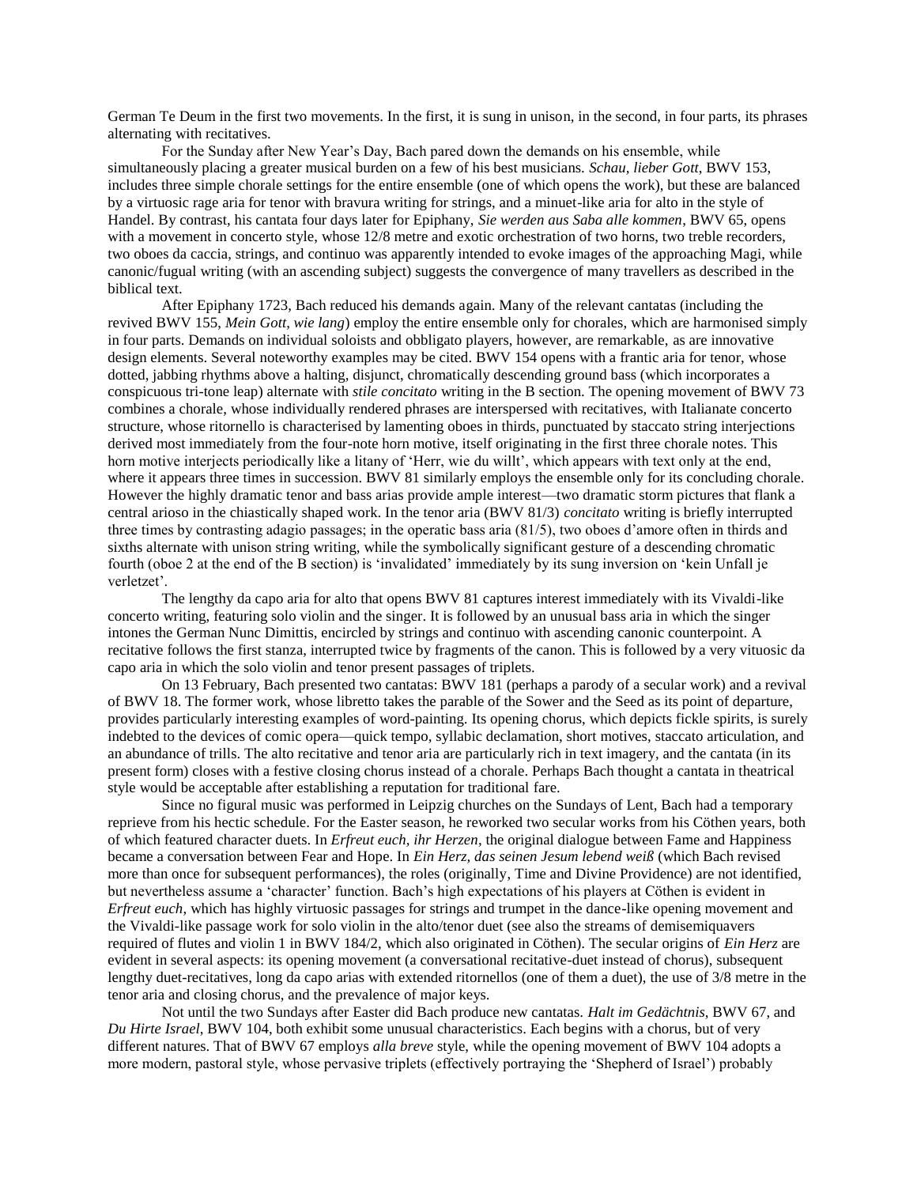German Te Deum in the first two movements. In the first, it is sung in unison, in the second, in four parts, its phrases alternating with recitatives.

For the Sunday after New Year's Day, Bach pared down the demands on his ensemble, while simultaneously placing a greater musical burden on a few of his best musicians. *Schau, lieber Gott*, BWV 153, includes three simple chorale settings for the entire ensemble (one of which opens the work), but these are balanced by a virtuosic rage aria for tenor with bravura writing for strings, and a minuet-like aria for alto in the style of Handel. By contrast, his cantata four days later for Epiphany, *Sie werden aus Saba alle kommen*, BWV 65, opens with a movement in concerto style, whose 12/8 metre and exotic orchestration of two horns, two treble recorders, two oboes da caccia, strings, and continuo was apparently intended to evoke images of the approaching Magi, while canonic/fugual writing (with an ascending subject) suggests the convergence of many travellers as described in the biblical text.

After Epiphany 1723, Bach reduced his demands again. Many of the relevant cantatas (including the revived BWV 155, *Mein Gott, wie lang*) employ the entire ensemble only for chorales, which are harmonised simply in four parts. Demands on individual soloists and obbligato players, however, are remarkable, as are innovative design elements. Several noteworthy examples may be cited. BWV 154 opens with a frantic aria for tenor, whose dotted, jabbing rhythms above a halting, disjunct, chromatically descending ground bass (which incorporates a conspicuous tri-tone leap) alternate with *stile concitato* writing in the B section. The opening movement of BWV 73 combines a chorale, whose individually rendered phrases are interspersed with recitatives, with Italianate concerto structure, whose ritornello is characterised by lamenting oboes in thirds, punctuated by staccato string interjections derived most immediately from the four-note horn motive, itself originating in the first three chorale notes. This horn motive interjects periodically like a litany of 'Herr, wie du willt', which appears with text only at the end, where it appears three times in succession. BWV 81 similarly employs the ensemble only for its concluding chorale. However the highly dramatic tenor and bass arias provide ample interest—two dramatic storm pictures that flank a central arioso in the chiastically shaped work. In the tenor aria (BWV 81/3) *concitato* writing is briefly interrupted three times by contrasting adagio passages; in the operatic bass aria (81/5), two oboes d'amore often in thirds and sixths alternate with unison string writing, while the symbolically significant gesture of a descending chromatic fourth (oboe 2 at the end of the B section) is 'invalidated' immediately by its sung inversion on 'kein Unfall je verletzet'.

The lengthy da capo aria for alto that opens BWV 81 captures interest immediately with its Vivaldi-like concerto writing, featuring solo violin and the singer. It is followed by an unusual bass aria in which the singer intones the German Nunc Dimittis, encircled by strings and continuo with ascending canonic counterpoint. A recitative follows the first stanza, interrupted twice by fragments of the canon. This is followed by a very vituosic da capo aria in which the solo violin and tenor present passages of triplets.

On 13 February, Bach presented two cantatas: BWV 181 (perhaps a parody of a secular work) and a revival of BWV 18. The former work, whose libretto takes the parable of the Sower and the Seed as its point of departure, provides particularly interesting examples of word-painting. Its opening chorus, which depicts fickle spirits, is surely indebted to the devices of comic opera—quick tempo, syllabic declamation, short motives, staccato articulation, and an abundance of trills. The alto recitative and tenor aria are particularly rich in text imagery, and the cantata (in its present form) closes with a festive closing chorus instead of a chorale. Perhaps Bach thought a cantata in theatrical style would be acceptable after establishing a reputation for traditional fare.

Since no figural music was performed in Leipzig churches on the Sundays of Lent, Bach had a temporary reprieve from his hectic schedule. For the Easter season, he reworked two secular works from his Cöthen years, both of which featured character duets. In *Erfreut euch, ihr Herzen*, the original dialogue between Fame and Happiness became a conversation between Fear and Hope. In *Ein Herz, das seinen Jesum lebend weiß* (which Bach revised more than once for subsequent performances), the roles (originally, Time and Divine Providence) are not identified, but nevertheless assume a 'character' function. Bach's high expectations of his players at Cöthen is evident in *Erfreut euch*, which has highly virtuosic passages for strings and trumpet in the dance-like opening movement and the Vivaldi-like passage work for solo violin in the alto/tenor duet (see also the streams of demisemiquavers required of flutes and violin 1 in BWV 184/2, which also originated in Cöthen). The secular origins of *Ein Herz* are evident in several aspects: its opening movement (a conversational recitative-duet instead of chorus), subsequent lengthy duet-recitatives, long da capo arias with extended ritornellos (one of them a duet), the use of 3/8 metre in the tenor aria and closing chorus, and the prevalence of major keys.

Not until the two Sundays after Easter did Bach produce new cantatas. *Halt im Gedächtnis*, BWV 67, and *Du Hirte Israel*, BWV 104, both exhibit some unusual characteristics. Each begins with a chorus, but of very different natures. That of BWV 67 employs *alla breve* style, while the opening movement of BWV 104 adopts a more modern, pastoral style, whose pervasive triplets (effectively portraying the 'Shepherd of Israel') probably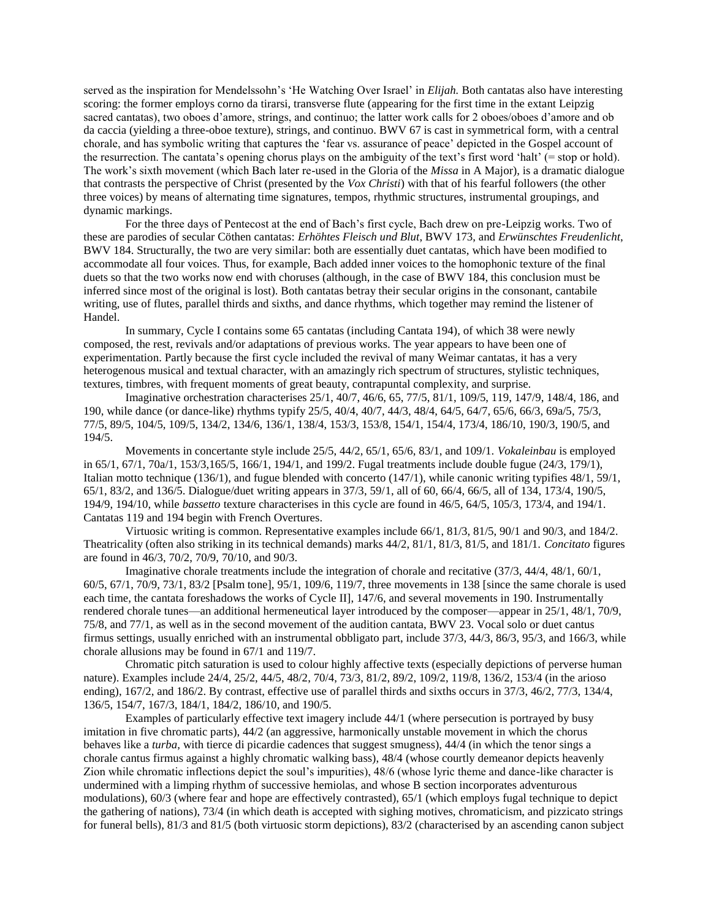served as the inspiration for Mendelssohn's 'He Watching Over Israel' in *Elijah.* Both cantatas also have interesting scoring: the former employs corno da tirarsi, transverse flute (appearing for the first time in the extant Leipzig sacred cantatas), two oboes d'amore, strings, and continuo; the latter work calls for 2 oboes/oboes d'amore and ob da caccia (yielding a three-oboe texture), strings, and continuo. BWV 67 is cast in symmetrical form, with a central chorale, and has symbolic writing that captures the 'fear vs. assurance of peace' depicted in the Gospel account of the resurrection. The cantata's opening chorus plays on the ambiguity of the text's first word 'halt' (= stop or hold). The work's sixth movement (which Bach later re-used in the Gloria of the *Missa* in A Major), is a dramatic dialogue that contrasts the perspective of Christ (presented by the *Vox Christi*) with that of his fearful followers (the other three voices) by means of alternating time signatures, tempos, rhythmic structures, instrumental groupings, and dynamic markings.

For the three days of Pentecost at the end of Bach's first cycle, Bach drew on pre-Leipzig works. Two of these are parodies of secular Cöthen cantatas: *Erhöhtes Fleisch und Blut*, BWV 173, and *Erwünschtes Freudenlicht*, BWV 184. Structurally, the two are very similar: both are essentially duet cantatas, which have been modified to accommodate all four voices. Thus, for example, Bach added inner voices to the homophonic texture of the final duets so that the two works now end with choruses (although, in the case of BWV 184, this conclusion must be inferred since most of the original is lost). Both cantatas betray their secular origins in the consonant, cantabile writing, use of flutes, parallel thirds and sixths, and dance rhythms, which together may remind the listener of Handel.

In summary, Cycle I contains some 65 cantatas (including Cantata 194), of which 38 were newly composed, the rest, revivals and/or adaptations of previous works. The year appears to have been one of experimentation. Partly because the first cycle included the revival of many Weimar cantatas, it has a very heterogenous musical and textual character, with an amazingly rich spectrum of structures, stylistic techniques, textures, timbres, with frequent moments of great beauty, contrapuntal complexity, and surprise.

Imaginative orchestration characterises 25/1, 40/7, 46/6, 65, 77/5, 81/1, 109/5, 119, 147/9, 148/4, 186, and 190, while dance (or dance-like) rhythms typify 25/5, 40/4, 40/7, 44/3, 48/4, 64/5, 64/7, 65/6, 66/3, 69a/5, 75/3, 77/5, 89/5, 104/5, 109/5, 134/2, 134/6, 136/1, 138/4, 153/3, 153/8, 154/1, 154/4, 173/4, 186/10, 190/3, 190/5, and 194/5.

Movements in concertante style include 25/5, 44/2, 65/1, 65/6, 83/1, and 109/1. *Vokaleinbau* is employed in 65/1, 67/1, 70a/1, 153/3,165/5, 166/1, 194/1, and 199/2. Fugal treatments include double fugue (24/3, 179/1), Italian motto technique (136/1), and fugue blended with concerto (147/1), while canonic writing typifies 48/1, 59/1, 65/1, 83/2, and 136/5. Dialogue/duet writing appears in 37/3, 59/1, all of 60, 66/4, 66/5, all of 134, 173/4, 190/5, 194/9, 194/10, while *bassetto* texture characterises in this cycle are found in 46/5, 64/5, 105/3, 173/4, and 194/1. Cantatas 119 and 194 begin with French Overtures.

Virtuosic writing is common. Representative examples include 66/1, 81/3, 81/5, 90/1 and 90/3, and 184/2. Theatricality (often also striking in its technical demands) marks 44/2, 81/1, 81/3, 81/5, and 181/1. *Concitato* figures are found in 46/3, 70/2, 70/9, 70/10, and 90/3.

Imaginative chorale treatments include the integration of chorale and recitative (37/3, 44/4, 48/1, 60/1, 60/5, 67/1, 70/9, 73/1, 83/2 [Psalm tone], 95/1, 109/6, 119/7, three movements in 138 [since the same chorale is used each time, the cantata foreshadows the works of Cycle II], 147/6, and several movements in 190. Instrumentally rendered chorale tunes—an additional hermeneutical layer introduced by the composer—appear in 25/1, 48/1, 70/9, 75/8, and 77/1, as well as in the second movement of the audition cantata, BWV 23. Vocal solo or duet cantus firmus settings, usually enriched with an instrumental obbligato part, include 37/3, 44/3, 86/3, 95/3, and 166/3, while chorale allusions may be found in 67/1 and 119/7.

Chromatic pitch saturation is used to colour highly affective texts (especially depictions of perverse human nature). Examples include 24/4, 25/2, 44/5, 48/2, 70/4, 73/3, 81/2, 89/2, 109/2, 119/8, 136/2, 153/4 (in the arioso ending), 167/2, and 186/2. By contrast, effective use of parallel thirds and sixths occurs in 37/3, 46/2, 77/3, 134/4, 136/5, 154/7, 167/3, 184/1, 184/2, 186/10, and 190/5.

Examples of particularly effective text imagery include 44/1 (where persecution is portrayed by busy imitation in five chromatic parts), 44/2 (an aggressive, harmonically unstable movement in which the chorus behaves like a *turba*, with tierce di picardie cadences that suggest smugness), 44/4 (in which the tenor sings a chorale cantus firmus against a highly chromatic walking bass), 48/4 (whose courtly demeanor depicts heavenly Zion while chromatic inflections depict the soul's impurities), 48/6 (whose lyric theme and dance-like character is undermined with a limping rhythm of successive hemiolas, and whose B section incorporates adventurous modulations), 60/3 (where fear and hope are effectively contrasted), 65/1 (which employs fugal technique to depict the gathering of nations), 73/4 (in which death is accepted with sighing motives, chromaticism, and pizzicato strings for funeral bells), 81/3 and 81/5 (both virtuosic storm depictions), 83/2 (characterised by an ascending canon subject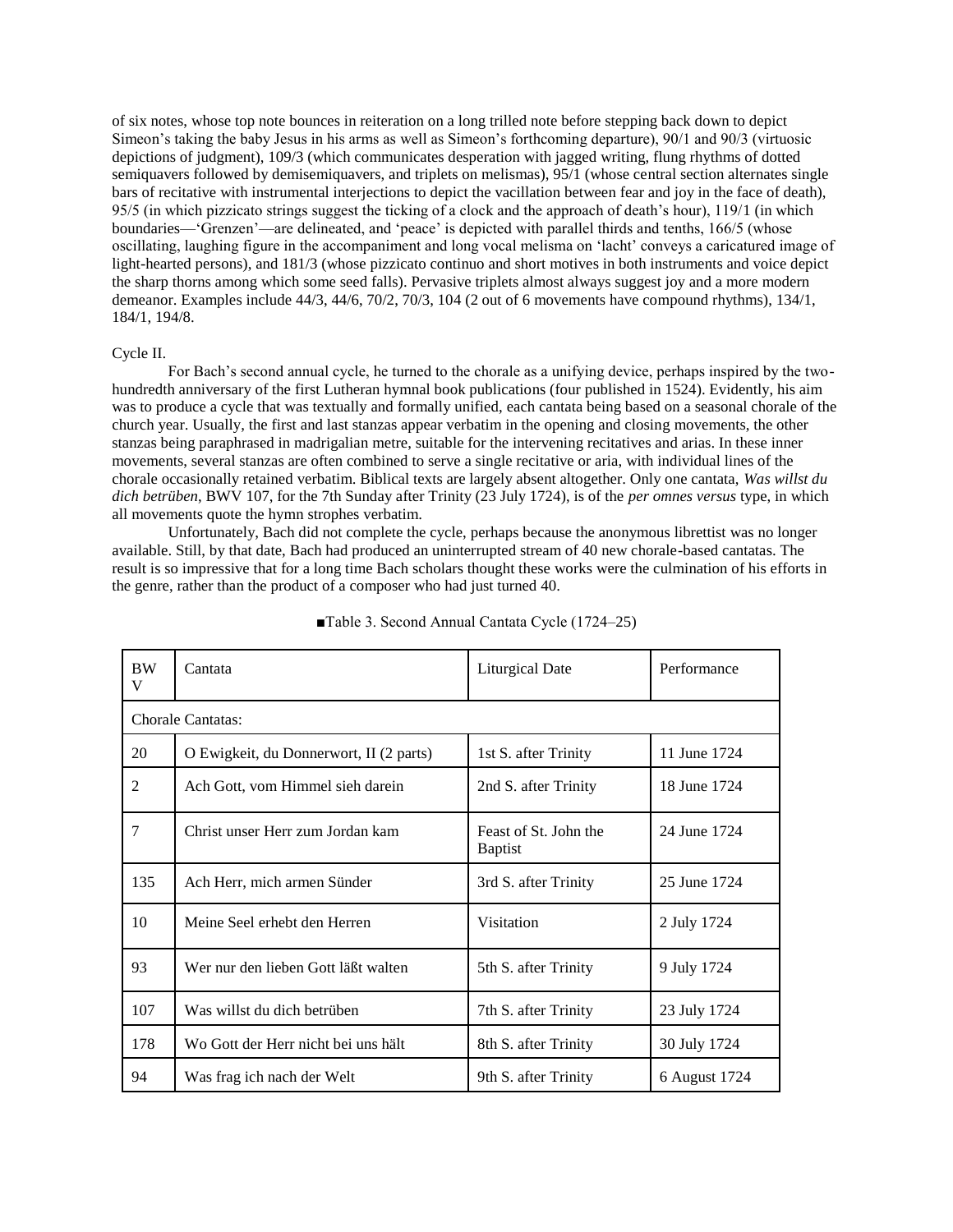of six notes, whose top note bounces in reiteration on a long trilled note before stepping back down to depict Simeon's taking the baby Jesus in his arms as well as Simeon's forthcoming departure), 90/1 and 90/3 (virtuosic depictions of judgment), 109/3 (which communicates desperation with jagged writing, flung rhythms of dotted semiquavers followed by demisemiquavers, and triplets on melismas), 95/1 (whose central section alternates single bars of recitative with instrumental interjections to depict the vacillation between fear and joy in the face of death), 95/5 (in which pizzicato strings suggest the ticking of a clock and the approach of death's hour), 119/1 (in which boundaries—'Grenzen'—are delineated, and 'peace' is depicted with parallel thirds and tenths, 166/5 (whose oscillating, laughing figure in the accompaniment and long vocal melisma on 'lacht' conveys a caricatured image of light-hearted persons), and 181/3 (whose pizzicato continuo and short motives in both instruments and voice depict the sharp thorns among which some seed falls). Pervasive triplets almost always suggest joy and a more modern demeanor. Examples include 44/3, 44/6, 70/2, 70/3, 104 (2 out of 6 movements have compound rhythms), 134/1, 184/1, 194/8.

Cycle II.

For Bach's second annual cycle, he turned to the chorale as a unifying device, perhaps inspired by the two-hundredth anniversary of the first Lutheran hymnal book publications (four published in 1524). Evidently, his aim was to produce a cycle that was textually and formally unified, each cantata being based on a seasonal chorale of the church year. Usually, the first and last stanzas appear verbatim in the opening and closing movements, the other stanzas being paraphrased in madrigalian metre, suitable for the intervening recitatives and arias. In these inner movements, several stanzas are often combined to serve a single recitative or aria, with individual lines of the chorale occasionally retained verbatim. Biblical texts are largely absent altogether. Only one cantata, *Was willst du dich betrüben*, BWV 107, for the 7th Sunday after Trinity (23 July 1724), is of the *per omnes versus* type, in which all movements quote the hymn strophes verbatim.

Unfortunately, Bach did not complete the cycle, perhaps because the anonymous librettist was no longer available. Still, by that date, Bach had produced an uninterrupted stream of 40 new chorale-based cantatas. The result is so impressive that for a long time Bach scholars thought these works were the culmination of his efforts in the genre, rather than the product of a composer who had just turned 40.

■Table 3. Second Annual Cantata Cycle (1724–25)

| BWV | Cantata | Liturgical Date | Performance |
|---|---|---|---|
| Chorale Cantatas: | | | |
| 20 | O Ewigkeit, du Donnerwort, II (2 parts) | 1st S. after Trinity | 11 June 1724 |
| 2 | Ach Gott, vom Himmel sieh darein | 2nd S. after Trinity | 18 June 1724 |
| 7 | Christ unser Herr zum Jordan kam | Feast of St. John the Baptist | 24 June 1724 |
| 135 | Ach Herr, mich armen Sünder | 3rd S. after Trinity | 25 June 1724 |
| 10 | Meine Seel erhebt den Herren | Visitation | 2 July 1724 |
| 93 | Wer nur den lieben Gott läßt walten | 5th S. after Trinity | 9 July 1724 |
| 107 | Was willst du dich betrüben | 7th S. after Trinity | 23 July 1724 |
| 178 | Wo Gott der Herr nicht bei uns hält | 8th S. after Trinity | 30 July 1724 |
| 94 | Was frag ich nach der Welt | 9th S. after Trinity | 6 August 1724 |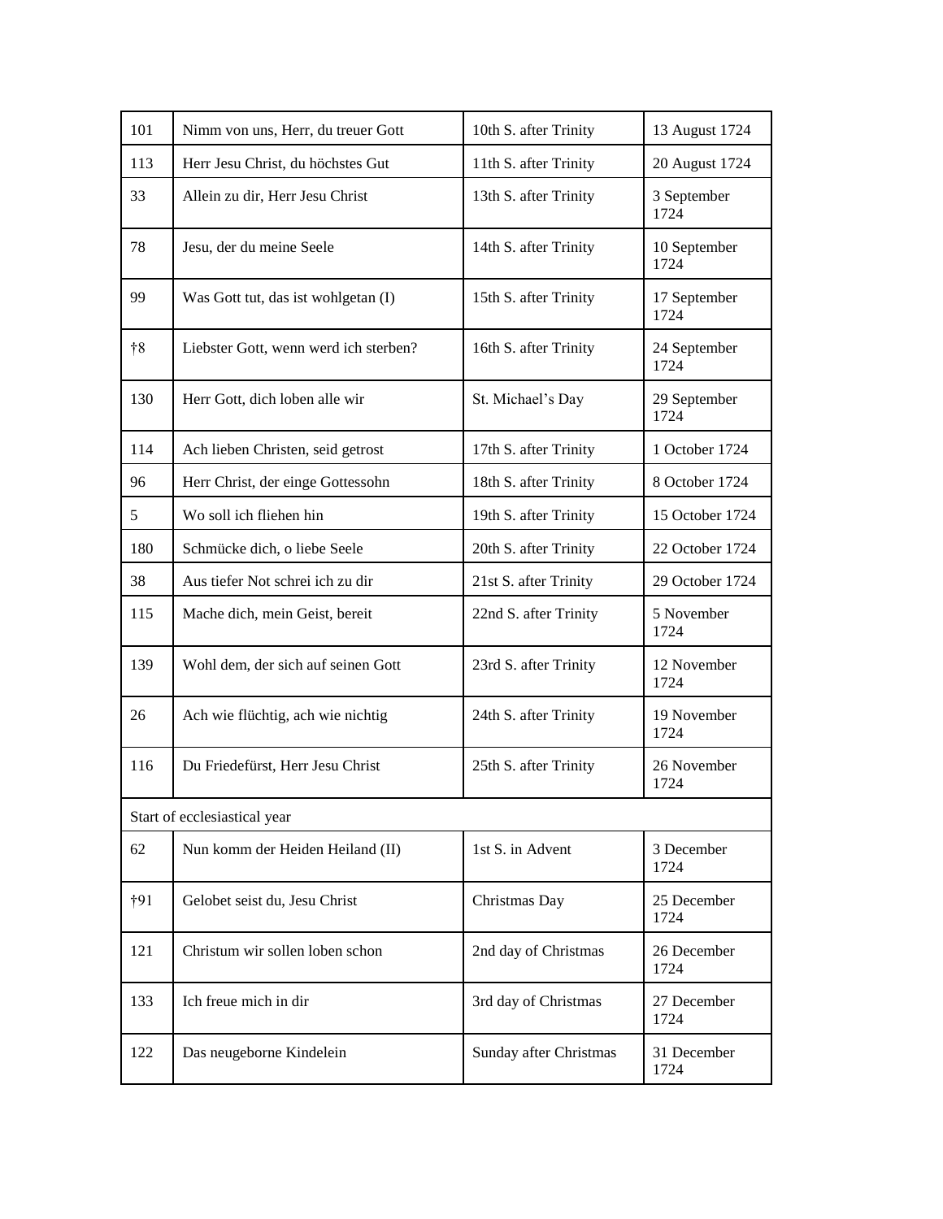| | | | |
|---|---|---|---|
| 101 | Nimm von uns, Herr, du treuer Gott | 10th S. after Trinity | 13 August 1724 |
| 113 | Herr Jesu Christ, du höchstes Gut | 11th S. after Trinity | 20 August 1724 |
| 33 | Allein zu dir, Herr Jesu Christ | 13th S. after Trinity | 3 September 1724 |
| 78 | Jesu, der du meine Seele | 14th S. after Trinity | 10 September 1724 |
| 99 | Was Gott tut, das ist wohlgetan (I) | 15th S. after Trinity | 17 September 1724 |
| †8 | Liebster Gott, wenn werd ich sterben? | 16th S. after Trinity | 24 September 1724 |
| 130 | Herr Gott, dich loben alle wir | St. Michael's Day | 29 September 1724 |
| 114 | Ach lieben Christen, seid getrost | 17th S. after Trinity | 1 October 1724 |
| 96 | Herr Christ, der einge Gottessohn | 18th S. after Trinity | 8 October 1724 |
| 5 | Wo soll ich fliehen hin | 19th S. after Trinity | 15 October 1724 |
| 180 | Schmücke dich, o liebe Seele | 20th S. after Trinity | 22 October 1724 |
| 38 | Aus tiefer Not schrei ich zu dir | 21st S. after Trinity | 29 October 1724 |
| 115 | Mache dich, mein Geist, bereit | 22nd S. after Trinity | 5 November 1724 |
| 139 | Wohl dem, der sich auf seinen Gott | 23rd S. after Trinity | 12 November 1724 |
| 26 | Ach wie flüchtig, ach wie nichtig | 24th S. after Trinity | 19 November 1724 |
| 116 | Du Friedefürst, Herr Jesu Christ | 25th S. after Trinity | 26 November 1724 |
| Start of ecclesiastical year | | | |
| 62 | Nun komm der Heiden Heiland (II) | 1st S. in Advent | 3 December 1724 |
| †91 | Gelobet seist du, Jesu Christ | Christmas Day | 25 December 1724 |
| 121 | Christum wir sollen loben schon | 2nd day of Christmas | 26 December 1724 |
| 133 | Ich freue mich in dir | 3rd day of Christmas | 27 December 1724 |
| 122 | Das neugeborne Kindelein | Sunday after Christmas | 31 December 1724 |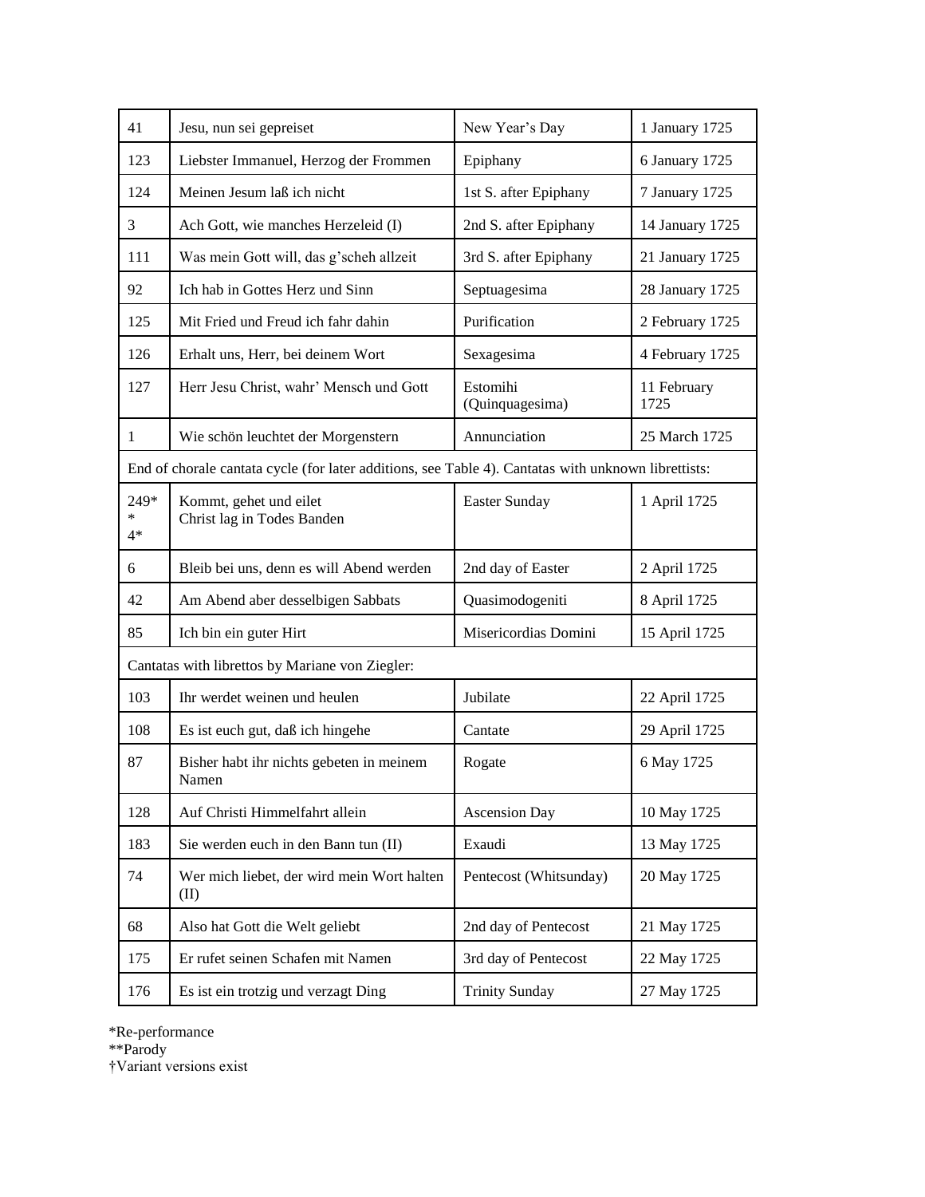| 41 | Jesu, nun sei gepreiset | New Year's Day | 1 January 1725 |
|---|---|---|---|
| 123 | Liebster Immanuel, Herzog der Frommen | Epiphany | 6 January 1725 |
| 124 | Meinen Jesum laß ich nicht | 1st S. after Epiphany | 7 January 1725 |
| 3 | Ach Gott, wie manches Herzeleid (I) | 2nd S. after Epiphany | 14 January 1725 |
| 111 | Was mein Gott will, das g'scheh allzeit | 3rd S. after Epiphany | 21 January 1725 |
| 92 | Ich hab in Gottes Herz und Sinn | Septuagesima | 28 January 1725 |
| 125 | Mit Fried und Freud ich fahr dahin | Purification | 2 February 1725 |
| 126 | Erhalt uns, Herr, bei deinem Wort | Sexagesima | 4 February 1725 |
| 127 | Herr Jesu Christ, wahr' Mensch und Gott | Estomihi (Quinquagesima) | 11 February 1725 |
| 1 | Wie schön leuchtet der Morgenstern | Annunciation | 25 March 1725 |
| End of chorale cantata cycle (for later additions, see Table 4). Cantatas with unknown librettists: | | | |
| 249** 4* | Kommt, gehet und eilet Christ lag in Todes Banden | Easter Sunday | 1 April 1725 |
| 6 | Bleib bei uns, denn es will Abend werden | 2nd day of Easter | 2 April 1725 |
| 42 | Am Abend aber desselbigen Sabbats | Quasimodogeniti | 8 April 1725 |
| 85 | Ich bin ein guter Hirt | Misericordias Domini | 15 April 1725 |
| Cantatas with librettos by Mariane von Ziegler: | | | |
| 103 | Ihr werdet weinen und heulen | Jubilate | 22 April 1725 |
| 108 | Es ist euch gut, daß ich hingehe | Cantate | 29 April 1725 |
| 87 | Bisher habt ihr nichts gebeten in meinem Namen | Rogate | 6 May 1725 |
| 128 | Auf Christi Himmelfahrt allein | Ascension Day | 10 May 1725 |
| 183 | Sie werden euch in den Bann tun (II) | Exaudi | 13 May 1725 |
| 74 | Wer mich liebet, der wird mein Wort halten (II) | Pentecost (Whitsunday) | 20 May 1725 |
| 68 | Also hat Gott die Welt geliebt | 2nd day of Pentecost | 21 May 1725 |
| 175 | Er rufet seinen Schafen mit Namen | 3rd day of Pentecost | 22 May 1725 |
| 176 | Es ist ein trotzig und verzagt Ding | Trinity Sunday | 27 May 1725 |

*Re-performance
**Parody
†Variant versions exist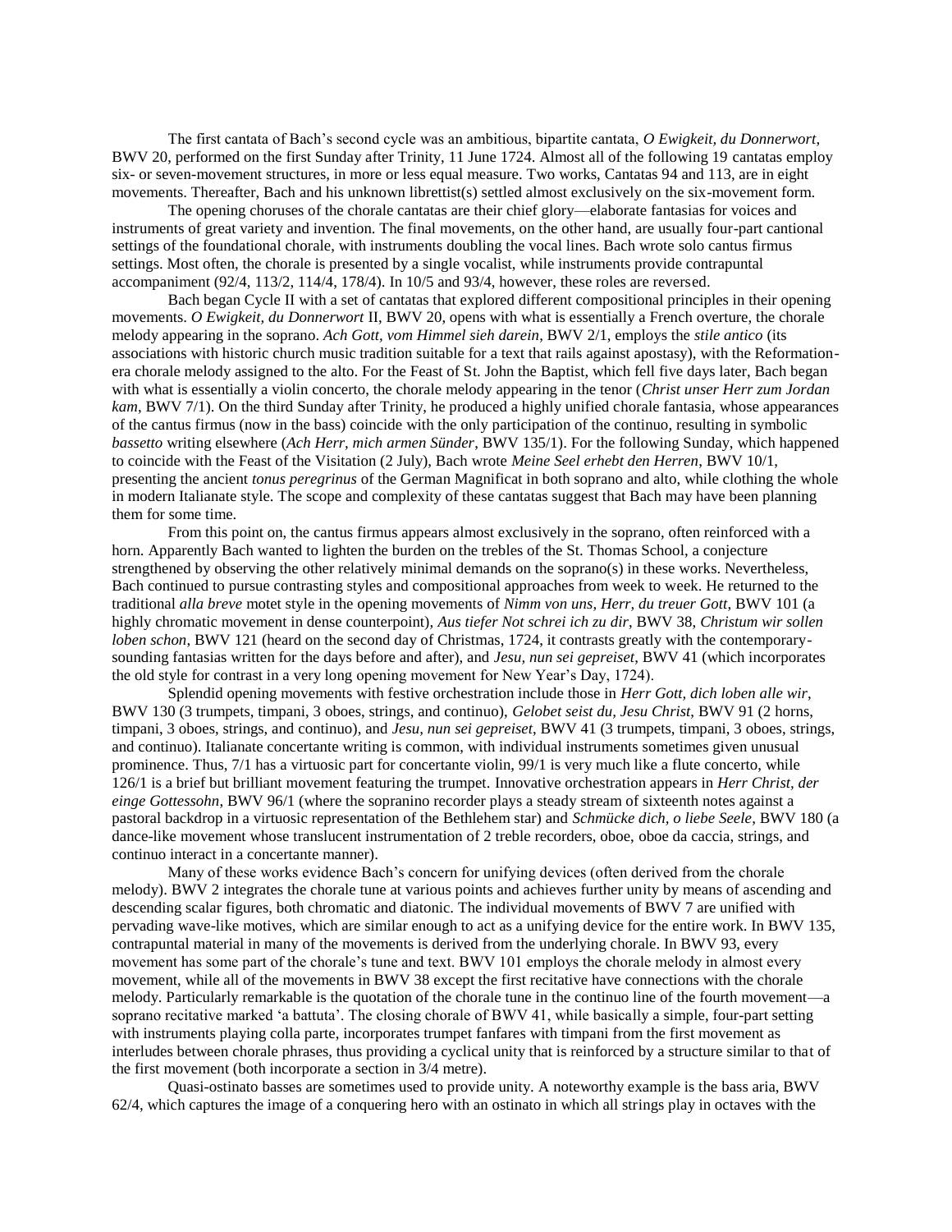The first cantata of Bach's second cycle was an ambitious, bipartite cantata, *O Ewigkeit, du Donnerwort*, BWV 20, performed on the first Sunday after Trinity, 11 June 1724. Almost all of the following 19 cantatas employ six- or seven-movement structures, in more or less equal measure. Two works, Cantatas 94 and 113, are in eight movements. Thereafter, Bach and his unknown librettist(s) settled almost exclusively on the six-movement form.

The opening choruses of the chorale cantatas are their chief glory—elaborate fantasias for voices and instruments of great variety and invention. The final movements, on the other hand, are usually four-part cantional settings of the foundational chorale, with instruments doubling the vocal lines. Bach wrote solo cantus firmus settings. Most often, the chorale is presented by a single vocalist, while instruments provide contrapuntal accompaniment (92/4, 113/2, 114/4, 178/4). In 10/5 and 93/4, however, these roles are reversed.

Bach began Cycle II with a set of cantatas that explored different compositional principles in their opening movements. *O Ewigkeit, du Donnerwort* II, BWV 20, opens with what is essentially a French overture, the chorale melody appearing in the soprano. *Ach Gott, vom Himmel sieh darein*, BWV 2/1, employs the *stile antico* (its associations with historic church music tradition suitable for a text that rails against apostasy), with the Reformation-era chorale melody assigned to the alto. For the Feast of St. John the Baptist, which fell five days later, Bach began with what is essentially a violin concerto, the chorale melody appearing in the tenor (*Christ unser Herr zum Jordan kam*, BWV 7/1). On the third Sunday after Trinity, he produced a highly unified chorale fantasia, whose appearances of the cantus firmus (now in the bass) coincide with the only participation of the continuo, resulting in symbolic *bassetto* writing elsewhere (*Ach Herr, mich armen Sünder*, BWV 135/1). For the following Sunday, which happened to coincide with the Feast of the Visitation (2 July), Bach wrote *Meine Seel erhebt den Herren*, BWV 10/1, presenting the ancient *tonus peregrinus* of the German Magnificat in both soprano and alto, while clothing the whole in modern Italianate style. The scope and complexity of these cantatas suggest that Bach may have been planning them for some time.

From this point on, the cantus firmus appears almost exclusively in the soprano, often reinforced with a horn. Apparently Bach wanted to lighten the burden on the trebles of the St. Thomas School, a conjecture strengthened by observing the other relatively minimal demands on the soprano(s) in these works. Nevertheless, Bach continued to pursue contrasting styles and compositional approaches from week to week. He returned to the traditional *alla breve* motet style in the opening movements of *Nimm von uns, Herr, du treuer Gott*, BWV 101 (a highly chromatic movement in dense counterpoint), *Aus tiefer Not schrei ich zu dir*, BWV 38, *Christum wir sollen loben schon*, BWV 121 (heard on the second day of Christmas, 1724, it contrasts greatly with the contemporary-sounding fantasias written for the days before and after), and *Jesu, nun sei gepreiset*, BWV 41 (which incorporates the old style for contrast in a very long opening movement for New Year's Day, 1724).

Splendid opening movements with festive orchestration include those in *Herr Gott, dich loben alle wir*, BWV 130 (3 trumpets, timpani, 3 oboes, strings, and continuo), *Gelobet seist du, Jesu Christ*, BWV 91 (2 horns, timpani, 3 oboes, strings, and continuo), and *Jesu, nun sei gepreiset*, BWV 41 (3 trumpets, timpani, 3 oboes, strings, and continuo). Italianate concertante writing is common, with individual instruments sometimes given unusual prominence. Thus, 7/1 has a virtuosic part for concertante violin, 99/1 is very much like a flute concerto, while 126/1 is a brief but brilliant movement featuring the trumpet. Innovative orchestration appears in *Herr Christ, der einge Gottessohn*, BWV 96/1 (where the sopranino recorder plays a steady stream of sixteenth notes against a pastoral backdrop in a virtuosic representation of the Bethlehem star) and *Schmücke dich, o liebe Seele*, BWV 180 (a dance-like movement whose translucent instrumentation of 2 treble recorders, oboe, oboe da caccia, strings, and continuo interact in a concertante manner).

Many of these works evidence Bach's concern for unifying devices (often derived from the chorale melody). BWV 2 integrates the chorale tune at various points and achieves further unity by means of ascending and descending scalar figures, both chromatic and diatonic. The individual movements of BWV 7 are unified with pervading wave-like motives, which are similar enough to act as a unifying device for the entire work. In BWV 135, contrapuntal material in many of the movements is derived from the underlying chorale. In BWV 93, every movement has some part of the chorale's tune and text. BWV 101 employs the chorale melody in almost every movement, while all of the movements in BWV 38 except the first recitative have connections with the chorale melody. Particularly remarkable is the quotation of the chorale tune in the continuo line of the fourth movement—a soprano recitative marked 'a battuta'. The closing chorale of BWV 41, while basically a simple, four-part setting with instruments playing colla parte, incorporates trumpet fanfares with timpani from the first movement as interludes between chorale phrases, thus providing a cyclical unity that is reinforced by a structure similar to that of the first movement (both incorporate a section in 3/4 metre).

Quasi-ostinato basses are sometimes used to provide unity. A noteworthy example is the bass aria, BWV 62/4, which captures the image of a conquering hero with an ostinato in which all strings play in octaves with the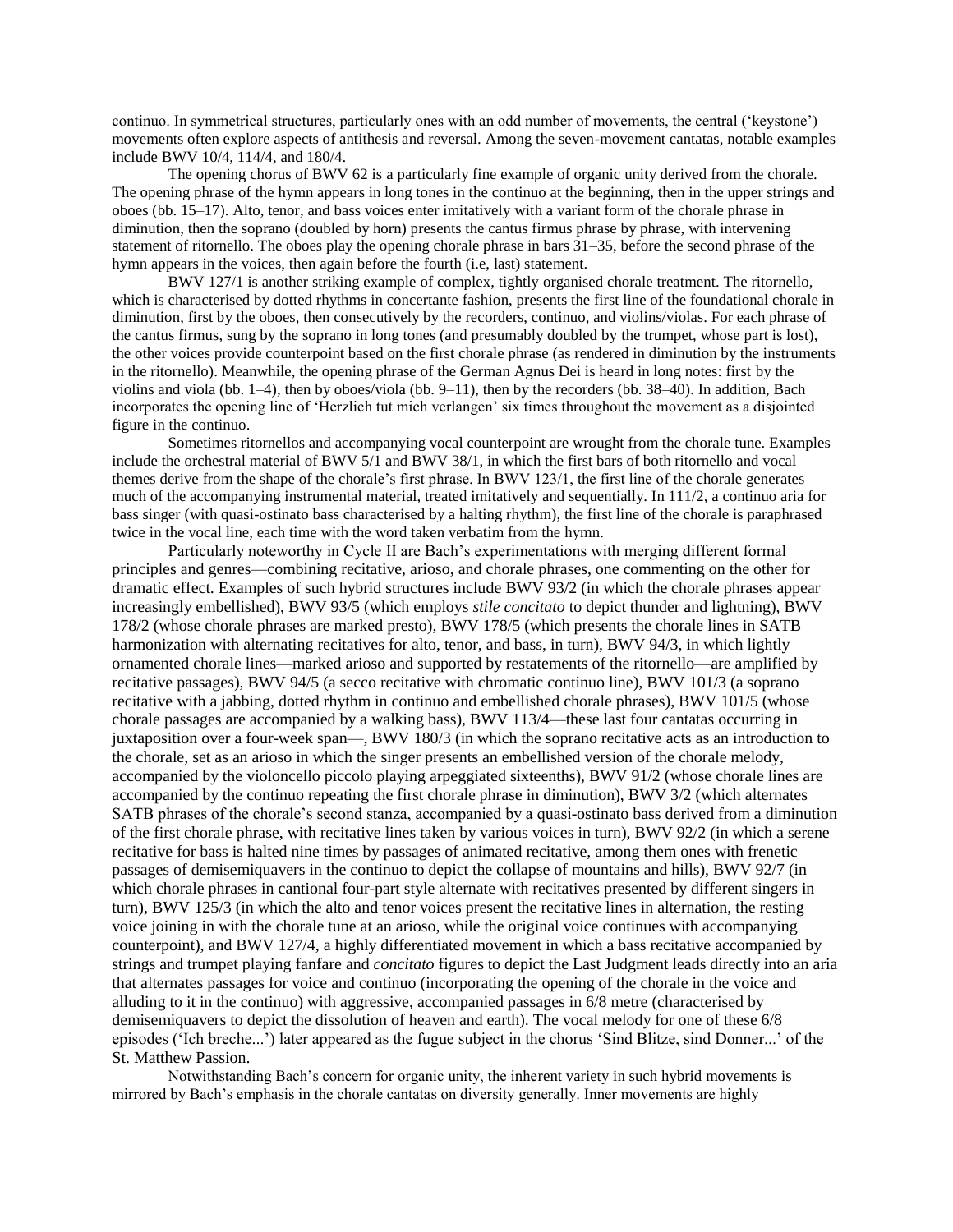continuo. In symmetrical structures, particularly ones with an odd number of movements, the central ('keystone') movements often explore aspects of antithesis and reversal. Among the seven-movement cantatas, notable examples include BWV 10/4, 114/4, and 180/4.

The opening chorus of BWV 62 is a particularly fine example of organic unity derived from the chorale. The opening phrase of the hymn appears in long tones in the continuo at the beginning, then in the upper strings and oboes (bb. 15–17). Alto, tenor, and bass voices enter imitatively with a variant form of the chorale phrase in diminution, then the soprano (doubled by horn) presents the cantus firmus phrase by phrase, with intervening statement of ritornello. The oboes play the opening chorale phrase in bars 31–35, before the second phrase of the hymn appears in the voices, then again before the fourth (i.e, last) statement.

BWV 127/1 is another striking example of complex, tightly organised chorale treatment. The ritornello, which is characterised by dotted rhythms in concertante fashion, presents the first line of the foundational chorale in diminution, first by the oboes, then consecutively by the recorders, continuo, and violins/violas. For each phrase of the cantus firmus, sung by the soprano in long tones (and presumably doubled by the trumpet, whose part is lost), the other voices provide counterpoint based on the first chorale phrase (as rendered in diminution by the instruments in the ritornello). Meanwhile, the opening phrase of the German Agnus Dei is heard in long notes: first by the violins and viola (bb. 1–4), then by oboes/viola (bb. 9–11), then by the recorders (bb. 38–40). In addition, Bach incorporates the opening line of 'Herzlich tut mich verlangen' six times throughout the movement as a disjointed figure in the continuo.

Sometimes ritornellos and accompanying vocal counterpoint are wrought from the chorale tune. Examples include the orchestral material of BWV 5/1 and BWV 38/1, in which the first bars of both ritornello and vocal themes derive from the shape of the chorale's first phrase. In BWV 123/1, the first line of the chorale generates much of the accompanying instrumental material, treated imitatively and sequentially. In 111/2, a continuo aria for bass singer (with quasi-ostinato bass characterised by a halting rhythm), the first line of the chorale is paraphrased twice in the vocal line, each time with the word taken verbatim from the hymn.

Particularly noteworthy in Cycle II are Bach's experimentations with merging different formal principles and genres—combining recitative, arioso, and chorale phrases, one commenting on the other for dramatic effect. Examples of such hybrid structures include BWV 93/2 (in which the chorale phrases appear increasingly embellished), BWV 93/5 (which employs *stile concitato* to depict thunder and lightning), BWV 178/2 (whose chorale phrases are marked presto), BWV 178/5 (which presents the chorale lines in SATB harmonization with alternating recitatives for alto, tenor, and bass, in turn), BWV 94/3, in which lightly ornamented chorale lines—marked arioso and supported by restatements of the ritornello—are amplified by recitative passages), BWV 94/5 (a secco recitative with chromatic continuo line), BWV 101/3 (a soprano recitative with a jabbing, dotted rhythm in continuo and embellished chorale phrases), BWV 101/5 (whose chorale passages are accompanied by a walking bass), BWV 113/4—these last four cantatas occurring in juxtaposition over a four-week span—, BWV 180/3 (in which the soprano recitative acts as an introduction to the chorale, set as an arioso in which the singer presents an embellished version of the chorale melody, accompanied by the violoncello piccolo playing arpeggiated sixteenths), BWV 91/2 (whose chorale lines are accompanied by the continuo repeating the first chorale phrase in diminution), BWV 3/2 (which alternates SATB phrases of the chorale's second stanza, accompanied by a quasi-ostinato bass derived from a diminution of the first chorale phrase, with recitative lines taken by various voices in turn), BWV 92/2 (in which a serene recitative for bass is halted nine times by passages of animated recitative, among them ones with frenetic passages of demisemiquavers in the continuo to depict the collapse of mountains and hills), BWV 92/7 (in which chorale phrases in cantional four-part style alternate with recitatives presented by different singers in turn), BWV 125/3 (in which the alto and tenor voices present the recitative lines in alternation, the resting voice joining in with the chorale tune at an arioso, while the original voice continues with accompanying counterpoint), and BWV 127/4, a highly differentiated movement in which a bass recitative accompanied by strings and trumpet playing fanfare and *concitato* figures to depict the Last Judgment leads directly into an aria that alternates passages for voice and continuo (incorporating the opening of the chorale in the voice and alluding to it in the continuo) with aggressive, accompanied passages in 6/8 metre (characterised by demisemiquavers to depict the dissolution of heaven and earth). The vocal melody for one of these 6/8 episodes ('Ich breche...') later appeared as the fugue subject in the chorus 'Sind Blitze, sind Donner...' of the St. Matthew Passion.

Notwithstanding Bach's concern for organic unity, the inherent variety in such hybrid movements is mirrored by Bach's emphasis in the chorale cantatas on diversity generally. Inner movements are highly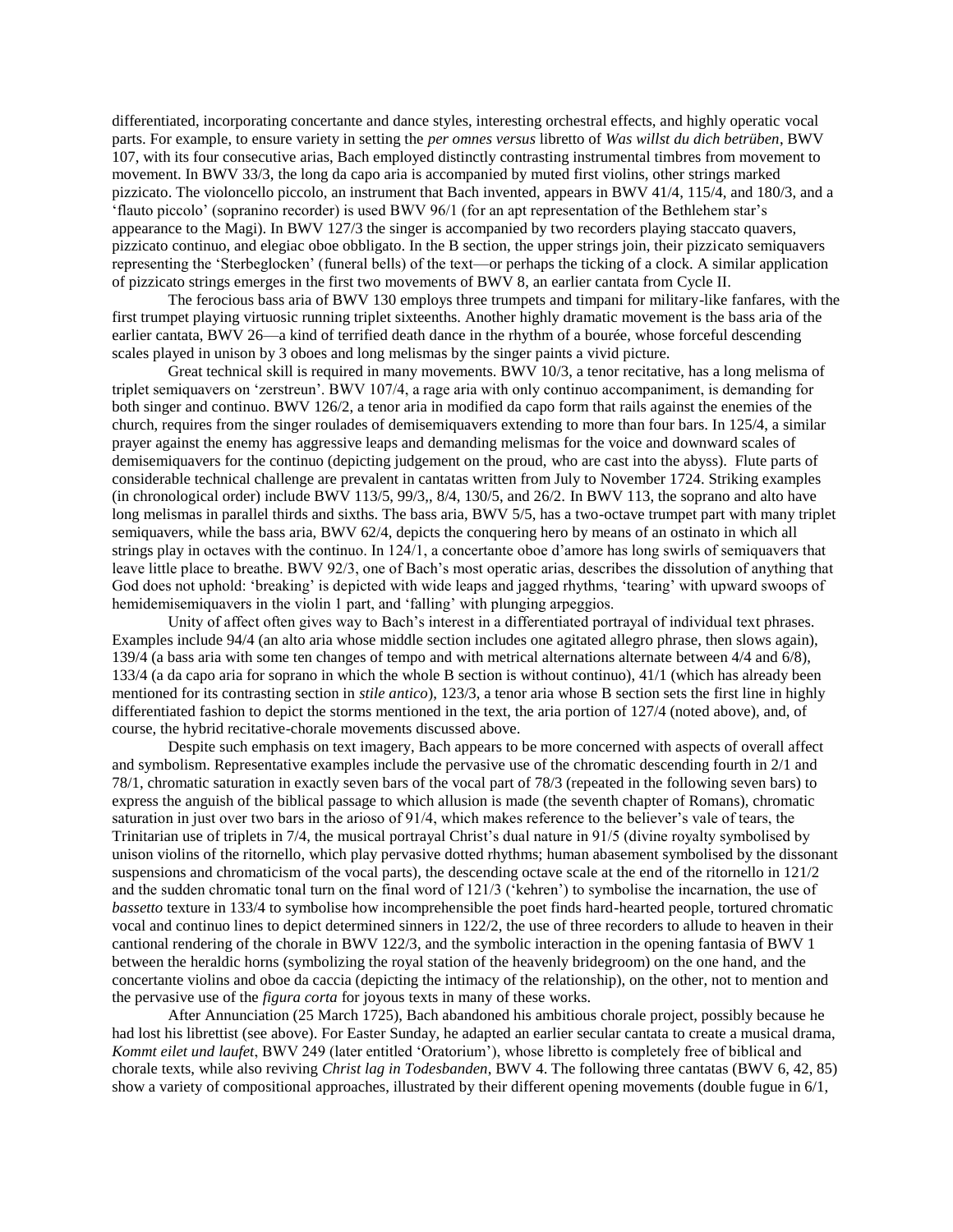differentiated, incorporating concertante and dance styles, interesting orchestral effects, and highly operatic vocal parts. For example, to ensure variety in setting the *per omnes versus* libretto of *Was willst du dich betrüben*, BWV 107, with its four consecutive arias, Bach employed distinctly contrasting instrumental timbres from movement to movement. In BWV 33/3, the long da capo aria is accompanied by muted first violins, other strings marked pizzicato. The violoncello piccolo, an instrument that Bach invented, appears in BWV 41/4, 115/4, and 180/3, and a 'flauto piccolo' (sopranino recorder) is used BWV 96/1 (for an apt representation of the Bethlehem star's appearance to the Magi). In BWV 127/3 the singer is accompanied by two recorders playing staccato quavers, pizzicato continuo, and elegiac oboe obbligato. In the B section, the upper strings join, their pizzicato semiquavers representing the 'Sterbeglocken' (funeral bells) of the text—or perhaps the ticking of a clock. A similar application of pizzicato strings emerges in the first two movements of BWV 8, an earlier cantata from Cycle II.

The ferocious bass aria of BWV 130 employs three trumpets and timpani for military-like fanfares, with the first trumpet playing virtuosic running triplet sixteenths. Another highly dramatic movement is the bass aria of the earlier cantata, BWV 26—a kind of terrified death dance in the rhythm of a bourée, whose forceful descending scales played in unison by 3 oboes and long melismas by the singer paints a vivid picture.

Great technical skill is required in many movements. BWV 10/3, a tenor recitative, has a long melisma of triplet semiquavers on 'zerstreun'. BWV 107/4, a rage aria with only continuo accompaniment, is demanding for both singer and continuo. BWV 126/2, a tenor aria in modified da capo form that rails against the enemies of the church, requires from the singer roulades of demisemiquavers extending to more than four bars. In 125/4, a similar prayer against the enemy has aggressive leaps and demanding melismas for the voice and downward scales of demisemiquavers for the continuo (depicting judgement on the proud, who are cast into the abyss). Flute parts of considerable technical challenge are prevalent in cantatas written from July to November 1724. Striking examples (in chronological order) include BWV 113/5, 99/3,, 8/4, 130/5, and 26/2. In BWV 113, the soprano and alto have long melismas in parallel thirds and sixths. The bass aria, BWV 5/5, has a two-octave trumpet part with many triplet semiquavers, while the bass aria, BWV 62/4, depicts the conquering hero by means of an ostinato in which all strings play in octaves with the continuo. In 124/1, a concertante oboe d'amore has long swirls of semiquavers that leave little place to breathe. BWV 92/3, one of Bach's most operatic arias, describes the dissolution of anything that God does not uphold: 'breaking' is depicted with wide leaps and jagged rhythms, 'tearing' with upward swoops of hemidemisemiquavers in the violin 1 part, and 'falling' with plunging arpeggios.

Unity of affect often gives way to Bach's interest in a differentiated portrayal of individual text phrases. Examples include 94/4 (an alto aria whose middle section includes one agitated allegro phrase, then slows again), 139/4 (a bass aria with some ten changes of tempo and with metrical alternations alternate between 4/4 and 6/8), 133/4 (a da capo aria for soprano in which the whole B section is without continuo), 41/1 (which has already been mentioned for its contrasting section in *stile antico*), 123/3, a tenor aria whose B section sets the first line in highly differentiated fashion to depict the storms mentioned in the text, the aria portion of 127/4 (noted above), and, of course, the hybrid recitative-chorale movements discussed above.

Despite such emphasis on text imagery, Bach appears to be more concerned with aspects of overall affect and symbolism. Representative examples include the pervasive use of the chromatic descending fourth in 2/1 and 78/1, chromatic saturation in exactly seven bars of the vocal part of 78/3 (repeated in the following seven bars) to express the anguish of the biblical passage to which allusion is made (the seventh chapter of Romans), chromatic saturation in just over two bars in the arioso of 91/4, which makes reference to the believer's vale of tears, the Trinitarian use of triplets in 7/4, the musical portrayal Christ's dual nature in 91/5 (divine royalty symbolised by unison violins of the ritornello, which play pervasive dotted rhythms; human abasement symbolised by the dissonant suspensions and chromaticism of the vocal parts), the descending octave scale at the end of the ritornello in 121/2 and the sudden chromatic tonal turn on the final word of 121/3 ('kehren') to symbolise the incarnation, the use of *bassetto* texture in 133/4 to symbolise how incomprehensible the poet finds hard-hearted people, tortured chromatic vocal and continuo lines to depict determined sinners in 122/2, the use of three recorders to allude to heaven in their cantional rendering of the chorale in BWV 122/3, and the symbolic interaction in the opening fantasia of BWV 1 between the heraldic horns (symbolizing the royal station of the heavenly bridegroom) on the one hand, and the concertante violins and oboe da caccia (depicting the intimacy of the relationship), on the other, not to mention and the pervasive use of the *figura corta* for joyous texts in many of these works.

After Annunciation (25 March 1725), Bach abandoned his ambitious chorale project, possibly because he had lost his librettist (see above). For Easter Sunday, he adapted an earlier secular cantata to create a musical drama, *Kommt eilet und laufet*, BWV 249 (later entitled 'Oratorium'), whose libretto is completely free of biblical and chorale texts, while also reviving *Christ lag in Todesbanden*, BWV 4. The following three cantatas (BWV 6, 42, 85) show a variety of compositional approaches, illustrated by their different opening movements (double fugue in 6/1,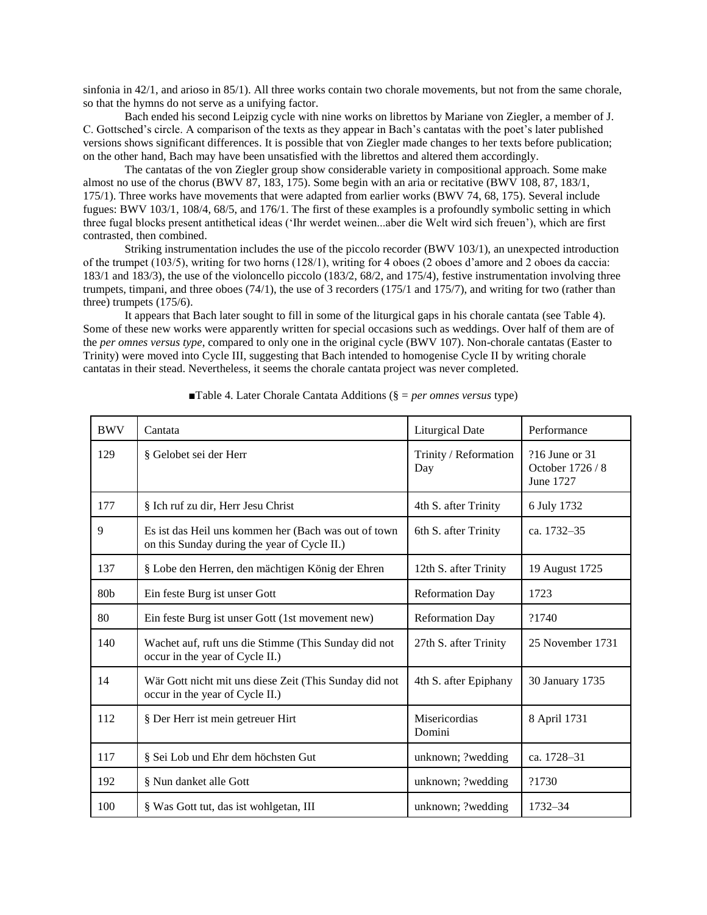sinfonia in 42/1, and arioso in 85/1). All three works contain two chorale movements, but not from the same chorale, so that the hymns do not serve as a unifying factor.

Bach ended his second Leipzig cycle with nine works on librettos by Mariane von Ziegler, a member of J. C. Gottsched's circle. A comparison of the texts as they appear in Bach's cantatas with the poet's later published versions shows significant differences. It is possible that von Ziegler made changes to her texts before publication; on the other hand, Bach may have been unsatisfied with the librettos and altered them accordingly.

The cantatas of the von Ziegler group show considerable variety in compositional approach. Some make almost no use of the chorus (BWV 87, 183, 175). Some begin with an aria or recitative (BWV 108, 87, 183/1, 175/1). Three works have movements that were adapted from earlier works (BWV 74, 68, 175). Several include fugues: BWV 103/1, 108/4, 68/5, and 176/1. The first of these examples is a profoundly symbolic setting in which three fugal blocks present antithetical ideas ('Ihr werdet weinen...aber die Welt wird sich freuen'), which are first contrasted, then combined.

Striking instrumentation includes the use of the piccolo recorder (BWV 103/1), an unexpected introduction of the trumpet (103/5), writing for two horns (128/1), writing for 4 oboes (2 oboes d'amore and 2 oboes da caccia: 183/1 and 183/3), the use of the violoncello piccolo (183/2, 68/2, and 175/4), festive instrumentation involving three trumpets, timpani, and three oboes (74/1), the use of 3 recorders (175/1 and 175/7), and writing for two (rather than three) trumpets (175/6).

It appears that Bach later sought to fill in some of the liturgical gaps in his chorale cantata (see Table 4). Some of these new works were apparently written for special occasions such as weddings. Over half of them are of the *per omnes versus type*, compared to only one in the original cycle (BWV 107). Non-chorale cantatas (Easter to Trinity) were moved into Cycle III, suggesting that Bach intended to homogenise Cycle II by writing chorale cantatas in their stead. Nevertheless, it seems the chorale cantata project was never completed.

■Table 4. Later Chorale Cantata Additions (§ = *per omnes versus* type)

| BWV | Cantata | Liturgical Date | Performance |
|---|---|---|---|
| 129 | § Gelobet sei der Herr | Trinity / Reformation Day | ?16 June or 31 October 1726 / 8 June 1727 |
| 177 | § Ich ruf zu dir, Herr Jesu Christ | 4th S. after Trinity | 6 July 1732 |
| 9 | Es ist das Heil uns kommen her (Bach was out of town on this Sunday during the year of Cycle II.) | 6th S. after Trinity | ca. 1732–35 |
| 137 | § Lobe den Herren, den mächtigen König der Ehren | 12th S. after Trinity | 19 August 1725 |
| 80b | Ein feste Burg ist unser Gott | Reformation Day | 1723 |
| 80 | Ein feste Burg ist unser Gott (1st movement new) | Reformation Day | ?1740 |
| 140 | Wachet auf, ruft uns die Stimme (This Sunday did not occur in the year of Cycle II.) | 27th S. after Trinity | 25 November 1731 |
| 14 | Wär Gott nicht mit uns diese Zeit (This Sunday did not occur in the year of Cycle II.) | 4th S. after Epiphany | 30 January 1735 |
| 112 | § Der Herr ist mein getreuer Hirt | Misericordias Domini | 8 April 1731 |
| 117 | § Sei Lob und Ehr dem höchsten Gut | unknown; ?wedding | ca. 1728–31 |
| 192 | § Nun danket alle Gott | unknown; ?wedding | ?1730 |
| 100 | § Was Gott tut, das ist wohlgetan, III | unknown; ?wedding | 1732–34 |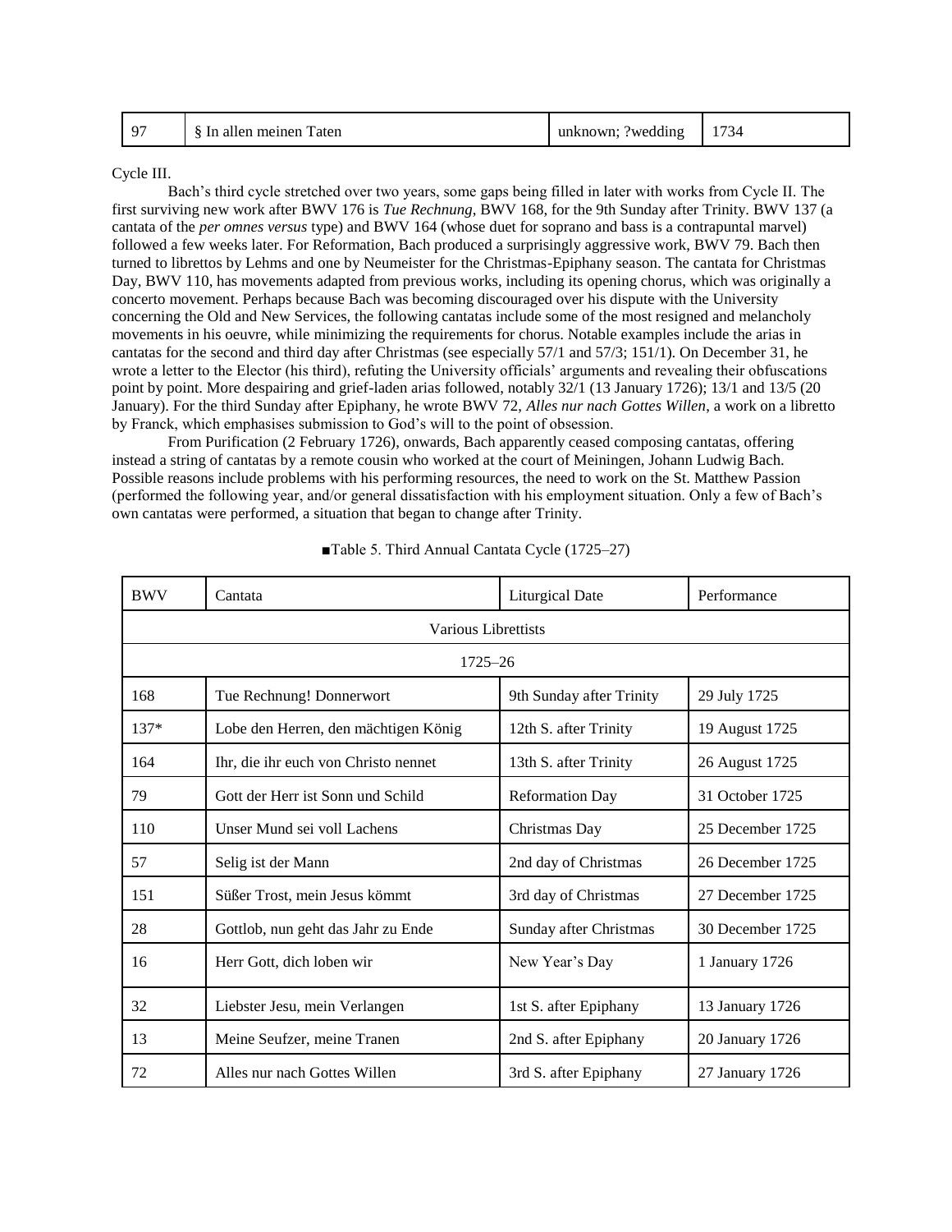| 97 | § In allen meinen Taten | unknown; ?wedding | 1734 |
|---|---|---|---|

Cycle III.

Bach's third cycle stretched over two years, some gaps being filled in later with works from Cycle II. The first surviving new work after BWV 176 is *Tue Rechnung*, BWV 168, for the 9th Sunday after Trinity. BWV 137 (a cantata of the *per omnes versus* type) and BWV 164 (whose duet for soprano and bass is a contrapuntal marvel) followed a few weeks later. For Reformation, Bach produced a surprisingly aggressive work, BWV 79. Bach then turned to librettos by Lehms and one by Neumeister for the Christmas-Epiphany season. The cantata for Christmas Day, BWV 110, has movements adapted from previous works, including its opening chorus, which was originally a concerto movement. Perhaps because Bach was becoming discouraged over his dispute with the University concerning the Old and New Services, the following cantatas include some of the most resigned and melancholy movements in his oeuvre, while minimizing the requirements for chorus. Notable examples include the arias in cantatas for the second and third day after Christmas (see especially 57/1 and 57/3; 151/1). On December 31, he wrote a letter to the Elector (his third), refuting the University officials' arguments and revealing their obfuscations point by point. More despairing and grief-laden arias followed, notably 32/1 (13 January 1726); 13/1 and 13/5 (20 January). For the third Sunday after Epiphany, he wrote BWV 72, *Alles nur nach Gottes Willen*, a work on a libretto by Franck, which emphasises submission to God's will to the point of obsession.

From Purification (2 February 1726), onwards, Bach apparently ceased composing cantatas, offering instead a string of cantatas by a remote cousin who worked at the court of Meiningen, Johann Ludwig Bach. Possible reasons include problems with his performing resources, the need to work on the St. Matthew Passion (performed the following year, and/or general dissatisfaction with his employment situation. Only a few of Bach's own cantatas were performed, a situation that began to change after Trinity.

■Table 5. Third Annual Cantata Cycle (1725–27)

| BWV | Cantata | Liturgical Date | Performance |
|---|---|---|---|
| Various Librettists | | | |
| 1725–26 | | | |
| 168 | Tue Rechnung! Donnerwort | 9th Sunday after Trinity | 29 July 1725 |
| 137* | Lobe den Herren, den mächtigen König | 12th S. after Trinity | 19 August 1725 |
| 164 | Ihr, die ihr euch von Christo nennet | 13th S. after Trinity | 26 August 1725 |
| 79 | Gott der Herr ist Sonn und Schild | Reformation Day | 31 October 1725 |
| 110 | Unser Mund sei voll Lachens | Christmas Day | 25 December 1725 |
| 57 | Selig ist der Mann | 2nd day of Christmas | 26 December 1725 |
| 151 | Süßer Trost, mein Jesus kömmt | 3rd day of Christmas | 27 December 1725 |
| 28 | Gottlob, nun geht das Jahr zu Ende | Sunday after Christmas | 30 December 1725 |
| 16 | Herr Gott, dich loben wir | New Year's Day | 1 January 1726 |
| 32 | Liebster Jesu, mein Verlangen | 1st S. after Epiphany | 13 January 1726 |
| 13 | Meine Seufzer, meine Tranen | 2nd S. after Epiphany | 20 January 1726 |
| 72 | Alles nur nach Gottes Willen | 3rd S. after Epiphany | 27 January 1726 |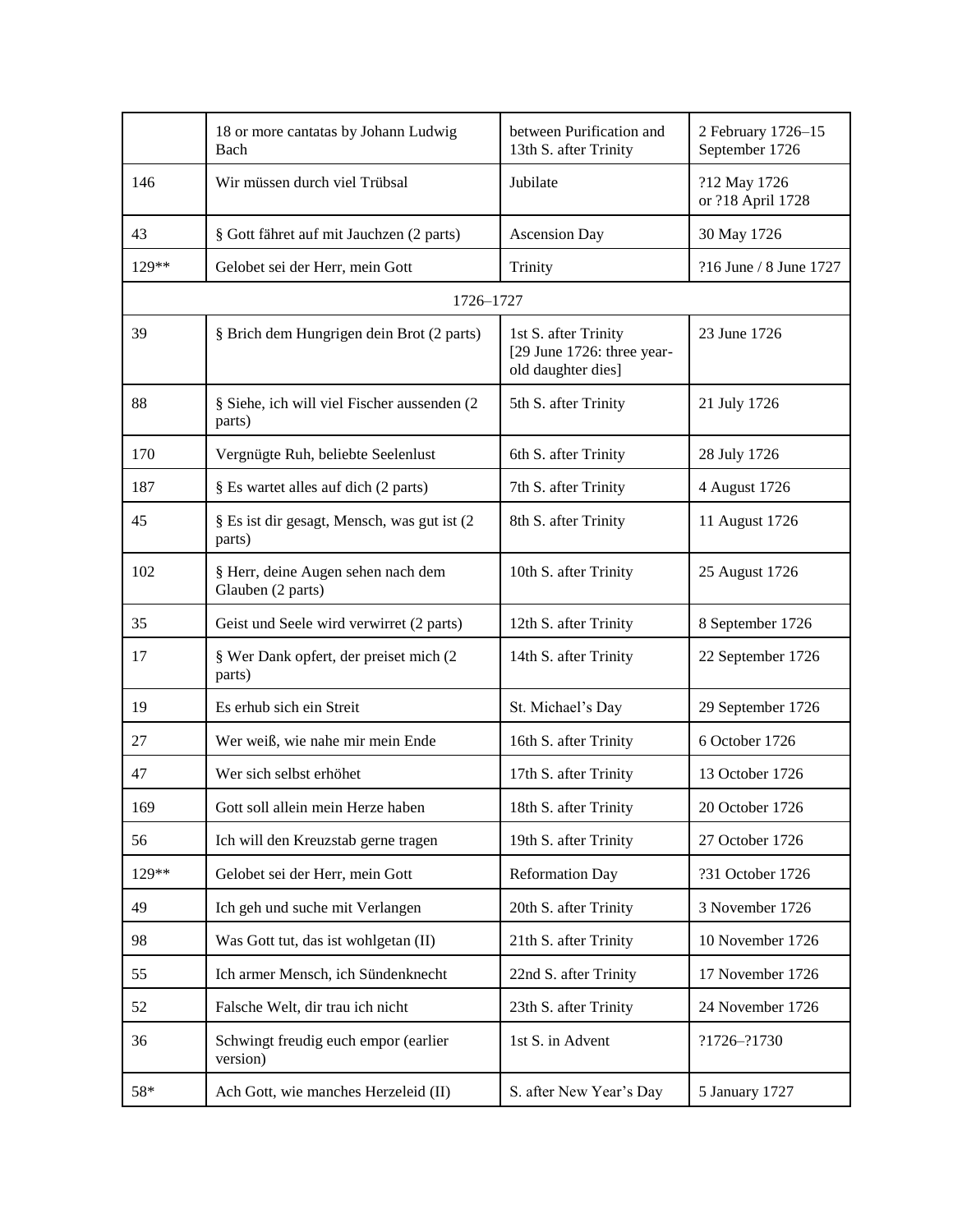| | | | |
|---|---|---|---|
| | 18 or more cantatas by Johann Ludwig Bach | between Purification and 13th S. after Trinity | 2 February 1726–15 September 1726 |
| 146 | Wir müssen durch viel Trübsal | Jubilate | ?12 May 1726 or ?18 April 1728 |
| 43 | § Gott fähret auf mit Jauchzen (2 parts) | Ascension Day | 30 May 1726 |
| 129** | Gelobet sei der Herr, mein Gott | Trinity | ?16 June / 8 June 1727 |
| 1726–1727 | | | |
| 39 | § Brich dem Hungrigen dein Brot (2 parts) | 1st S. after Trinity [29 June 1726: three year-old daughter dies] | 23 June 1726 |
| 88 | § Siehe, ich will viel Fischer aussenden (2 parts) | 5th S. after Trinity | 21 July 1726 |
| 170 | Vergnügte Ruh, beliebte Seelenlust | 6th S. after Trinity | 28 July 1726 |
| 187 | § Es wartet alles auf dich (2 parts) | 7th S. after Trinity | 4 August 1726 |
| 45 | § Es ist dir gesagt, Mensch, was gut ist (2 parts) | 8th S. after Trinity | 11 August 1726 |
| 102 | § Herr, deine Augen sehen nach dem Glauben (2 parts) | 10th S. after Trinity | 25 August 1726 |
| 35 | Geist und Seele wird verwirret (2 parts) | 12th S. after Trinity | 8 September 1726 |
| 17 | § Wer Dank opfert, der preiset mich (2 parts) | 14th S. after Trinity | 22 September 1726 |
| 19 | Es erhub sich ein Streit | St. Michael's Day | 29 September 1726 |
| 27 | Wer weiß, wie nahe mir mein Ende | 16th S. after Trinity | 6 October 1726 |
| 47 | Wer sich selbst erhöhet | 17th S. after Trinity | 13 October 1726 |
| 169 | Gott soll allein mein Herze haben | 18th S. after Trinity | 20 October 1726 |
| 56 | Ich will den Kreuzstab gerne tragen | 19th S. after Trinity | 27 October 1726 |
| 129** | Gelobet sei der Herr, mein Gott | Reformation Day | ?31 October 1726 |
| 49 | Ich geh und suche mit Verlangen | 20th S. after Trinity | 3 November 1726 |
| 98 | Was Gott tut, das ist wohlgetan (II) | 21th S. after Trinity | 10 November 1726 |
| 55 | Ich armer Mensch, ich Sündenknecht | 22nd S. after Trinity | 17 November 1726 |
| 52 | Falsche Welt, dir trau ich nicht | 23th S. after Trinity | 24 November 1726 |
| 36 | Schwingt freudig euch empor (earlier version) | 1st S. in Advent | ?1726–?1730 |
| 58* | Ach Gott, wie manches Herzeleid (II) | S. after New Year's Day | 5 January 1727 |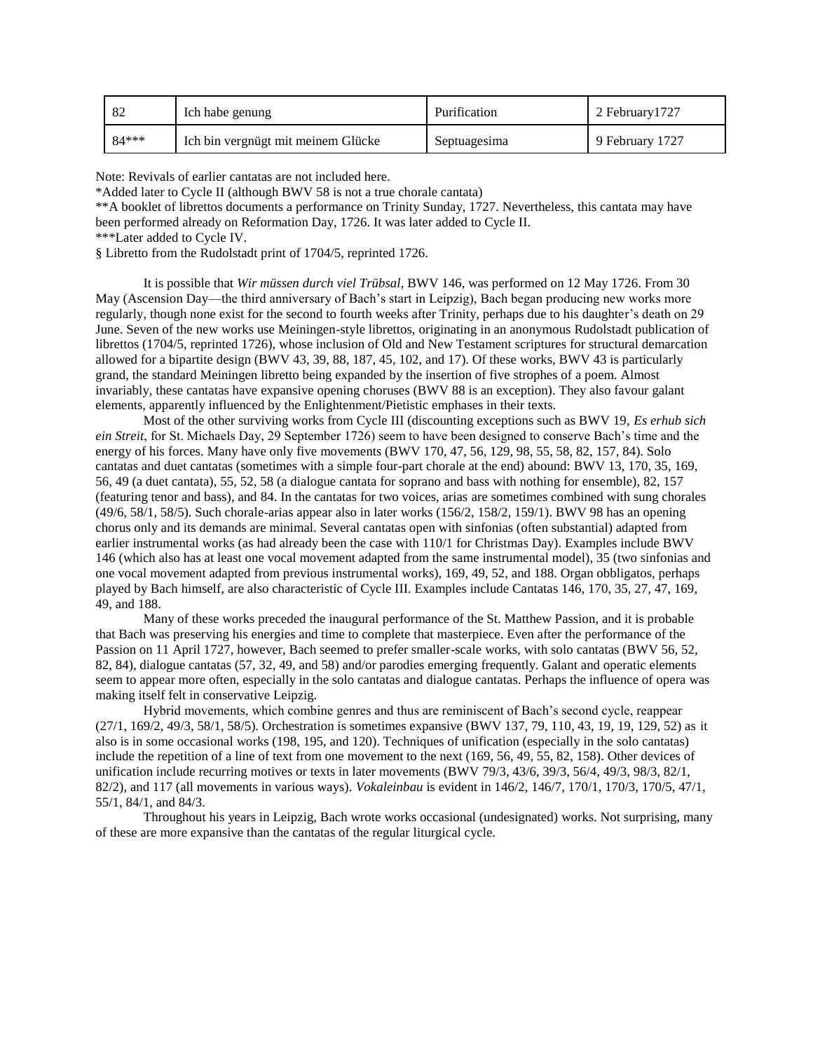| 82 | Ich habe genung | Purification | 2 February1727 |
|---|---|---|---|
| 84*** | Ich bin vergnügt mit meinem Glücke | Septuagesima | 9 February 1727 |

Note: Revivals of earlier cantatas are not included here.

*Added later to Cycle II (although BWV 58 is not a true chorale cantata)

**A booklet of librettos documents a performance on Trinity Sunday, 1727. Nevertheless, this cantata may have been performed already on Reformation Day, 1726. It was later added to Cycle II.

***Later added to Cycle IV.

§ Libretto from the Rudolstadt print of 1704/5, reprinted 1726.

It is possible that *Wir müssen durch viel Trübsal*, BWV 146, was performed on 12 May 1726. From 30 May (Ascension Day—the third anniversary of Bach's start in Leipzig), Bach began producing new works more regularly, though none exist for the second to fourth weeks after Trinity, perhaps due to his daughter's death on 29 June. Seven of the new works use Meiningen-style librettos, originating in an anonymous Rudolstadt publication of librettos (1704/5, reprinted 1726), whose inclusion of Old and New Testament scriptures for structural demarcation allowed for a bipartite design (BWV 43, 39, 88, 187, 45, 102, and 17). Of these works, BWV 43 is particularly grand, the standard Meiningen libretto being expanded by the insertion of five strophes of a poem. Almost invariably, these cantatas have expansive opening choruses (BWV 88 is an exception). They also favour galant elements, apparently influenced by the Enlightenment/Pietistic emphases in their texts.

Most of the other surviving works from Cycle III (discounting exceptions such as BWV 19, *Es erhub sich ein Streit*, for St. Michaels Day, 29 September 1726) seem to have been designed to conserve Bach's time and the energy of his forces. Many have only five movements (BWV 170, 47, 56, 129, 98, 55, 58, 82, 157, 84). Solo cantatas and duet cantatas (sometimes with a simple four-part chorale at the end) abound: BWV 13, 170, 35, 169, 56, 49 (a duet cantata), 55, 52, 58 (a dialogue cantata for soprano and bass with nothing for ensemble), 82, 157 (featuring tenor and bass), and 84. In the cantatas for two voices, arias are sometimes combined with sung chorales (49/6, 58/1, 58/5). Such chorale-arias appear also in later works (156/2, 158/2, 159/1). BWV 98 has an opening chorus only and its demands are minimal. Several cantatas open with sinfonias (often substantial) adapted from earlier instrumental works (as had already been the case with 110/1 for Christmas Day). Examples include BWV 146 (which also has at least one vocal movement adapted from the same instrumental model), 35 (two sinfonias and one vocal movement adapted from previous instrumental works), 169, 49, 52, and 188. Organ obbligatos, perhaps played by Bach himself, are also characteristic of Cycle III. Examples include Cantatas 146, 170, 35, 27, 47, 169, 49, and 188.

Many of these works preceded the inaugural performance of the St. Matthew Passion, and it is probable that Bach was preserving his energies and time to complete that masterpiece. Even after the performance of the Passion on 11 April 1727, however, Bach seemed to prefer smaller-scale works, with solo cantatas (BWV 56, 52, 82, 84), dialogue cantatas (57, 32, 49, and 58) and/or parodies emerging frequently. Galant and operatic elements seem to appear more often, especially in the solo cantatas and dialogue cantatas. Perhaps the influence of opera was making itself felt in conservative Leipzig.

Hybrid movements, which combine genres and thus are reminiscent of Bach's second cycle, reappear (27/1, 169/2, 49/3, 58/1, 58/5). Orchestration is sometimes expansive (BWV 137, 79, 110, 43, 19, 19, 129, 52) as it also is in some occasional works (198, 195, and 120). Techniques of unification (especially in the solo cantatas) include the repetition of a line of text from one movement to the next (169, 56, 49, 55, 82, 158). Other devices of unification include recurring motives or texts in later movements (BWV 79/3, 43/6, 39/3, 56/4, 49/3, 98/3, 82/1, 82/2), and 117 (all movements in various ways). *Vokaleinbau* is evident in 146/2, 146/7, 170/1, 170/3, 170/5, 47/1, 55/1, 84/1, and 84/3.

Throughout his years in Leipzig, Bach wrote works occasional (undesignated) works. Not surprising, many of these are more expansive than the cantatas of the regular liturgical cycle.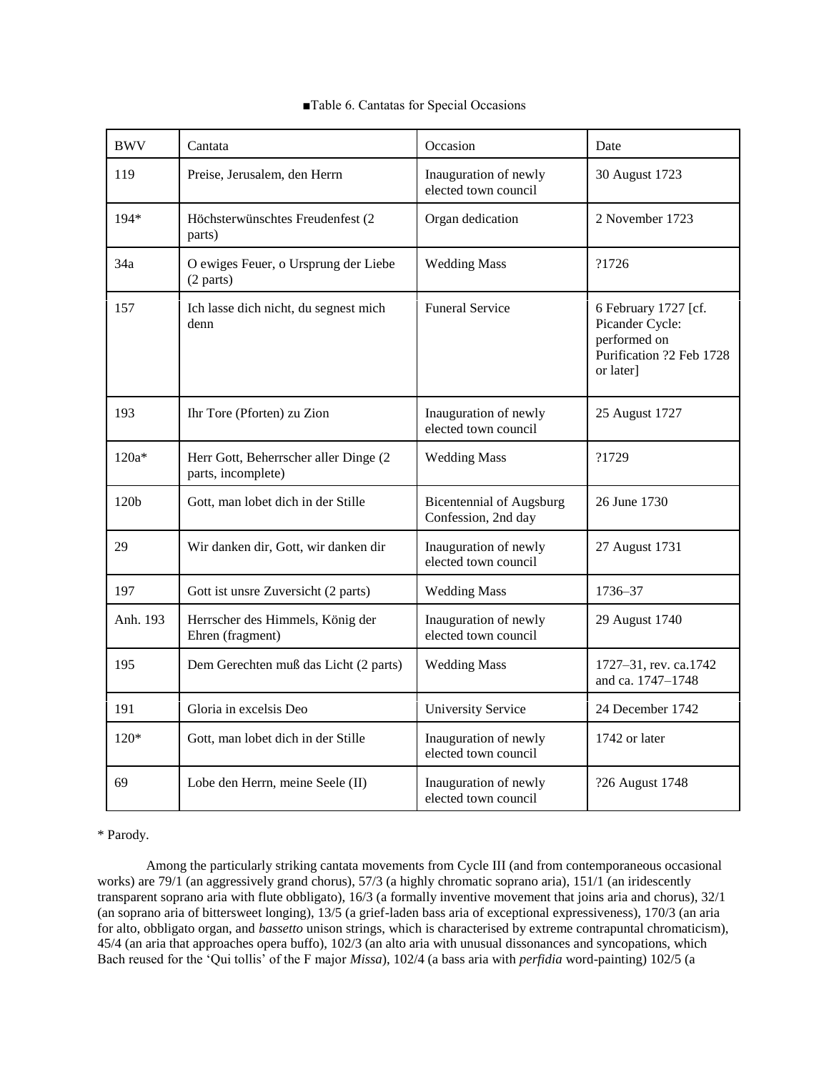■Table 6. Cantatas for Special Occasions

| BWV | Cantata | Occasion | Date |
|---|---|---|---|
| 119 | Preise, Jerusalem, den Herrn | Inauguration of newly elected town council | 30 August 1723 |
| 194* | Höchsterwünschtes Freudenfest (2 parts) | Organ dedication | 2 November 1723 |
| 34a | O ewiges Feuer, o Ursprung der Liebe (2 parts) | Wedding Mass | ?1726 |
| 157 | Ich lasse dich nicht, du segnest mich denn | Funeral Service | 6 February 1727 [cf. Picander Cycle: performed on Purification ?2 Feb 1728 or later] |
| 193 | Ihr Tore (Pforten) zu Zion | Inauguration of newly elected town council | 25 August 1727 |
| 120a* | Herr Gott, Beherrscher aller Dinge (2 parts, incomplete) | Wedding Mass | ?1729 |
| 120b | Gott, man lobet dich in der Stille | Bicentennial of Augsburg Confession, 2nd day | 26 June 1730 |
| 29 | Wir danken dir, Gott, wir danken dir | Inauguration of newly elected town council | 27 August 1731 |
| 197 | Gott ist unsre Zuversicht (2 parts) | Wedding Mass | 1736–37 |
| Anh. 193 | Herrscher des Himmels, König der Ehren (fragment) | Inauguration of newly elected town council | 29 August 1740 |
| 195 | Dem Gerechten muß das Licht (2 parts) | Wedding Mass | 1727–31, rev. ca.1742 and ca. 1747–1748 |
| 191 | Gloria in excelsis Deo | University Service | 24 December 1742 |
| 120* | Gott, man lobet dich in der Stille | Inauguration of newly elected town council | 1742 or later |
| 69 | Lobe den Herrn, meine Seele (II) | Inauguration of newly elected town council | ?26 August 1748 |

* Parody.

Among the particularly striking cantata movements from Cycle III (and from contemporaneous occasional works) are 79/1 (an aggressively grand chorus), 57/3 (a highly chromatic soprano aria), 151/1 (an iridescently transparent soprano aria with flute obbligato), 16/3 (a formally inventive movement that joins aria and chorus), 32/1 (an soprano aria of bittersweet longing), 13/5 (a grief-laden bass aria of exceptional expressiveness), 170/3 (an aria for alto, obbligato organ, and *bassetto* unison strings, which is characterised by extreme contrapuntal chromaticism), 45/4 (an aria that approaches opera buffo), 102/3 (an alto aria with unusual dissonances and syncopations, which Bach reused for the 'Qui tollis' of the F major *Missa*), 102/4 (a bass aria with *perfidia* word-painting) 102/5 (a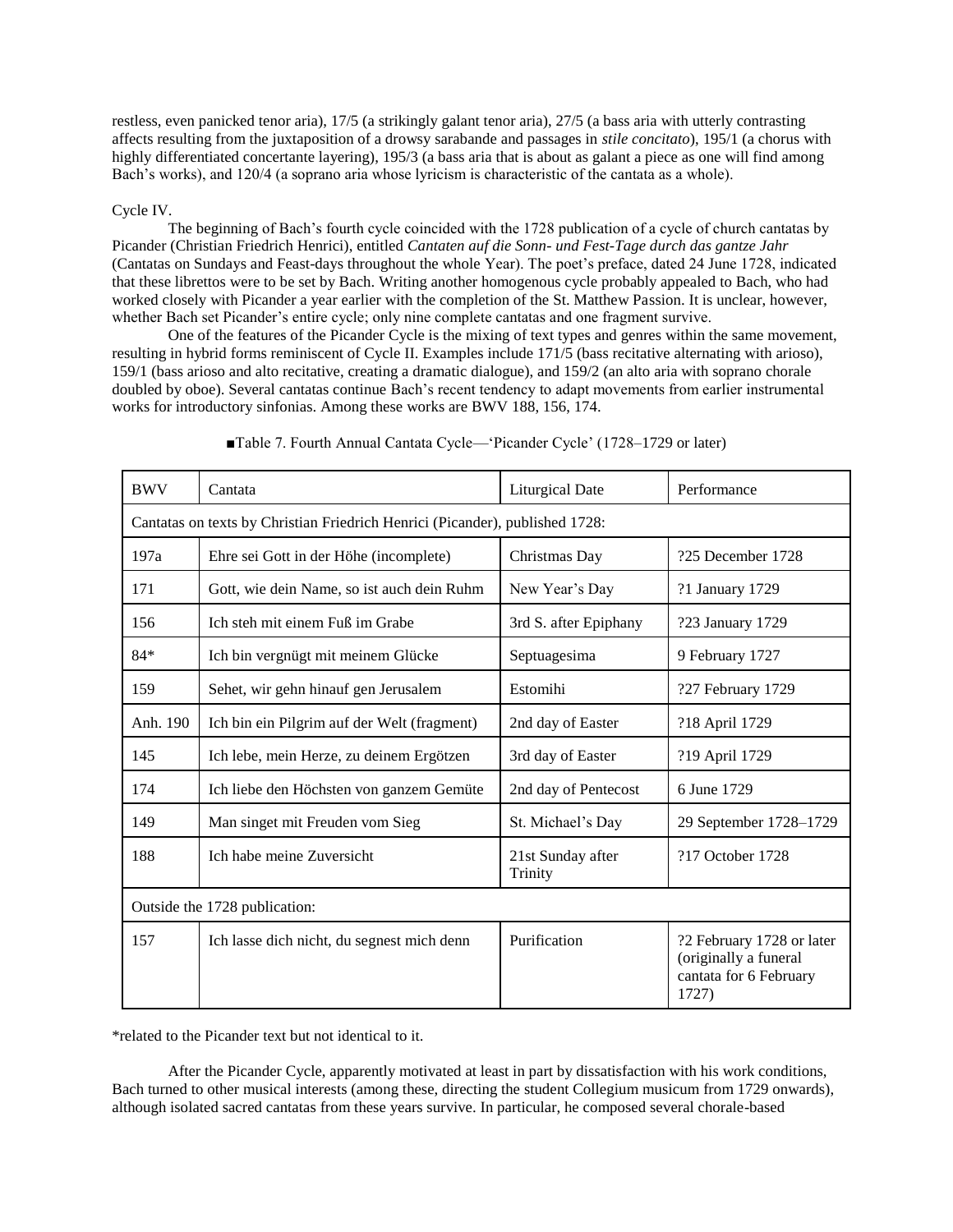restless, even panicked tenor aria), 17/5 (a strikingly galant tenor aria), 27/5 (a bass aria with utterly contrasting affects resulting from the juxtaposition of a drowsy sarabande and passages in *stile concitato*), 195/1 (a chorus with highly differentiated concertante layering), 195/3 (a bass aria that is about as galant a piece as one will find among Bach's works), and 120/4 (a soprano aria whose lyricism is characteristic of the cantata as a whole).

Cycle IV.

The beginning of Bach's fourth cycle coincided with the 1728 publication of a cycle of church cantatas by Picander (Christian Friedrich Henrici), entitled *Cantaten auf die Sonn- und Fest-Tage durch das gantze Jahr* (Cantatas on Sundays and Feast-days throughout the whole Year). The poet's preface, dated 24 June 1728, indicated that these librettos were to be set by Bach. Writing another homogenous cycle probably appealed to Bach, who had worked closely with Picander a year earlier with the completion of the St. Matthew Passion. It is unclear, however, whether Bach set Picander's entire cycle; only nine complete cantatas and one fragment survive.

One of the features of the Picander Cycle is the mixing of text types and genres within the same movement, resulting in hybrid forms reminiscent of Cycle II. Examples include 171/5 (bass recitative alternating with arioso), 159/1 (bass arioso and alto recitative, creating a dramatic dialogue), and 159/2 (an alto aria with soprano chorale doubled by oboe). Several cantatas continue Bach's recent tendency to adapt movements from earlier instrumental works for introductory sinfonias. Among these works are BWV 188, 156, 174.

■Table 7. Fourth Annual Cantata Cycle—'Picander Cycle' (1728–1729 or later)

| BWV | Cantata | Liturgical Date | Performance |
|---|---|---|---|
| Cantatas on texts by Christian Friedrich Henrici (Picander), published 1728: | | | |
| 197a | Ehre sei Gott in der Höhe (incomplete) | Christmas Day | ?25 December 1728 |
| 171 | Gott, wie dein Name, so ist auch dein Ruhm | New Year's Day | ?1 January 1729 |
| 156 | Ich steh mit einem Fuß im Grabe | 3rd S. after Epiphany | ?23 January 1729 |
| 84* | Ich bin vergnügt mit meinem Glücke | Septuagesima | 9 February 1727 |
| 159 | Sehet, wir gehn hinauf gen Jerusalem | Estomihi | ?27 February 1729 |
| Anh. 190 | Ich bin ein Pilgrim auf der Welt (fragment) | 2nd day of Easter | ?18 April 1729 |
| 145 | Ich lebe, mein Herze, zu deinem Ergötzen | 3rd day of Easter | ?19 April 1729 |
| 174 | Ich liebe den Höchsten von ganzem Gemüte | 2nd day of Pentecost | 6 June 1729 |
| 149 | Man singet mit Freuden vom Sieg | St. Michael's Day | 29 September 1728–1729 |
| 188 | Ich habe meine Zuversicht | 21st Sunday after Trinity | ?17 October 1728 |
| Outside the 1728 publication: | | | |
| 157 | Ich lasse dich nicht, du segnest mich denn | Purification | ?2 February 1728 or later (originally a funeral cantata for 6 February 1727) |

*related to the Picander text but not identical to it.

After the Picander Cycle, apparently motivated at least in part by dissatisfaction with his work conditions, Bach turned to other musical interests (among these, directing the student Collegium musicum from 1729 onwards), although isolated sacred cantatas from these years survive. In particular, he composed several chorale-based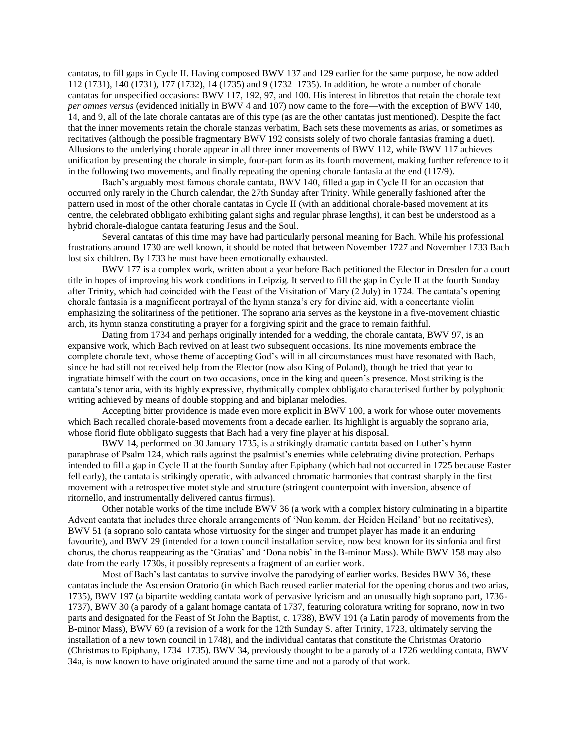cantatas, to fill gaps in Cycle II. Having composed BWV 137 and 129 earlier for the same purpose, he now added 112 (1731), 140 (1731), 177 (1732), 14 (1735) and 9 (1732–1735). In addition, he wrote a number of chorale cantatas for unspecified occasions: BWV 117, 192, 97, and 100. His interest in librettos that retain the chorale text *per omnes versus* (evidenced initially in BWV 4 and 107) now came to the fore—with the exception of BWV 140, 14, and 9, all of the late chorale cantatas are of this type (as are the other cantatas just mentioned). Despite the fact that the inner movements retain the chorale stanzas verbatim, Bach sets these movements as arias, or sometimes as recitatives (although the possible fragmentary BWV 192 consists solely of two chorale fantasias framing a duet). Allusions to the underlying chorale appear in all three inner movements of BWV 112, while BWV 117 achieves unification by presenting the chorale in simple, four-part form as its fourth movement, making further reference to it in the following two movements, and finally repeating the opening chorale fantasia at the end (117/9).

Bach's arguably most famous chorale cantata, BWV 140, filled a gap in Cycle II for an occasion that occurred only rarely in the Church calendar, the 27th Sunday after Trinity. While generally fashioned after the pattern used in most of the other chorale cantatas in Cycle II (with an additional chorale-based movement at its centre, the celebrated obbligato exhibiting galant sighs and regular phrase lengths), it can best be understood as a hybrid chorale-dialogue cantata featuring Jesus and the Soul.

Several cantatas of this time may have had particularly personal meaning for Bach. While his professional frustrations around 1730 are well known, it should be noted that between November 1727 and November 1733 Bach lost six children. By 1733 he must have been emotionally exhausted.

BWV 177 is a complex work, written about a year before Bach petitioned the Elector in Dresden for a court title in hopes of improving his work conditions in Leipzig. It served to fill the gap in Cycle II at the fourth Sunday after Trinity, which had coincided with the Feast of the Visitation of Mary (2 July) in 1724. The cantata's opening chorale fantasia is a magnificent portrayal of the hymn stanza's cry for divine aid, with a concertante violin emphasizing the solitariness of the petitioner. The soprano aria serves as the keystone in a five-movement chiastic arch, its hymn stanza constituting a prayer for a forgiving spirit and the grace to remain faithful.

Dating from 1734 and perhaps originally intended for a wedding, the chorale cantata, BWV 97, is an expansive work, which Bach revived on at least two subsequent occasions. Its nine movements embrace the complete chorale text, whose theme of accepting God's will in all circumstances must have resonated with Bach, since he had still not received help from the Elector (now also King of Poland), though he tried that year to ingratiate himself with the court on two occasions, once in the king and queen's presence. Most striking is the cantata's tenor aria, with its highly expressive, rhythmically complex obbligato characterised further by polyphonic writing achieved by means of double stopping and and biplanar melodies.

Accepting bitter providence is made even more explicit in BWV 100, a work for whose outer movements which Bach recalled chorale-based movements from a decade earlier. Its highlight is arguably the soprano aria, whose florid flute obbligato suggests that Bach had a very fine player at his disposal.

BWV 14, performed on 30 January 1735, is a strikingly dramatic cantata based on Luther's hymn paraphrase of Psalm 124, which rails against the psalmist's enemies while celebrating divine protection. Perhaps intended to fill a gap in Cycle II at the fourth Sunday after Epiphany (which had not occurred in 1725 because Easter fell early), the cantata is strikingly operatic, with advanced chromatic harmonies that contrast sharply in the first movement with a retrospective motet style and structure (stringent counterpoint with inversion, absence of ritornello, and instrumentally delivered cantus firmus).

Other notable works of the time include BWV 36 (a work with a complex history culminating in a bipartite Advent cantata that includes three chorale arrangements of 'Nun komm, der Heiden Heiland' but no recitatives), BWV 51 (a soprano solo cantata whose virtuosity for the singer and trumpet player has made it an enduring favourite), and BWV 29 (intended for a town council installation service, now best known for its sinfonia and first chorus, the chorus reappearing as the 'Gratias' and 'Dona nobis' in the B-minor Mass). While BWV 158 may also date from the early 1730s, it possibly represents a fragment of an earlier work.

Most of Bach's last cantatas to survive involve the parodying of earlier works. Besides BWV 36, these cantatas include the Ascension Oratorio (in which Bach reused earlier material for the opening chorus and two arias, 1735), BWV 197 (a bipartite wedding cantata work of pervasive lyricism and an unusually high soprano part, 1736-1737), BWV 30 (a parody of a galant homage cantata of 1737, featuring coloratura writing for soprano, now in two parts and designated for the Feast of St John the Baptist, c. 1738), BWV 191 (a Latin parody of movements from the B-minor Mass), BWV 69 (a revision of a work for the 12th Sunday S. after Trinity, 1723, ultimately serving the installation of a new town council in 1748), and the individual cantatas that constitute the Christmas Oratorio (Christmas to Epiphany, 1734–1735). BWV 34, previously thought to be a parody of a 1726 wedding cantata, BWV 34a, is now known to have originated around the same time and not a parody of that work.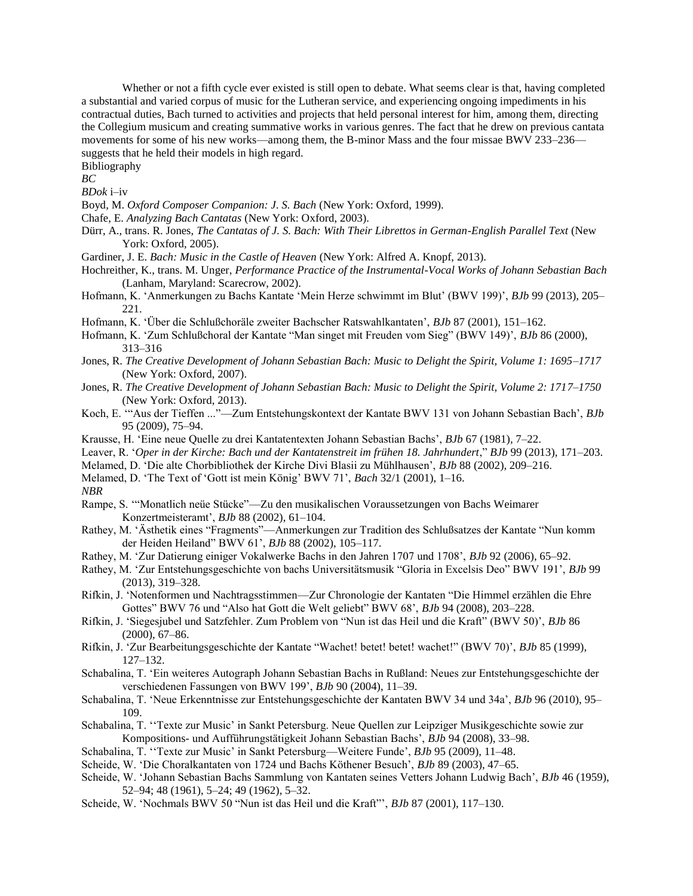Whether or not a fifth cycle ever existed is still open to debate. What seems clear is that, having completed a substantial and varied corpus of music for the Lutheran service, and experiencing ongoing impediments in his contractual duties, Bach turned to activities and projects that held personal interest for him, among them, directing the Collegium musicum and creating summative works in various genres. The fact that he drew on previous cantata movements for some of his new works—among them, the B-minor Mass and the four missae BWV 233–236—suggests that he held their models in high regard.

## Bibliography

*BC*

*BDok* i–iv

Boyd, M. *Oxford Composer Companion: J. S. Bach* (New York: Oxford, 1999).

Chafe, E. *Analyzing Bach Cantatas* (New York: Oxford, 2003).

Dürr, A., trans. R. Jones, *The Cantatas of J. S. Bach: With Their Librettos in German-English Parallel Text* (New York: Oxford, 2005).

Gardiner, J. E. *Bach: Music in the Castle of Heaven* (New York: Alfred A. Knopf, 2013).

Hochreither, K., trans. M. Unger, *Performance Practice of the Instrumental-Vocal Works of Johann Sebastian Bach* (Lanham, Maryland: Scarecrow, 2002).

Hofmann, K. 'Anmerkungen zu Bachs Kantate 'Mein Herze schwimmt im Blut' (BWV 199)', *BJb* 99 (2013), 205–221.

Hofmann, K. 'Über die Schlußchoräle zweiter Bachscher Ratswahlkantaten', *BJb* 87 (2001), 151–162.

Hofmann, K. 'Zum Schlußchoral der Kantate "Man singet mit Freuden vom Sieg" (BWV 149)', *BJb* 86 (2000), 313–316

Jones, R. *The Creative Development of Johann Sebastian Bach: Music to Delight the Spirit, Volume 1: 1695–1717* (New York: Oxford, 2007).

Jones, R. *The Creative Development of Johann Sebastian Bach: Music to Delight the Spirit, Volume 2: 1717–1750* (New York: Oxford, 2013).

Koch, E. '"Aus der Tieffen ..."—Zum Entstehungskontext der Kantate BWV 131 von Johann Sebastian Bach', *BJb* 95 (2009), 75–94.

Krausse, H. 'Eine neue Quelle zu drei Kantatentexten Johann Sebastian Bachs', *BJb* 67 (1981), 7–22.

Leaver, R. '*Oper in der Kirche: Bach und der Kantatenstreit im frühen 18. Jahrhundert*," *BJb* 99 (2013), 171–203.

Melamed, D. 'Die alte Chorbibliothek der Kirche Divi Blasii zu Mühlhausen', *BJb* 88 (2002), 209–216.

Melamed, D. 'The Text of 'Gott ist mein König' BWV 71', *Bach* 32/1 (2001), 1–16.

*NBR*

Rampe, S. '"Monatlich neüe Stücke"—Zu den musikalischen Voraussetzungen von Bachs Weimarer Konzertmeisteramt', *BJb* 88 (2002), 61–104.

Rathey, M. 'Ästhetik eines "Fragments"—Anmerkungen zur Tradition des Schlußsatzes der Kantate "Nun komm der Heiden Heiland" BWV 61', *BJb* 88 (2002), 105–117.

Rathey, M. 'Zur Datierung einiger Vokalwerke Bachs in den Jahren 1707 und 1708', *BJb* 92 (2006), 65–92.

Rathey, M. 'Zur Entstehungsgeschichte von bachs Universitätsmusik "Gloria in Excelsis Deo" BWV 191', *BJb* 99 (2013), 319–328.

Rifkin, J. 'Notenformen und Nachtragsstimmen—Zur Chronologie der Kantaten "Die Himmel erzählen die Ehre Gottes" BWV 76 und "Also hat Gott die Welt geliebt" BWV 68', *BJb* 94 (2008), 203–228.

Rifkin, J. 'Siegesjubel und Satzfehler. Zum Problem von "Nun ist das Heil und die Kraft" (BWV 50)', *BJb* 86 (2000), 67–86.

Rifkin, J. 'Zur Bearbeitungsgeschichte der Kantate "Wachet! betet! betet! wachet!" (BWV 70)', *BJb* 85 (1999), 127–132.

Schabalina, T. 'Ein weiteres Autograph Johann Sebastian Bachs in Rußland: Neues zur Entstehungsgeschichte der verschiedenen Fassungen von BWV 199', *BJb* 90 (2004), 11–39.

Schabalina, T. 'Neue Erkenntnisse zur Entstehungsgeschichte der Kantaten BWV 34 und 34a', *BJb* 96 (2010), 95–109.

Schabalina, T. ''Texte zur Music' in Sankt Petersburg. Neue Quellen zur Leipziger Musikgeschichte sowie zur Kompositions- und Aufführungstätigkeit Johann Sebastian Bachs', *BJb* 94 (2008), 33–98.

Schabalina, T. ''Texte zur Music' in Sankt Petersburg—Weitere Funde', *BJb* 95 (2009), 11–48.

Scheide, W. 'Die Choralkantaten von 1724 und Bachs Köthener Besuch', *BJb* 89 (2003), 47–65.

Scheide, W. 'Johann Sebastian Bachs Sammlung von Kantaten seines Vetters Johann Ludwig Bach', *BJb* 46 (1959), 52–94; 48 (1961), 5–24; 49 (1962), 5–32.

Scheide, W. 'Nochmals BWV 50 "Nun ist das Heil und die Kraft"', *BJb* 87 (2001), 117–130.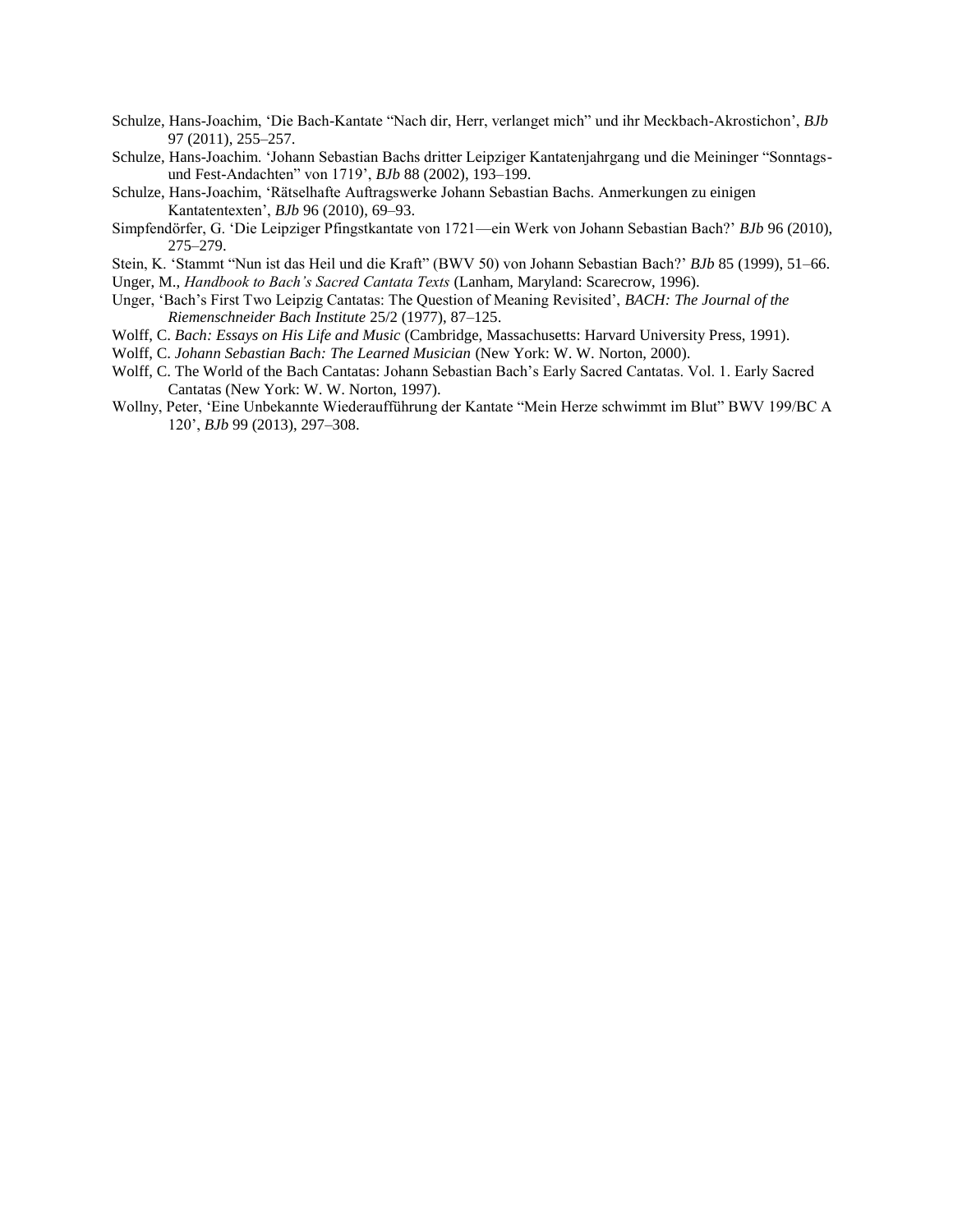Schulze, Hans-Joachim, 'Die Bach-Kantate "Nach dir, Herr, verlanget mich" und ihr Meckbach-Akrostichon', *BJb* 97 (2011), 255–257.

Schulze, Hans-Joachim. 'Johann Sebastian Bachs dritter Leipziger Kantatenjahrgang und die Meininger "Sonntags- und Fest-Andachten" von 1719', *BJb* 88 (2002), 193–199.

Schulze, Hans-Joachim, 'Rätselhafte Auftragswerke Johann Sebastian Bachs. Anmerkungen zu einigen Kantatentexten', *BJb* 96 (2010), 69–93.

Simpfendörfer, G. 'Die Leipziger Pfingstkantate von 1721—ein Werk von Johann Sebastian Bach?' *BJb* 96 (2010), 275–279.

Stein, K. 'Stammt "Nun ist das Heil und die Kraft" (BWV 50) von Johann Sebastian Bach?' *BJb* 85 (1999), 51–66.

Unger, M., *Handbook to Bach's Sacred Cantata Texts* (Lanham, Maryland: Scarecrow, 1996).

Unger, 'Bach's First Two Leipzig Cantatas: The Question of Meaning Revisited', *BACH: The Journal of the Riemenschneider Bach Institute* 25/2 (1977), 87–125.

Wolff, C. *Bach: Essays on His Life and Music* (Cambridge, Massachusetts: Harvard University Press, 1991).

Wolff, C. *Johann Sebastian Bach: The Learned Musician* (New York: W. W. Norton, 2000).

Wolff, C. The World of the Bach Cantatas: Johann Sebastian Bach's Early Sacred Cantatas. Vol. 1. Early Sacred Cantatas (New York: W. W. Norton, 1997).

Wollny, Peter, 'Eine Unbekannte Wiederaufführung der Kantate "Mein Herze schwimmt im Blut" BWV 199/BC A 120', *BJb* 99 (2013), 297–308.